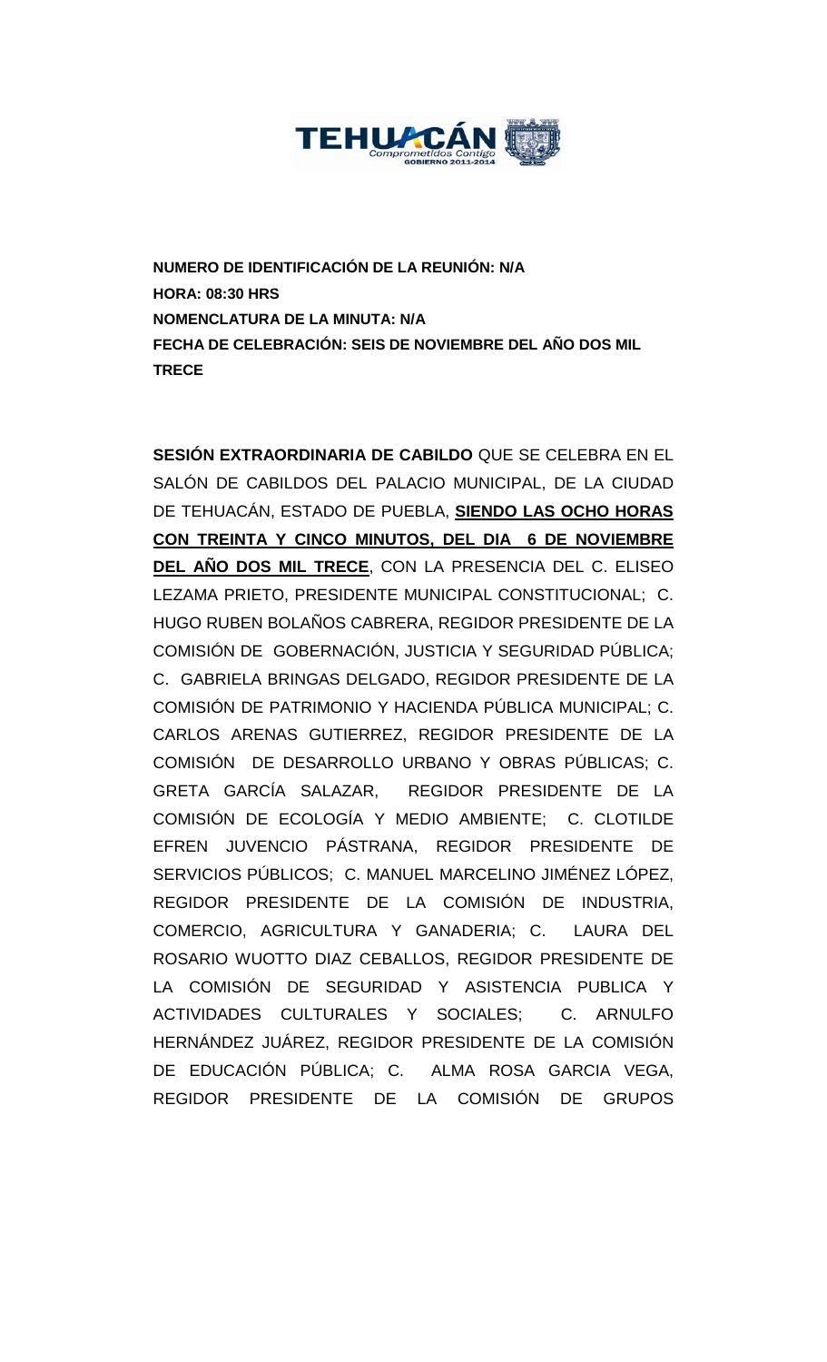**NUMERO DE IDENTIFICACIÓN DE LA REUNIÓN: N/A**
**HORA: 08:30 HRS**
**NOMENCLATURA DE LA MINUTA: N/A**
**FECHA DE CELEBRACIÓN: SEIS DE NOVIEMBRE DEL AÑO DOS MIL TRECE**

**SESIÓN EXTRAORDINARIA DE CABILDO** QUE SE CELEBRA EN EL SALÓN DE CABILDOS DEL PALACIO MUNICIPAL, DE LA CIUDAD DE TEHUACÁN, ESTADO DE PUEBLA, **SIENDO LAS OCHO HORAS CON TREINTA Y CINCO MINUTOS, DEL DIA 6 DE NOVIEMBRE DEL AÑO DOS MIL TRECE**, CON LA PRESENCIA DEL C. ELISEO LEZAMA PRIETO, PRESIDENTE MUNICIPAL CONSTITUCIONAL; C. HUGO RUBEN BOLAÑOS CABRERA, REGIDOR PRESIDENTE DE LA COMISIÓN DE GOBERNACIÓN, JUSTICIA Y SEGURIDAD PÚBLICA; C. GABRIELA BRINGAS DELGADO, REGIDOR PRESIDENTE DE LA COMISIÓN DE PATRIMONIO Y HACIENDA PÚBLICA MUNICIPAL; C. CARLOS ARENAS GUTIERREZ, REGIDOR PRESIDENTE DE LA COMISIÓN DE DESARROLLO URBANO Y OBRAS PÚBLICAS; C. GRETA GARCÍA SALAZAR, REGIDOR PRESIDENTE DE LA COMISIÓN DE ECOLOGÍA Y MEDIO AMBIENTE; C. CLOTILDE EFREN JUVENCIO PÁSTRANA, REGIDOR PRESIDENTE DE SERVICIOS PÚBLICOS; C. MANUEL MARCELINO JIMÉNEZ LÓPEZ, REGIDOR PRESIDENTE DE LA COMISIÓN DE INDUSTRIA, COMERCIO, AGRICULTURA Y GANADERIA; C. LAURA DEL ROSARIO WUOTTO DIAZ CEBALLOS, REGIDOR PRESIDENTE DE LA COMISIÓN DE SEGURIDAD Y ASISTENCIA PUBLICA Y ACTIVIDADES CULTURALES Y SOCIALES; C. ARNULFO HERNÁNDEZ JUÁREZ, REGIDOR PRESIDENTE DE LA COMISIÓN DE EDUCACIÓN PÚBLICA; C. ALMA ROSA GARCIA VEGA, REGIDOR PRESIDENTE DE LA COMISIÓN DE GRUPOS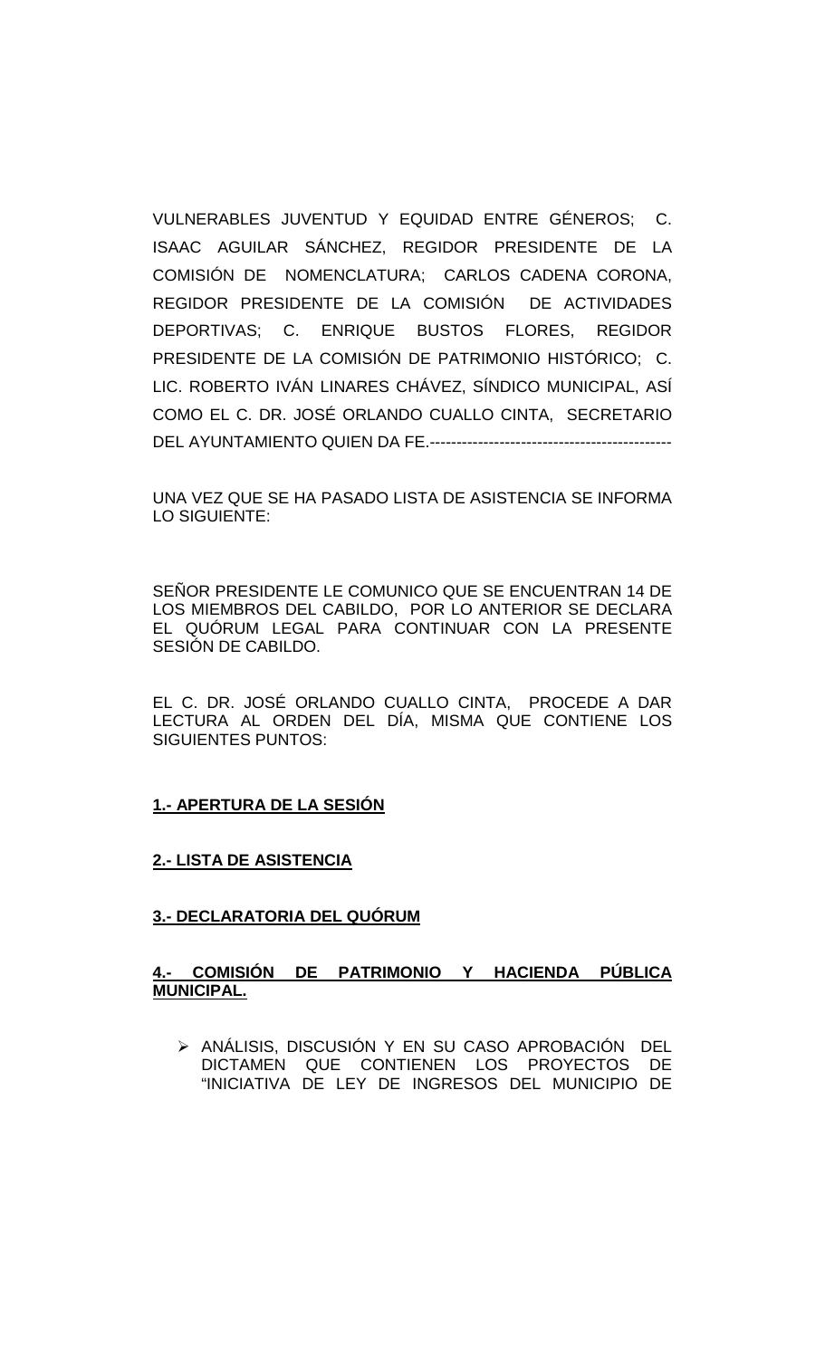VULNERABLES JUVENTUD Y EQUIDAD ENTRE GÉNEROS; C. ISAAC AGUILAR SÁNCHEZ, REGIDOR PRESIDENTE DE LA COMISIÓN DE NOMENCLATURA; CARLOS CADENA CORONA, REGIDOR PRESIDENTE DE LA COMISIÓN DE ACTIVIDADES DEPORTIVAS; C. ENRIQUE BUSTOS FLORES, REGIDOR PRESIDENTE DE LA COMISIÓN DE PATRIMONIO HISTÓRICO; C. LIC. ROBERTO IVÁN LINARES CHÁVEZ, SÍNDICO MUNICIPAL, ASÍ COMO EL C. DR. JOSÉ ORLANDO CUALLO CINTA, SECRETARIO DEL AYUNTAMIENTO QUIEN DA FE.---------------------------------------------

UNA VEZ QUE SE HA PASADO LISTA DE ASISTENCIA SE INFORMA LO SIGUIENTE:

SEÑOR PRESIDENTE LE COMUNICO QUE SE ENCUENTRAN 14 DE LOS MIEMBROS DEL CABILDO, POR LO ANTERIOR SE DECLARA EL QUÓRUM LEGAL PARA CONTINUAR CON LA PRESENTE SESIÓN DE CABILDO.

EL C. DR. JOSÉ ORLANDO CUALLO CINTA, PROCEDE A DAR LECTURA AL ORDEN DEL DÍA, MISMA QUE CONTIENE LOS SIGUIENTES PUNTOS:

**1.- APERTURA DE LA SESIÓN**

**2.- LISTA DE ASISTENCIA**

**3.- DECLARATORIA DEL QUÓRUM**

**4.- COMISIÓN DE PATRIMONIO Y HACIENDA PÚBLICA MUNICIPAL.**

- ANÁLISIS, DISCUSIÓN Y EN SU CASO APROBACIÓN DEL DICTAMEN QUE CONTIENEN LOS PROYECTOS DE "INICIATIVA DE LEY DE INGRESOS DEL MUNICIPIO DE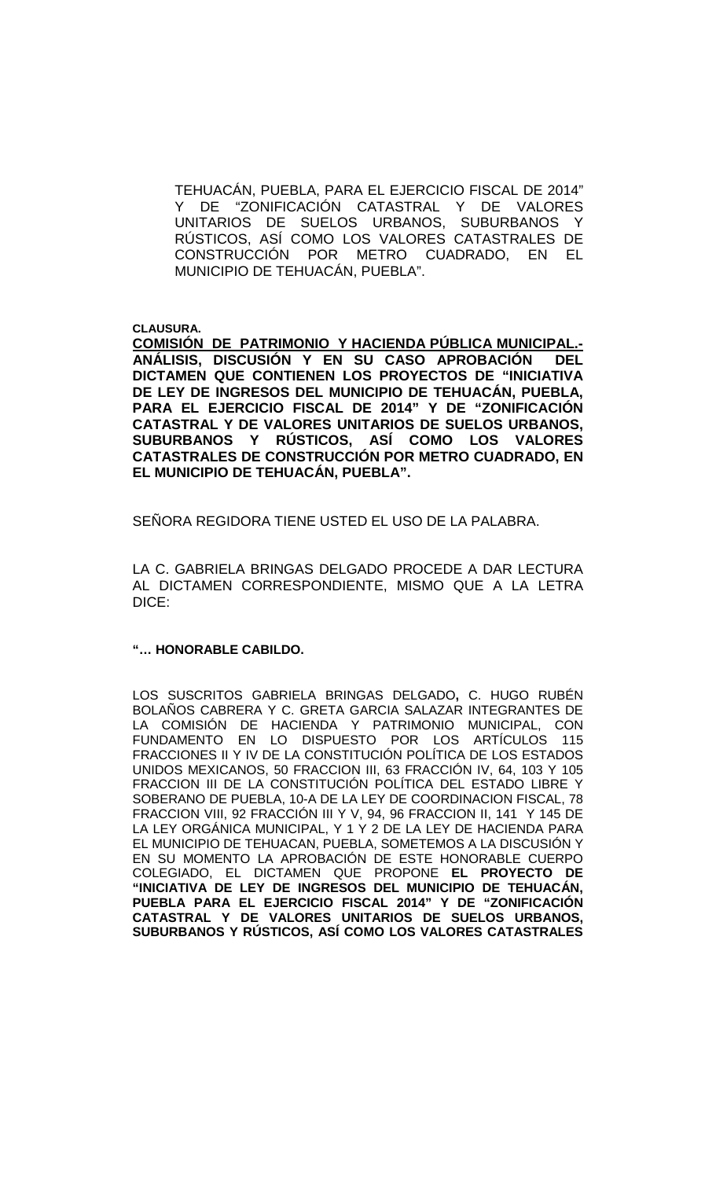TEHUACÁN, PUEBLA, PARA EL EJERCICIO FISCAL DE 2014" Y DE "ZONIFICACIÓN CATASTRAL Y DE VALORES UNITARIOS DE SUELOS URBANOS, SUBURBANOS Y RÚSTICOS, ASÍ COMO LOS VALORES CATASTRALES DE CONSTRUCCIÓN POR METRO CUADRADO, EN EL MUNICIPIO DE TEHUACÁN, PUEBLA".

**CLAUSURA.**

**COMISIÓN DE PATRIMONIO Y HACIENDA PÚBLICA MUNICIPAL.- ANÁLISIS, DISCUSIÓN Y EN SU CASO APROBACIÓN DEL DICTAMEN QUE CONTIENEN LOS PROYECTOS DE "INICIATIVA DE LEY DE INGRESOS DEL MUNICIPIO DE TEHUACÁN, PUEBLA, PARA EL EJERCICIO FISCAL DE 2014" Y DE "ZONIFICACIÓN CATASTRAL Y DE VALORES UNITARIOS DE SUELOS URBANOS, SUBURBANOS Y RÚSTICOS, ASÍ COMO LOS VALORES CATASTRALES DE CONSTRUCCIÓN POR METRO CUADRADO, EN EL MUNICIPIO DE TEHUACÁN, PUEBLA".**

SEÑORA REGIDORA TIENE USTED EL USO DE LA PALABRA.

LA C. GABRIELA BRINGAS DELGADO PROCEDE A DAR LECTURA AL DICTAMEN CORRESPONDIENTE, MISMO QUE A LA LETRA DICE:

**"… HONORABLE CABILDO.**

LOS SUSCRITOS GABRIELA BRINGAS DELGADO**,** C. HUGO RUBÉN BOLAÑOS CABRERA Y C. GRETA GARCIA SALAZAR INTEGRANTES DE LA COMISIÓN DE HACIENDA Y PATRIMONIO MUNICIPAL, CON FUNDAMENTO EN LO DISPUESTO POR LOS ARTÍCULOS 115 FRACCIONES II Y IV DE LA CONSTITUCIÓN POLÍTICA DE LOS ESTADOS UNIDOS MEXICANOS, 50 FRACCION III, 63 FRACCIÓN IV, 64, 103 Y 105 FRACCION III DE LA CONSTITUCIÓN POLÍTICA DEL ESTADO LIBRE Y SOBERANO DE PUEBLA, 10-A DE LA LEY DE COORDINACION FISCAL, 78 FRACCION VIII, 92 FRACCIÓN III Y V, 94, 96 FRACCION II, 141 Y 145 DE LA LEY ORGÁNICA MUNICIPAL, Y 1 Y 2 DE LA LEY DE HACIENDA PARA EL MUNICIPIO DE TEHUACAN, PUEBLA, SOMETEMOS A LA DISCUSIÓN Y EN SU MOMENTO LA APROBACIÓN DE ESTE HONORABLE CUERPO COLEGIADO, EL DICTAMEN QUE PROPONE **EL PROYECTO DE "INICIATIVA DE LEY DE INGRESOS DEL MUNICIPIO DE TEHUACÁN, PUEBLA PARA EL EJERCICIO FISCAL 2014" Y DE "ZONIFICACIÓN CATASTRAL Y DE VALORES UNITARIOS DE SUELOS URBANOS, SUBURBANOS Y RÚSTICOS, ASÍ COMO LOS VALORES CATASTRALES**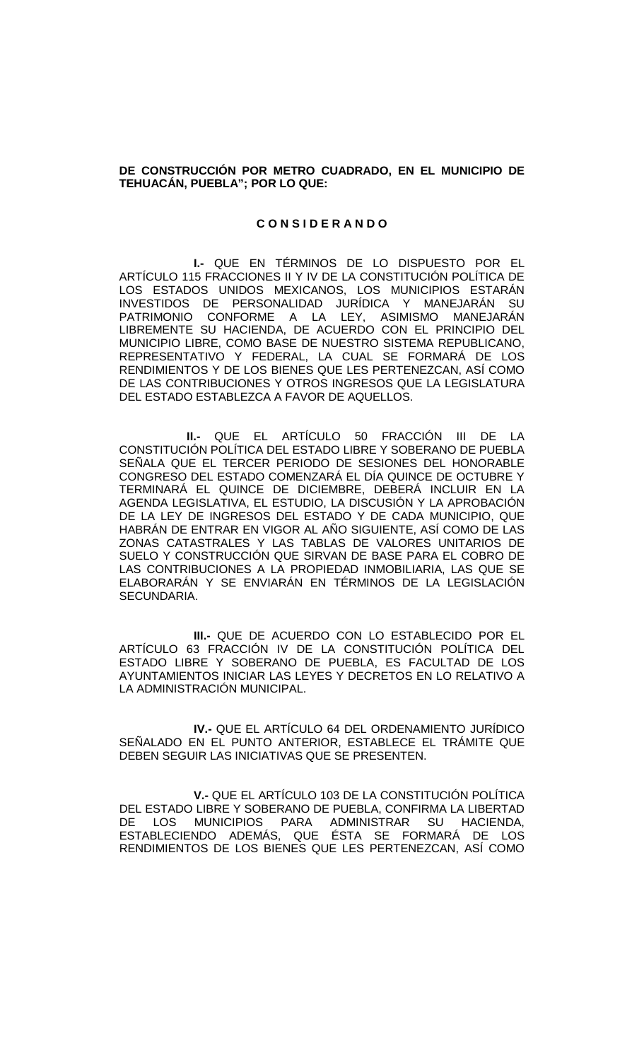**DE CONSTRUCCIÓN POR METRO CUADRADO, EN EL MUNICIPIO DE TEHUACÁN, PUEBLA"; POR LO QUE:**

**C O N S I D E R A N D O**

**I.-** QUE EN TÉRMINOS DE LO DISPUESTO POR EL ARTÍCULO 115 FRACCIONES II Y IV DE LA CONSTITUCIÓN POLÍTICA DE LOS ESTADOS UNIDOS MEXICANOS, LOS MUNICIPIOS ESTARÁN INVESTIDOS DE PERSONALIDAD JURÍDICA Y MANEJARÁN SU PATRIMONIO CONFORME A LA LEY, ASIMISMO MANEJARÁN LIBREMENTE SU HACIENDA, DE ACUERDO CON EL PRINCIPIO DEL MUNICIPIO LIBRE, COMO BASE DE NUESTRO SISTEMA REPUBLICANO, REPRESENTATIVO Y FEDERAL, LA CUAL SE FORMARÁ DE LOS RENDIMIENTOS Y DE LOS BIENES QUE LES PERTENEZCAN, ASÍ COMO DE LAS CONTRIBUCIONES Y OTROS INGRESOS QUE LA LEGISLATURA DEL ESTADO ESTABLEZCA A FAVOR DE AQUELLOS.

**II.-** QUE EL ARTÍCULO 50 FRACCIÓN III DE LA CONSTITUCIÓN POLÍTICA DEL ESTADO LIBRE Y SOBERANO DE PUEBLA SEÑALA QUE EL TERCER PERIODO DE SESIONES DEL HONORABLE CONGRESO DEL ESTADO COMENZARÁ EL DÍA QUINCE DE OCTUBRE Y TERMINARÁ EL QUINCE DE DICIEMBRE, DEBERÁ INCLUIR EN LA AGENDA LEGISLATIVA, EL ESTUDIO, LA DISCUSIÓN Y LA APROBACIÓN DE LA LEY DE INGRESOS DEL ESTADO Y DE CADA MUNICIPIO, QUE HABRÁN DE ENTRAR EN VIGOR AL AÑO SIGUIENTE, ASÍ COMO DE LAS ZONAS CATASTRALES Y LAS TABLAS DE VALORES UNITARIOS DE SUELO Y CONSTRUCCIÓN QUE SIRVAN DE BASE PARA EL COBRO DE LAS CONTRIBUCIONES A LA PROPIEDAD INMOBILIARIA, LAS QUE SE ELABORARÁN Y SE ENVIARÁN EN TÉRMINOS DE LA LEGISLACIÓN SECUNDARIA.

**III.-** QUE DE ACUERDO CON LO ESTABLECIDO POR EL ARTÍCULO 63 FRACCIÓN IV DE LA CONSTITUCIÓN POLÍTICA DEL ESTADO LIBRE Y SOBERANO DE PUEBLA, ES FACULTAD DE LOS AYUNTAMIENTOS INICIAR LAS LEYES Y DECRETOS EN LO RELATIVO A LA ADMINISTRACIÓN MUNICIPAL.

**IV.-** QUE EL ARTÍCULO 64 DEL ORDENAMIENTO JURÍDICO SEÑALADO EN EL PUNTO ANTERIOR, ESTABLECE EL TRÁMITE QUE DEBEN SEGUIR LAS INICIATIVAS QUE SE PRESENTEN.

**V.-** QUE EL ARTÍCULO 103 DE LA CONSTITUCIÓN POLÍTICA DEL ESTADO LIBRE Y SOBERANO DE PUEBLA, CONFIRMA LA LIBERTAD DE LOS MUNICIPIOS PARA ADMINISTRAR SU HACIENDA, ESTABLECIENDO ADEMÁS, QUE ÉSTA SE FORMARÁ DE LOS RENDIMIENTOS DE LOS BIENES QUE LES PERTENEZCAN, ASÍ COMO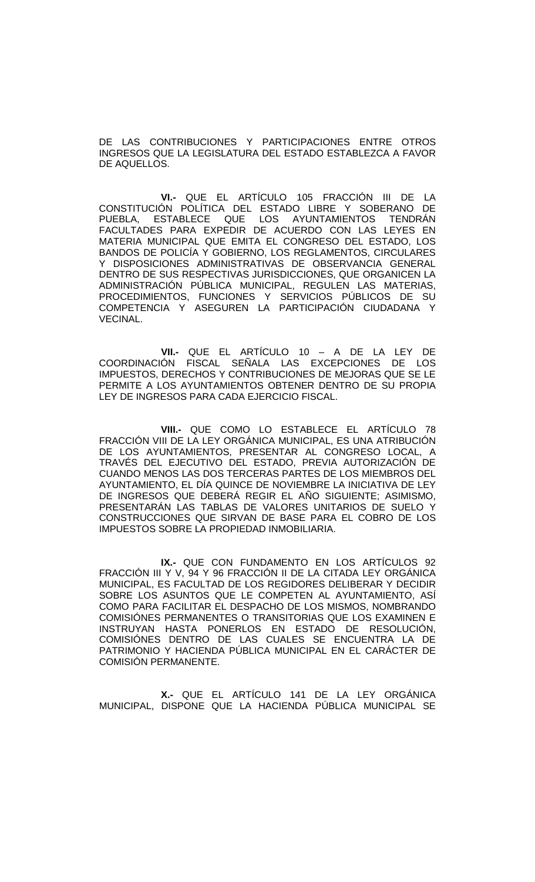DE LAS CONTRIBUCIONES Y PARTICIPACIONES ENTRE OTROS INGRESOS QUE LA LEGISLATURA DEL ESTADO ESTABLEZCA A FAVOR DE AQUELLOS.

**VI.-** QUE EL ARTÍCULO 105 FRACCIÓN III DE LA CONSTITUCIÓN POLÍTICA DEL ESTADO LIBRE Y SOBERANO DE PUEBLA, ESTABLECE QUE LOS AYUNTAMIENTOS TENDRÁN FACULTADES PARA EXPEDIR DE ACUERDO CON LAS LEYES EN MATERIA MUNICIPAL QUE EMITA EL CONGRESO DEL ESTADO, LOS BANDOS DE POLICÍA Y GOBIERNO, LOS REGLAMENTOS, CIRCULARES Y DISPOSICIONES ADMINISTRATIVAS DE OBSERVANCIA GENERAL DENTRO DE SUS RESPECTIVAS JURISDICCIONES, QUE ORGANICEN LA ADMINISTRACIÓN PÚBLICA MUNICIPAL, REGULEN LAS MATERIAS, PROCEDIMIENTOS, FUNCIONES Y SERVICIOS PÚBLICOS DE SU COMPETENCIA Y ASEGUREN LA PARTICIPACIÓN CIUDADANA Y VECINAL.

**VII.-** QUE EL ARTÍCULO 10 – A DE LA LEY DE COORDINACIÓN FISCAL SEÑALA LAS EXCEPCIONES DE LOS IMPUESTOS, DERECHOS Y CONTRIBUCIONES DE MEJORAS QUE SE LE PERMITE A LOS AYUNTAMIENTOS OBTENER DENTRO DE SU PROPIA LEY DE INGRESOS PARA CADA EJERCICIO FISCAL.

**VIII.-** QUE COMO LO ESTABLECE EL ARTÍCULO 78 FRACCIÓN VIII DE LA LEY ORGÁNICA MUNICIPAL, ES UNA ATRIBUCIÓN DE LOS AYUNTAMIENTOS, PRESENTAR AL CONGRESO LOCAL, A TRAVÉS DEL EJECUTIVO DEL ESTADO, PREVIA AUTORIZACIÓN DE CUANDO MENOS LAS DOS TERCERAS PARTES DE LOS MIEMBROS DEL AYUNTAMIENTO, EL DÍA QUINCE DE NOVIEMBRE LA INICIATIVA DE LEY DE INGRESOS QUE DEBERÁ REGIR EL AÑO SIGUIENTE; ASIMISMO, PRESENTARÁN LAS TABLAS DE VALORES UNITARIOS DE SUELO Y CONSTRUCCIONES QUE SIRVAN DE BASE PARA EL COBRO DE LOS IMPUESTOS SOBRE LA PROPIEDAD INMOBILIARIA.

**IX.-** QUE CON FUNDAMENTO EN LOS ARTÍCULOS 92 FRACCIÓN III Y V, 94 Y 96 FRACCIÓN II DE LA CITADA LEY ORGÁNICA MUNICIPAL, ES FACULTAD DE LOS REGIDORES DELIBERAR Y DECIDIR SOBRE LOS ASUNTOS QUE LE COMPETEN AL AYUNTAMIENTO, ASÍ COMO PARA FACILITAR EL DESPACHO DE LOS MISMOS, NOMBRANDO COMISIÓNES PERMANENTES O TRANSITORIAS QUE LOS EXAMINEN E INSTRUYAN HASTA PONERLOS EN ESTADO DE RESOLUCIÓN, COMISIÓNES DENTRO DE LAS CUALES SE ENCUENTRA LA DE PATRIMONIO Y HACIENDA PÚBLICA MUNICIPAL EN EL CARÁCTER DE COMISIÓN PERMANENTE.

**X.-** QUE EL ARTÍCULO 141 DE LA LEY ORGÁNICA MUNICIPAL, DISPONE QUE LA HACIENDA PÚBLICA MUNICIPAL SE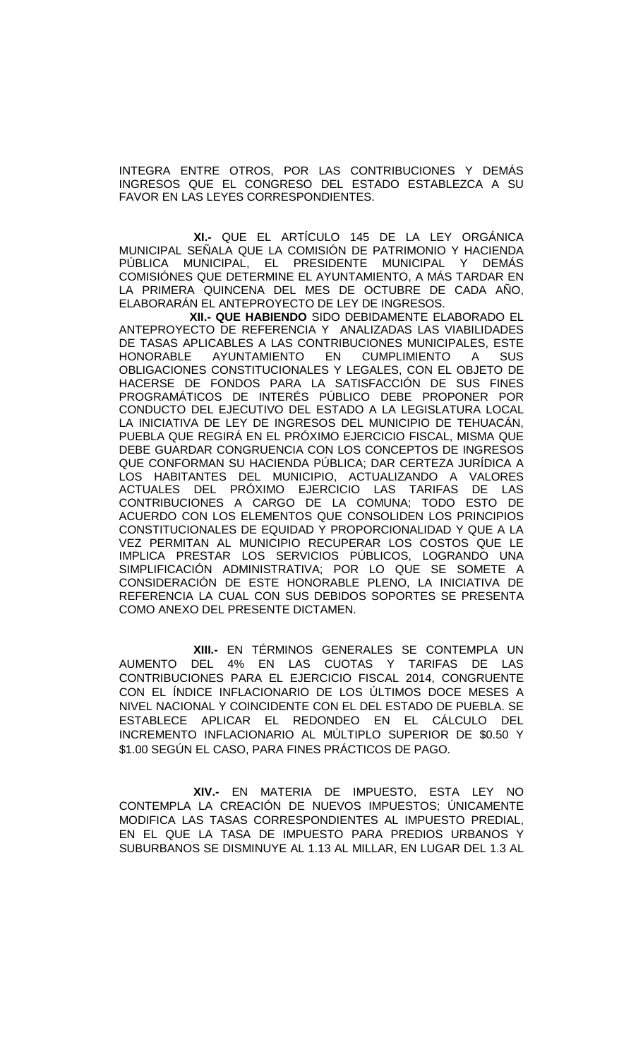INTEGRA ENTRE OTROS, POR LAS CONTRIBUCIONES Y DEMÁS INGRESOS QUE EL CONGRESO DEL ESTADO ESTABLEZCA A SU FAVOR EN LAS LEYES CORRESPONDIENTES.

**XI.-** QUE EL ARTÍCULO 145 DE LA LEY ORGÁNICA MUNICIPAL SEÑALA QUE LA COMISIÓN DE PATRIMONIO Y HACIENDA PÚBLICA MUNICIPAL, EL PRESIDENTE MUNICIPAL Y DEMÁS COMISIÓNES QUE DETERMINE EL AYUNTAMIENTO, A MÁS TARDAR EN LA PRIMERA QUINCENA DEL MES DE OCTUBRE DE CADA AÑO, ELABORARÁN EL ANTEPROYECTO DE LEY DE INGRESOS.

**XII.- QUE HABIENDO** SIDO DEBIDAMENTE ELABORADO EL ANTEPROYECTO DE REFERENCIA Y ANALIZADAS LAS VIABILIDADES DE TASAS APLICABLES A LAS CONTRIBUCIONES MUNICIPALES, ESTE HONORABLE AYUNTAMIENTO EN CUMPLIMIENTO A SUS OBLIGACIONES CONSTITUCIONALES Y LEGALES, CON EL OBJETO DE HACERSE DE FONDOS PARA LA SATISFACCIÓN DE SUS FINES PROGRAMÁTICOS DE INTERÉS PÚBLICO DEBE PROPONER POR CONDUCTO DEL EJECUTIVO DEL ESTADO A LA LEGISLATURA LOCAL LA INICIATIVA DE LEY DE INGRESOS DEL MUNICIPIO DE TEHUACÁN, PUEBLA QUE REGIRÁ EN EL PRÓXIMO EJERCICIO FISCAL, MISMA QUE DEBE GUARDAR CONGRUENCIA CON LOS CONCEPTOS DE INGRESOS QUE CONFORMAN SU HACIENDA PÚBLICA; DAR CERTEZA JURÍDICA A LOS HABITANTES DEL MUNICIPIO, ACTUALIZANDO A VALORES ACTUALES DEL PRÓXIMO EJERCICIO LAS TARIFAS DE LAS CONTRIBUCIONES A CARGO DE LA COMUNA; TODO ESTO DE ACUERDO CON LOS ELEMENTOS QUE CONSOLIDEN LOS PRINCIPIOS CONSTITUCIONALES DE EQUIDAD Y PROPORCIONALIDAD Y QUE A LA VEZ PERMITAN AL MUNICIPIO RECUPERAR LOS COSTOS QUE LE IMPLICA PRESTAR LOS SERVICIOS PÚBLICOS, LOGRANDO UNA SIMPLIFICACIÓN ADMINISTRATIVA; POR LO QUE SE SOMETE A CONSIDERACIÓN DE ESTE HONORABLE PLENO, LA INICIATIVA DE REFERENCIA LA CUAL CON SUS DEBIDOS SOPORTES SE PRESENTA COMO ANEXO DEL PRESENTE DICTAMEN.

**XIII.-** EN TÉRMINOS GENERALES SE CONTEMPLA UN AUMENTO DEL 4% EN LAS CUOTAS Y TARIFAS DE LAS CONTRIBUCIONES PARA EL EJERCICIO FISCAL 2014, CONGRUENTE CON EL ÍNDICE INFLACIONARIO DE LOS ÚLTIMOS DOCE MESES A NIVEL NACIONAL Y COINCIDENTE CON EL DEL ESTADO DE PUEBLA. SE ESTABLECE APLICAR EL REDONDEO EN EL CÁLCULO DEL INCREMENTO INFLACIONARIO AL MÚLTIPLO SUPERIOR DE $0.50 Y $1.00 SEGÚN EL CASO, PARA FINES PRÁCTICOS DE PAGO.

**XIV.-** EN MATERIA DE IMPUESTO, ESTA LEY NO CONTEMPLA LA CREACIÓN DE NUEVOS IMPUESTOS; ÚNICAMENTE MODIFICA LAS TASAS CORRESPONDIENTES AL IMPUESTO PREDIAL, EN EL QUE LA TASA DE IMPUESTO PARA PREDIOS URBANOS Y SUBURBANOS SE DISMINUYE AL 1.13 AL MILLAR, EN LUGAR DEL 1.3 AL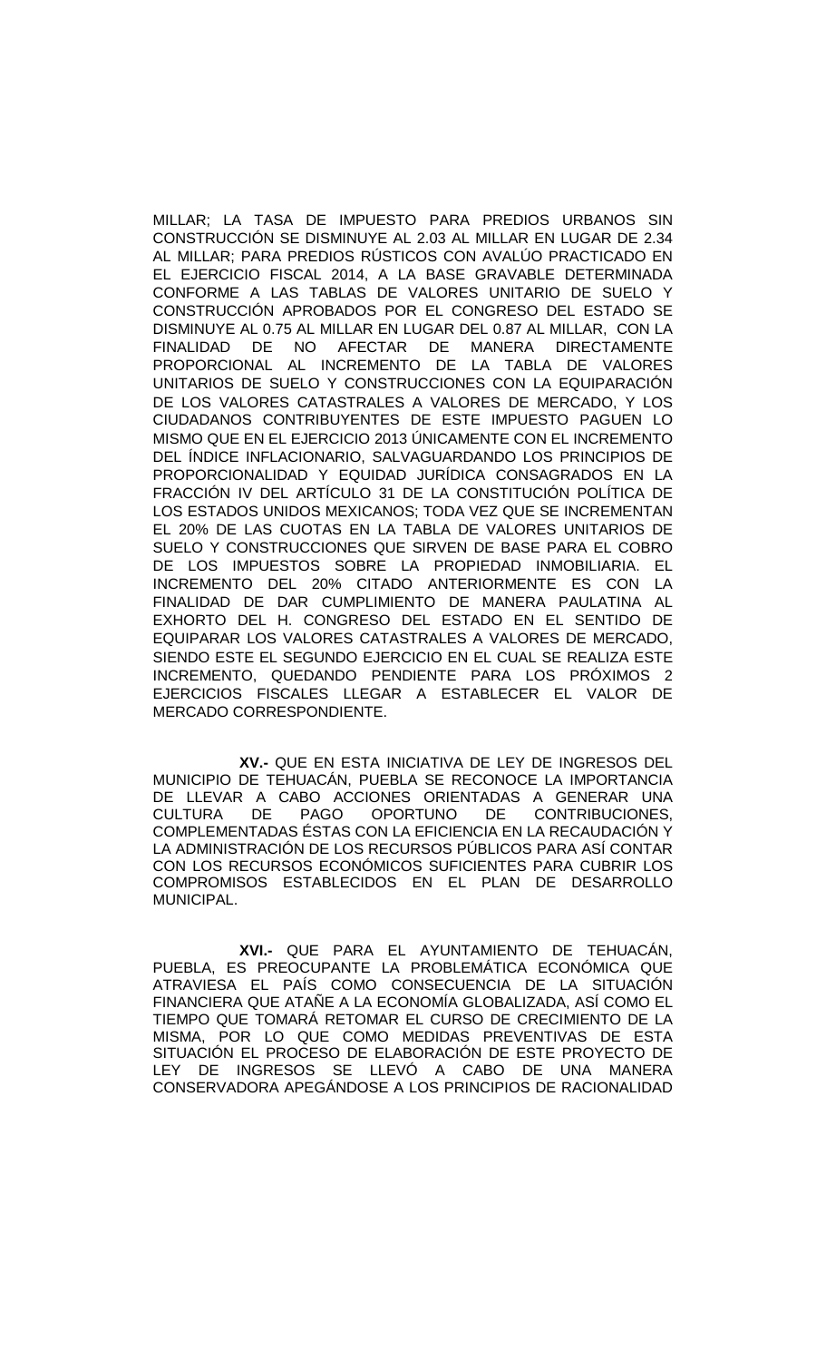MILLAR; LA TASA DE IMPUESTO PARA PREDIOS URBANOS SIN CONSTRUCCIÓN SE DISMINUYE AL 2.03 AL MILLAR EN LUGAR DE 2.34 AL MILLAR; PARA PREDIOS RÚSTICOS CON AVALÚO PRACTICADO EN EL EJERCICIO FISCAL 2014, A LA BASE GRAVABLE DETERMINADA CONFORME A LAS TABLAS DE VALORES UNITARIO DE SUELO Y CONSTRUCCIÓN APROBADOS POR EL CONGRESO DEL ESTADO SE DISMINUYE AL 0.75 AL MILLAR EN LUGAR DEL 0.87 AL MILLAR, CON LA FINALIDAD DE NO AFECTAR DE MANERA DIRECTAMENTE PROPORCIONAL AL INCREMENTO DE LA TABLA DE VALORES UNITARIOS DE SUELO Y CONSTRUCCIONES CON LA EQUIPARACIÓN DE LOS VALORES CATASTRALES A VALORES DE MERCADO, Y LOS CIUDADANOS CONTRIBUYENTES DE ESTE IMPUESTO PAGUEN LO MISMO QUE EN EL EJERCICIO 2013 ÚNICAMENTE CON EL INCREMENTO DEL ÍNDICE INFLACIONARIO, SALVAGUARDANDO LOS PRINCIPIOS DE PROPORCIONALIDAD Y EQUIDAD JURÍDICA CONSAGRADOS EN LA FRACCIÓN IV DEL ARTÍCULO 31 DE LA CONSTITUCIÓN POLÍTICA DE LOS ESTADOS UNIDOS MEXICANOS; TODA VEZ QUE SE INCREMENTAN EL 20% DE LAS CUOTAS EN LA TABLA DE VALORES UNITARIOS DE SUELO Y CONSTRUCCIONES QUE SIRVEN DE BASE PARA EL COBRO DE LOS IMPUESTOS SOBRE LA PROPIEDAD INMOBILIARIA. EL INCREMENTO DEL 20% CITADO ANTERIORMENTE ES CON LA FINALIDAD DE DAR CUMPLIMIENTO DE MANERA PAULATINA AL EXHORTO DEL H. CONGRESO DEL ESTADO EN EL SENTIDO DE EQUIPARAR LOS VALORES CATASTRALES A VALORES DE MERCADO, SIENDO ESTE EL SEGUNDO EJERCICIO EN EL CUAL SE REALIZA ESTE INCREMENTO, QUEDANDO PENDIENTE PARA LOS PRÓXIMOS 2 EJERCICIOS FISCALES LLEGAR A ESTABLECER EL VALOR DE MERCADO CORRESPONDIENTE.

**XV.-** QUE EN ESTA INICIATIVA DE LEY DE INGRESOS DEL MUNICIPIO DE TEHUACÁN, PUEBLA SE RECONOCE LA IMPORTANCIA DE LLEVAR A CABO ACCIONES ORIENTADAS A GENERAR UNA CULTURA DE PAGO OPORTUNO DE CONTRIBUCIONES, COMPLEMENTADAS ÉSTAS CON LA EFICIENCIA EN LA RECAUDACIÓN Y LA ADMINISTRACIÓN DE LOS RECURSOS PÚBLICOS PARA ASÍ CONTAR CON LOS RECURSOS ECONÓMICOS SUFICIENTES PARA CUBRIR LOS COMPROMISOS ESTABLECIDOS EN EL PLAN DE DESARROLLO MUNICIPAL.

**XVI.-** QUE PARA EL AYUNTAMIENTO DE TEHUACÁN, PUEBLA, ES PREOCUPANTE LA PROBLEMÁTICA ECONÓMICA QUE ATRAVIESA EL PAÍS COMO CONSECUENCIA DE LA SITUACIÓN FINANCIERA QUE ATAÑE A LA ECONOMÍA GLOBALIZADA, ASÍ COMO EL TIEMPO QUE TOMARÁ RETOMAR EL CURSO DE CRECIMIENTO DE LA MISMA, POR LO QUE COMO MEDIDAS PREVENTIVAS DE ESTA SITUACIÓN EL PROCESO DE ELABORACIÓN DE ESTE PROYECTO DE LEY DE INGRESOS SE LLEVÓ A CABO DE UNA MANERA CONSERVADORA APEGÁNDOSE A LOS PRINCIPIOS DE RACIONALIDAD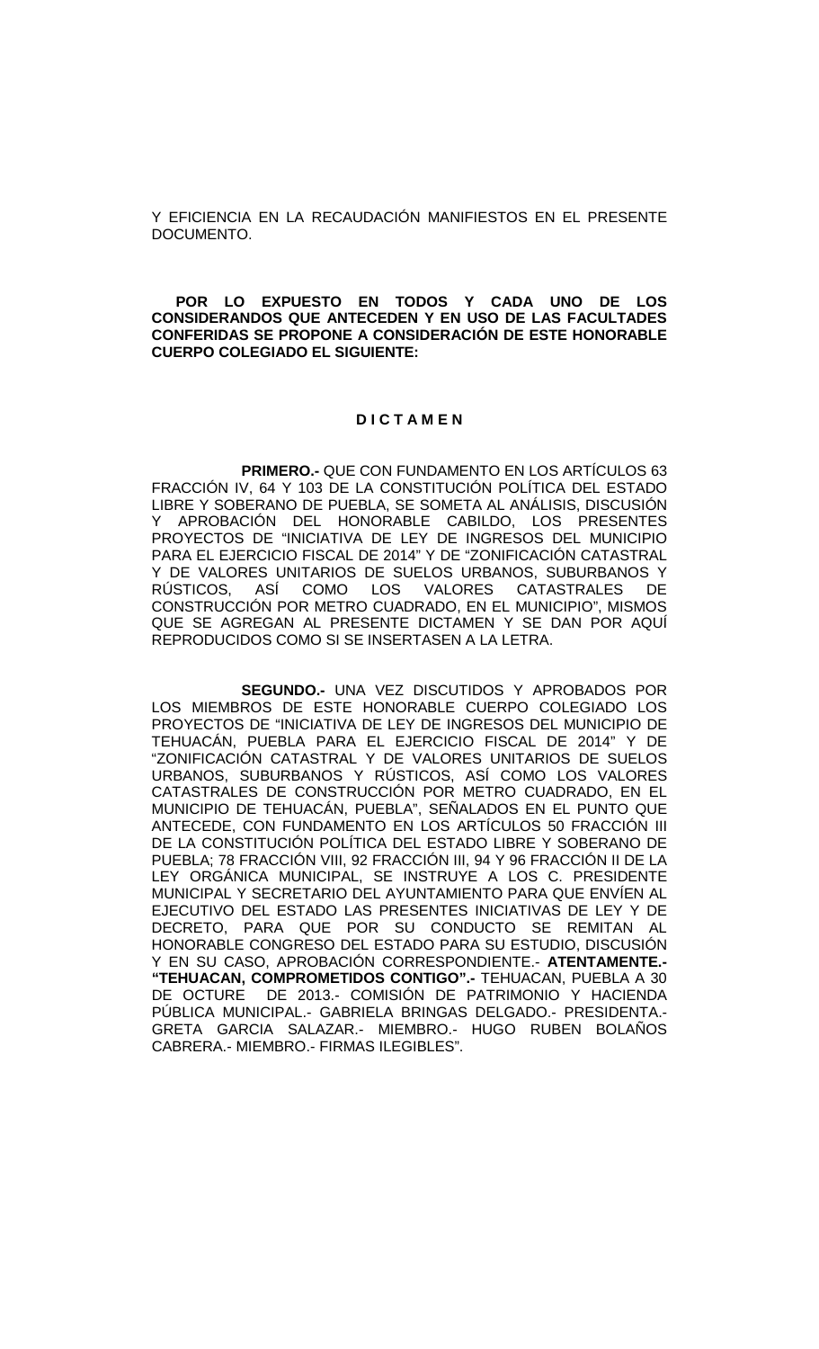Y EFICIENCIA EN LA RECAUDACIÓN MANIFIESTOS EN EL PRESENTE DOCUMENTO.

**POR LO EXPUESTO EN TODOS Y CADA UNO DE LOS CONSIDERANDOS QUE ANTECEDEN Y EN USO DE LAS FACULTADES CONFERIDAS SE PROPONE A CONSIDERACIÓN DE ESTE HONORABLE CUERPO COLEGIADO EL SIGUIENTE:**

**D I C T A M E N**

**PRIMERO.-** QUE CON FUNDAMENTO EN LOS ARTÍCULOS 63 FRACCIÓN IV, 64 Y 103 DE LA CONSTITUCIÓN POLÍTICA DEL ESTADO LIBRE Y SOBERANO DE PUEBLA, SE SOMETA AL ANÁLISIS, DISCUSIÓN Y APROBACIÓN DEL HONORABLE CABILDO, LOS PRESENTES PROYECTOS DE "INICIATIVA DE LEY DE INGRESOS DEL MUNICIPIO PARA EL EJERCICIO FISCAL DE 2014" Y DE "ZONIFICACIÓN CATASTRAL Y DE VALORES UNITARIOS DE SUELOS URBANOS, SUBURBANOS Y RÚSTICOS, ASÍ COMO LOS VALORES CATASTRALES DE CONSTRUCCIÓN POR METRO CUADRADO, EN EL MUNICIPIO", MISMOS QUE SE AGREGAN AL PRESENTE DICTAMEN Y SE DAN POR AQUÍ REPRODUCIDOS COMO SI SE INSERTASEN A LA LETRA.

**SEGUNDO.-** UNA VEZ DISCUTIDOS Y APROBADOS POR LOS MIEMBROS DE ESTE HONORABLE CUERPO COLEGIADO LOS PROYECTOS DE "INICIATIVA DE LEY DE INGRESOS DEL MUNICIPIO DE TEHUACÁN, PUEBLA PARA EL EJERCICIO FISCAL DE 2014" Y DE "ZONIFICACIÓN CATASTRAL Y DE VALORES UNITARIOS DE SUELOS URBANOS, SUBURBANOS Y RÚSTICOS, ASÍ COMO LOS VALORES CATASTRALES DE CONSTRUCCIÓN POR METRO CUADRADO, EN EL MUNICIPIO DE TEHUACÁN, PUEBLA", SEÑALADOS EN EL PUNTO QUE ANTECEDE, CON FUNDAMENTO EN LOS ARTÍCULOS 50 FRACCIÓN III DE LA CONSTITUCIÓN POLÍTICA DEL ESTADO LIBRE Y SOBERANO DE PUEBLA; 78 FRACCIÓN VIII, 92 FRACCIÓN III, 94 Y 96 FRACCIÓN II DE LA LEY ORGÁNICA MUNICIPAL, SE INSTRUYE A LOS C. PRESIDENTE MUNICIPAL Y SECRETARIO DEL AYUNTAMIENTO PARA QUE ENVÍEN AL EJECUTIVO DEL ESTADO LAS PRESENTES INICIATIVAS DE LEY Y DE DECRETO, PARA QUE POR SU CONDUCTO SE REMITAN AL HONORABLE CONGRESO DEL ESTADO PARA SU ESTUDIO, DISCUSIÓN Y EN SU CASO, APROBACIÓN CORRESPONDIENTE.- **ATENTAMENTE.- "TEHUACAN, COMPROMETIDOS CONTIGO".-** TEHUACAN, PUEBLA A 30 DE OCTURE DE 2013.- COMISIÓN DE PATRIMONIO Y HACIENDA PÚBLICA MUNICIPAL.- GABRIELA BRINGAS DELGADO.- PRESIDENTA.- GRETA GARCIA SALAZAR.- MIEMBRO.- HUGO RUBEN BOLAÑOS CABRERA.- MIEMBRO.- FIRMAS ILEGIBLES".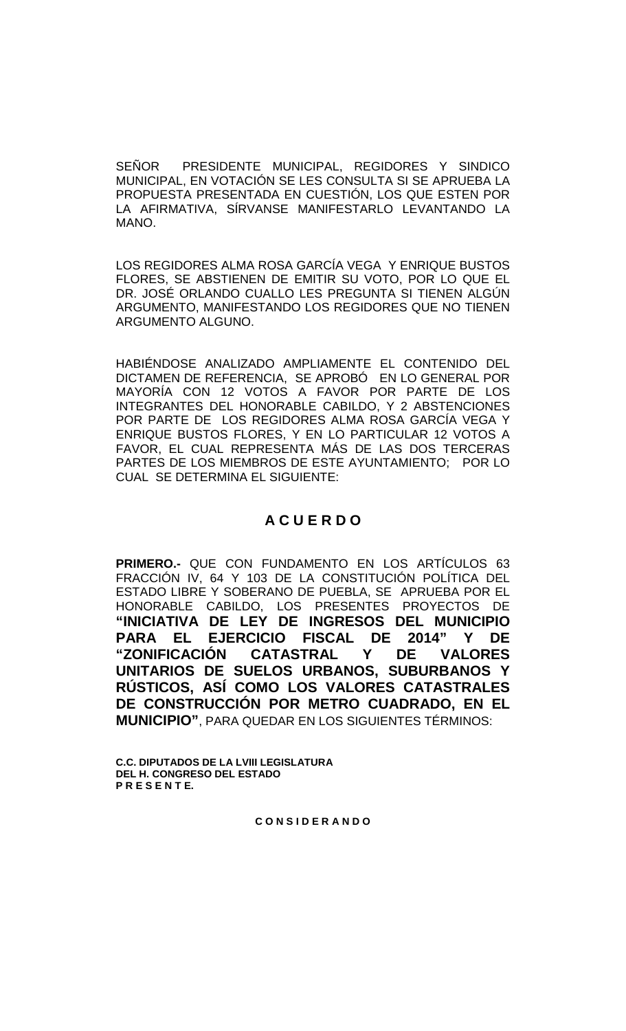SEÑOR PRESIDENTE MUNICIPAL, REGIDORES Y SINDICO MUNICIPAL, EN VOTACIÓN SE LES CONSULTA SI SE APRUEBA LA PROPUESTA PRESENTADA EN CUESTIÓN, LOS QUE ESTEN POR LA AFIRMATIVA, SÍRVANSE MANIFESTARLO LEVANTANDO LA MANO.

LOS REGIDORES ALMA ROSA GARCÍA VEGA Y ENRIQUE BUSTOS FLORES, SE ABSTIENEN DE EMITIR SU VOTO, POR LO QUE EL DR. JOSÉ ORLANDO CUALLO LES PREGUNTA SI TIENEN ALGÚN ARGUMENTO, MANIFESTANDO LOS REGIDORES QUE NO TIENEN ARGUMENTO ALGUNO.

HABIÉNDOSE ANALIZADO AMPLIAMENTE EL CONTENIDO DEL DICTAMEN DE REFERENCIA, SE APROBÓ EN LO GENERAL POR MAYORÍA CON 12 VOTOS A FAVOR POR PARTE DE LOS INTEGRANTES DEL HONORABLE CABILDO, Y 2 ABSTENCIONES POR PARTE DE LOS REGIDORES ALMA ROSA GARCÍA VEGA Y ENRIQUE BUSTOS FLORES, Y EN LO PARTICULAR 12 VOTOS A FAVOR, EL CUAL REPRESENTA MÁS DE LAS DOS TERCERAS PARTES DE LOS MIEMBROS DE ESTE AYUNTAMIENTO; POR LO CUAL SE DETERMINA EL SIGUIENTE:

## A C U E R D O

**PRIMERO.-** QUE CON FUNDAMENTO EN LOS ARTÍCULOS 63 FRACCIÓN IV, 64 Y 103 DE LA CONSTITUCIÓN POLÍTICA DEL ESTADO LIBRE Y SOBERANO DE PUEBLA, SE APRUEBA POR EL HONORABLE CABILDO, LOS PRESENTES PROYECTOS DE **"INICIATIVA DE LEY DE INGRESOS DEL MUNICIPIO PARA EL EJERCICIO FISCAL DE 2014" Y DE "ZONIFICACIÓN CATASTRAL Y DE VALORES UNITARIOS DE SUELOS URBANOS, SUBURBANOS Y RÚSTICOS, ASÍ COMO LOS VALORES CATASTRALES DE CONSTRUCCIÓN POR METRO CUADRADO, EN EL MUNICIPIO"**, PARA QUEDAR EN LOS SIGUIENTES TÉRMINOS:

**C.C. DIPUTADOS DE LA LVIII LEGISLATURA**
**DEL H. CONGRESO DEL ESTADO**
**P R E S E N T E.**

**C O N S I D E R A N D O**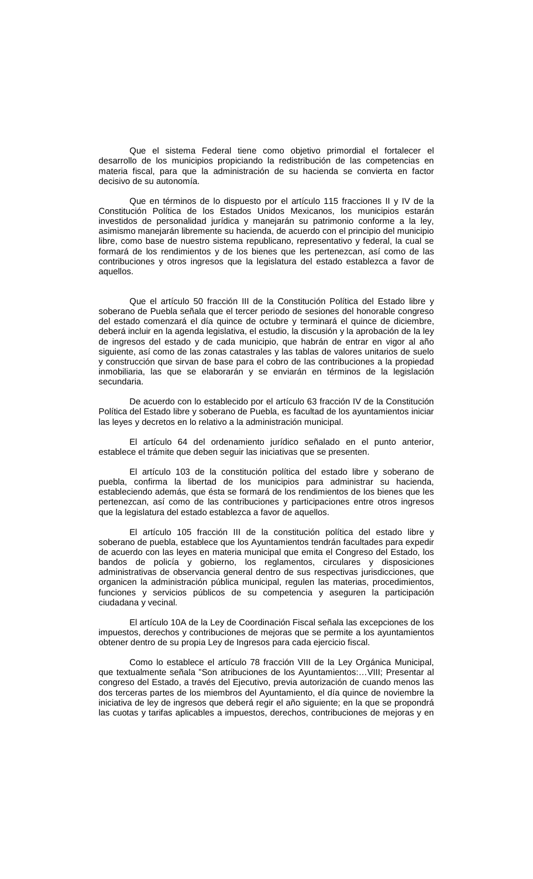Que el sistema Federal tiene como objetivo primordial el fortalecer el desarrollo de los municipios propiciando la redistribución de las competencias en materia fiscal, para que la administración de su hacienda se convierta en factor decisivo de su autonomía.

Que en términos de lo dispuesto por el artículo 115 fracciones II y IV de la Constitución Política de los Estados Unidos Mexicanos, los municipios estarán investidos de personalidad jurídica y manejarán su patrimonio conforme a la ley, asimismo manejarán libremente su hacienda, de acuerdo con el principio del municipio libre, como base de nuestro sistema republicano, representativo y federal, la cual se formará de los rendimientos y de los bienes que les pertenezcan, así como de las contribuciones y otros ingresos que la legislatura del estado establezca a favor de aquellos.

Que el artículo 50 fracción III de la Constitución Política del Estado libre y soberano de Puebla señala que el tercer periodo de sesiones del honorable congreso del estado comenzará el día quince de octubre y terminará el quince de diciembre, deberá incluir en la agenda legislativa, el estudio, la discusión y la aprobación de la ley de ingresos del estado y de cada municipio, que habrán de entrar en vigor al año siguiente, así como de las zonas catastrales y las tablas de valores unitarios de suelo y construcción que sirvan de base para el cobro de las contribuciones a la propiedad inmobiliaria, las que se elaborarán y se enviarán en términos de la legislación secundaria.

De acuerdo con lo establecido por el artículo 63 fracción IV de la Constitución Política del Estado libre y soberano de Puebla, es facultad de los ayuntamientos iniciar las leyes y decretos en lo relativo a la administración municipal.

El artículo 64 del ordenamiento jurídico señalado en el punto anterior, establece el trámite que deben seguir las iniciativas que se presenten.

El artículo 103 de la constitución política del estado libre y soberano de puebla, confirma la libertad de los municipios para administrar su hacienda, estableciendo además, que ésta se formará de los rendimientos de los bienes que les pertenezcan, así como de las contribuciones y participaciones entre otros ingresos que la legislatura del estado establezca a favor de aquellos.

El artículo 105 fracción III de la constitución política del estado libre y soberano de puebla, establece que los Ayuntamientos tendrán facultades para expedir de acuerdo con las leyes en materia municipal que emita el Congreso del Estado, los bandos de policía y gobierno, los reglamentos, circulares y disposiciones administrativas de observancia general dentro de sus respectivas jurisdicciones, que organicen la administración pública municipal, regulen las materias, procedimientos, funciones y servicios públicos de su competencia y aseguren la participación ciudadana y vecinal.

El artículo 10A de la Ley de Coordinación Fiscal señala las excepciones de los impuestos, derechos y contribuciones de mejoras que se permite a los ayuntamientos obtener dentro de su propia Ley de Ingresos para cada ejercicio fiscal.

Como lo establece el artículo 78 fracción VIII de la Ley Orgánica Municipal, que textualmente señala "Son atribuciones de los Ayuntamientos:…VIII; Presentar al congreso del Estado, a través del Ejecutivo, previa autorización de cuando menos las dos terceras partes de los miembros del Ayuntamiento, el día quince de noviembre la iniciativa de ley de ingresos que deberá regir el año siguiente; en la que se propondrá las cuotas y tarifas aplicables a impuestos, derechos, contribuciones de mejoras y en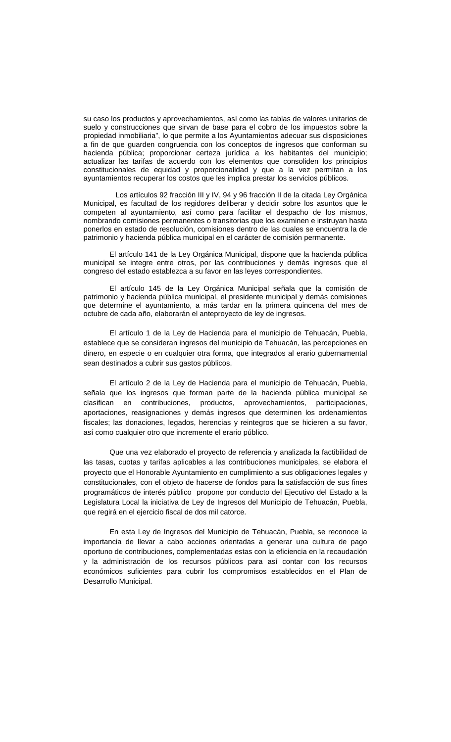su caso los productos y aprovechamientos, así como las tablas de valores unitarios de suelo y construcciones que sirvan de base para el cobro de los impuestos sobre la propiedad inmobiliaria", lo que permite a los Ayuntamientos adecuar sus disposiciones a fin de que guarden congruencia con los conceptos de ingresos que conforman su hacienda pública; proporcionar certeza jurídica a los habitantes del municipio; actualizar las tarifas de acuerdo con los elementos que consoliden los principios constitucionales de equidad y proporcionalidad y que a la vez permitan a los ayuntamientos recuperar los costos que les implica prestar los servicios públicos.

Los artículos 92 fracción III y IV, 94 y 96 fracción II de la citada Ley Orgánica Municipal, es facultad de los regidores deliberar y decidir sobre los asuntos que le competen al ayuntamiento, así como para facilitar el despacho de los mismos, nombrando comisiones permanentes o transitorias que los examinen e instruyan hasta ponerlos en estado de resolución, comisiones dentro de las cuales se encuentra la de patrimonio y hacienda pública municipal en el carácter de comisión permanente.

El artículo 141 de la Ley Orgánica Municipal, dispone que la hacienda pública municipal se integre entre otros, por las contribuciones y demás ingresos que el congreso del estado establezca a su favor en las leyes correspondientes.

El artículo 145 de la Ley Orgánica Municipal señala que la comisión de patrimonio y hacienda pública municipal, el presidente municipal y demás comisiones que determine el ayuntamiento, a más tardar en la primera quincena del mes de octubre de cada año, elaborarán el anteproyecto de ley de ingresos.

El artículo 1 de la Ley de Hacienda para el municipio de Tehuacán, Puebla, establece que se consideran ingresos del municipio de Tehuacán, las percepciones en dinero, en especie o en cualquier otra forma, que integrados al erario gubernamental sean destinados a cubrir sus gastos públicos.

El artículo 2 de la Ley de Hacienda para el municipio de Tehuacán, Puebla, señala que los ingresos que forman parte de la hacienda pública municipal se clasifican en contribuciones, productos, aprovechamientos, participaciones, aportaciones, reasignaciones y demás ingresos que determinen los ordenamientos fiscales; las donaciones, legados, herencias y reintegros que se hicieren a su favor, así como cualquier otro que incremente el erario público.

Que una vez elaborado el proyecto de referencia y analizada la factibilidad de las tasas, cuotas y tarifas aplicables a las contribuciones municipales, se elabora el proyecto que el Honorable Ayuntamiento en cumplimiento a sus obligaciones legales y constitucionales, con el objeto de hacerse de fondos para la satisfacción de sus fines programáticos de interés público propone por conducto del Ejecutivo del Estado a la Legislatura Local la iniciativa de Ley de Ingresos del Municipio de Tehuacán, Puebla, que regirá en el ejercicio fiscal de dos mil catorce.

En esta Ley de Ingresos del Municipio de Tehuacán, Puebla, se reconoce la importancia de llevar a cabo acciones orientadas a generar una cultura de pago oportuno de contribuciones, complementadas estas con la eficiencia en la recaudación y la administración de los recursos públicos para así contar con los recursos económicos suficientes para cubrir los compromisos establecidos en el Plan de Desarrollo Municipal.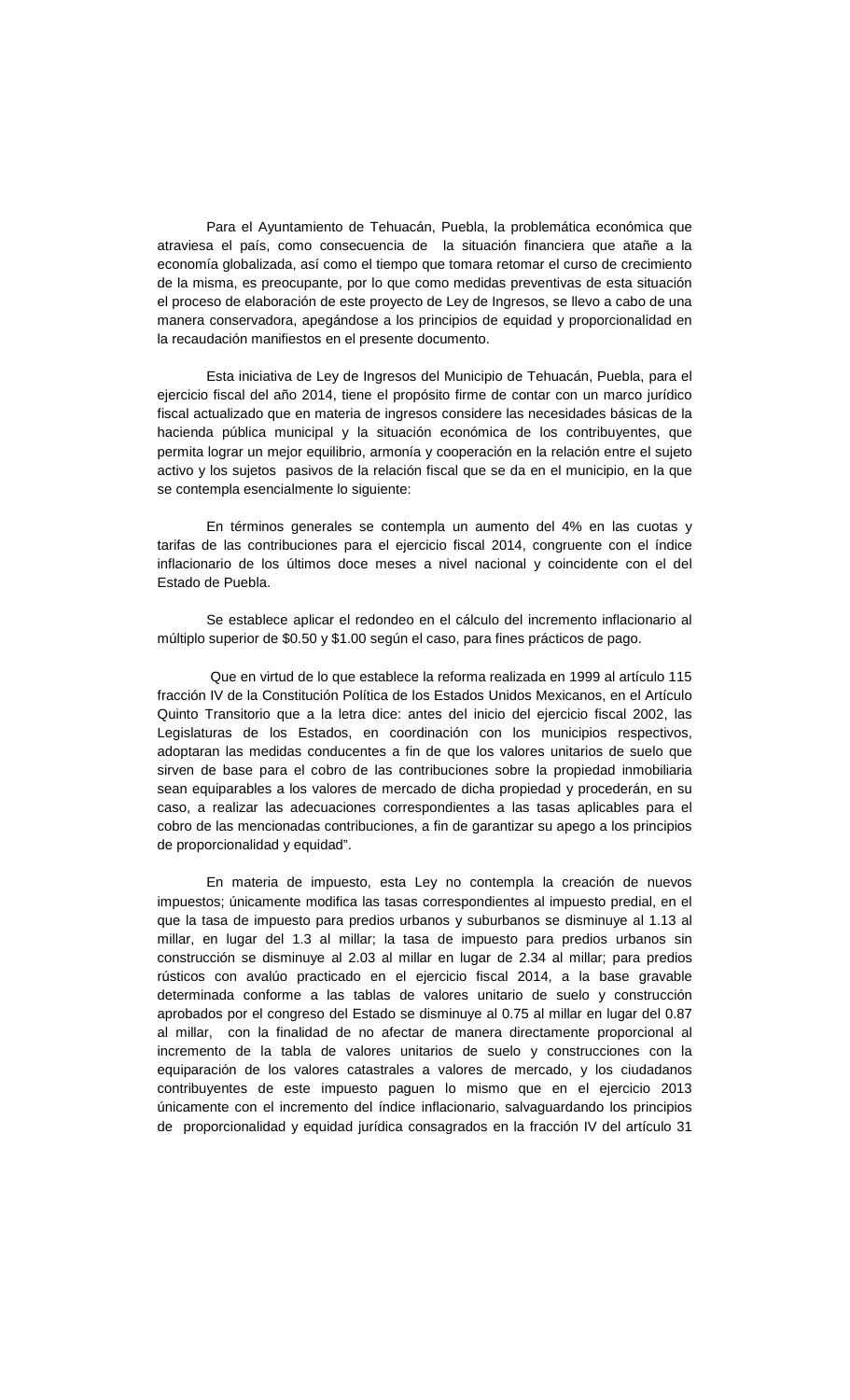Para el Ayuntamiento de Tehuacán, Puebla, la problemática económica que atraviesa el país, como consecuencia de la situación financiera que atañe a la economía globalizada, así como el tiempo que tomara retomar el curso de crecimiento de la misma, es preocupante, por lo que como medidas preventivas de esta situación el proceso de elaboración de este proyecto de Ley de Ingresos, se llevo a cabo de una manera conservadora, apegándose a los principios de equidad y proporcionalidad en la recaudación manifiestos en el presente documento.

Esta iniciativa de Ley de Ingresos del Municipio de Tehuacán, Puebla, para el ejercicio fiscal del año 2014, tiene el propósito firme de contar con un marco jurídico fiscal actualizado que en materia de ingresos considere las necesidades básicas de la hacienda pública municipal y la situación económica de los contribuyentes, que permita lograr un mejor equilibrio, armonía y cooperación en la relación entre el sujeto activo y los sujetos pasivos de la relación fiscal que se da en el municipio, en la que se contempla esencialmente lo siguiente:

En términos generales se contempla un aumento del 4% en las cuotas y tarifas de las contribuciones para el ejercicio fiscal 2014, congruente con el índice inflacionario de los últimos doce meses a nivel nacional y coincidente con el del Estado de Puebla.

Se establece aplicar el redondeo en el cálculo del incremento inflacionario al múltiplo superior de $0.50 y $1.00 según el caso, para fines prácticos de pago.

Que en virtud de lo que establece la reforma realizada en 1999 al artículo 115 fracción IV de la Constitución Política de los Estados Unidos Mexicanos, en el Artículo Quinto Transitorio que a la letra dice: antes del inicio del ejercicio fiscal 2002, las Legislaturas de los Estados, en coordinación con los municipios respectivos, adoptaran las medidas conducentes a fin de que los valores unitarios de suelo que sirven de base para el cobro de las contribuciones sobre la propiedad inmobiliaria sean equiparables a los valores de mercado de dicha propiedad y procederán, en su caso, a realizar las adecuaciones correspondientes a las tasas aplicables para el cobro de las mencionadas contribuciones, a fin de garantizar su apego a los principios de proporcionalidad y equidad".

En materia de impuesto, esta Ley no contempla la creación de nuevos impuestos; únicamente modifica las tasas correspondientes al impuesto predial, en el que la tasa de impuesto para predios urbanos y suburbanos se disminuye al 1.13 al millar, en lugar del 1.3 al millar; la tasa de impuesto para predios urbanos sin construcción se disminuye al 2.03 al millar en lugar de 2.34 al millar; para predios rústicos con avalúo practicado en el ejercicio fiscal 2014, a la base gravable determinada conforme a las tablas de valores unitario de suelo y construcción aprobados por el congreso del Estado se disminuye al 0.75 al millar en lugar del 0.87 al millar, con la finalidad de no afectar de manera directamente proporcional al incremento de la tabla de valores unitarios de suelo y construcciones con la equiparación de los valores catastrales a valores de mercado, y los ciudadanos contribuyentes de este impuesto paguen lo mismo que en el ejercicio 2013 únicamente con el incremento del índice inflacionario, salvaguardando los principios de proporcionalidad y equidad jurídica consagrados en la fracción IV del artículo 31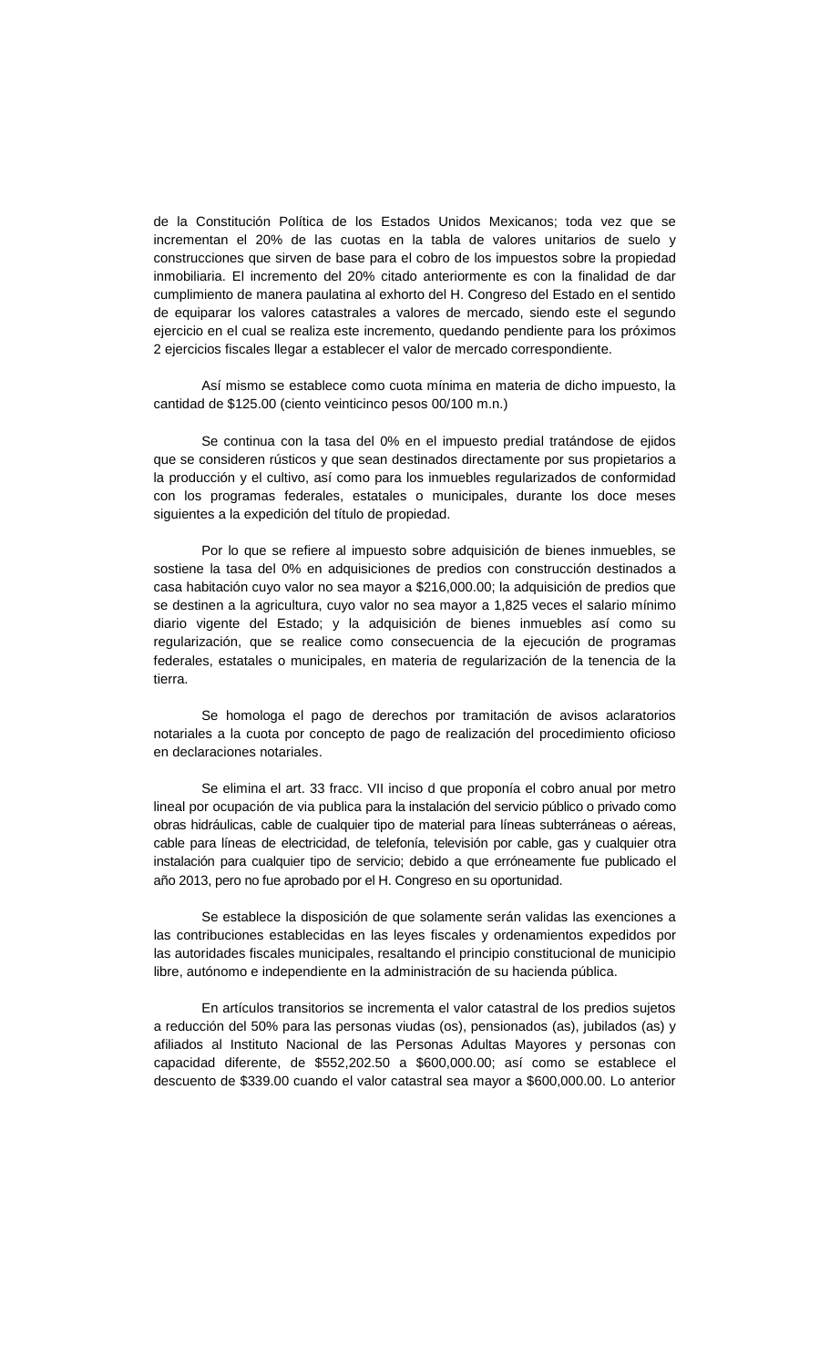de la Constitución Política de los Estados Unidos Mexicanos; toda vez que se incrementan el 20% de las cuotas en la tabla de valores unitarios de suelo y construcciones que sirven de base para el cobro de los impuestos sobre la propiedad inmobiliaria. El incremento del 20% citado anteriormente es con la finalidad de dar cumplimiento de manera paulatina al exhorto del H. Congreso del Estado en el sentido de equiparar los valores catastrales a valores de mercado, siendo este el segundo ejercicio en el cual se realiza este incremento, quedando pendiente para los próximos 2 ejercicios fiscales llegar a establecer el valor de mercado correspondiente.

Así mismo se establece como cuota mínima en materia de dicho impuesto, la cantidad de $125.00 (ciento veinticinco pesos 00/100 m.n.)

Se continua con la tasa del 0% en el impuesto predial tratándose de ejidos que se consideren rústicos y que sean destinados directamente por sus propietarios a la producción y el cultivo, así como para los inmuebles regularizados de conformidad con los programas federales, estatales o municipales, durante los doce meses siguientes a la expedición del título de propiedad.

Por lo que se refiere al impuesto sobre adquisición de bienes inmuebles, se sostiene la tasa del 0% en adquisiciones de predios con construcción destinados a casa habitación cuyo valor no sea mayor a $216,000.00; la adquisición de predios que se destinen a la agricultura, cuyo valor no sea mayor a 1,825 veces el salario mínimo diario vigente del Estado; y la adquisición de bienes inmuebles así como su regularización, que se realice como consecuencia de la ejecución de programas federales, estatales o municipales, en materia de regularización de la tenencia de la tierra.

Se homologa el pago de derechos por tramitación de avisos aclaratorios notariales a la cuota por concepto de pago de realización del procedimiento oficioso en declaraciones notariales.

Se elimina el art. 33 fracc. VII inciso d que proponía el cobro anual por metro lineal por ocupación de via publica para la instalación del servicio público o privado como obras hidráulicas, cable de cualquier tipo de material para líneas subterráneas o aéreas, cable para líneas de electricidad, de telefonía, televisión por cable, gas y cualquier otra instalación para cualquier tipo de servicio; debido a que erróneamente fue publicado el año 2013, pero no fue aprobado por el H. Congreso en su oportunidad.

Se establece la disposición de que solamente serán validas las exenciones a las contribuciones establecidas en las leyes fiscales y ordenamientos expedidos por las autoridades fiscales municipales, resaltando el principio constitucional de municipio libre, autónomo e independiente en la administración de su hacienda pública.

En artículos transitorios se incrementa el valor catastral de los predios sujetos a reducción del 50% para las personas viudas (os), pensionados (as), jubilados (as) y afiliados al Instituto Nacional de las Personas Adultas Mayores y personas con capacidad diferente, de $552,202.50 a $600,000.00; así como se establece el descuento de $339.00 cuando el valor catastral sea mayor a $600,000.00. Lo anterior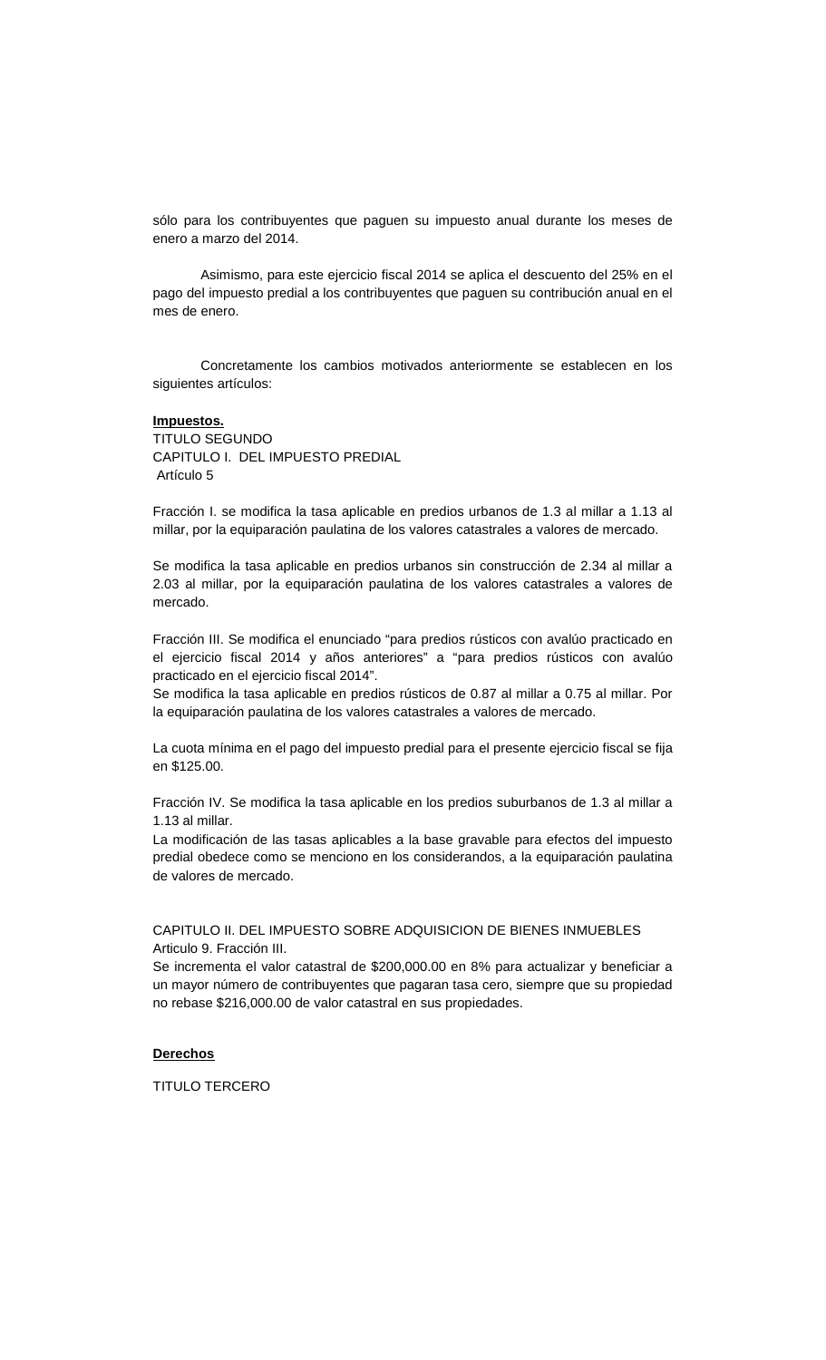sólo para los contribuyentes que paguen su impuesto anual durante los meses de enero a marzo del 2014.

Asimismo, para este ejercicio fiscal 2014 se aplica el descuento del 25% en el pago del impuesto predial a los contribuyentes que paguen su contribución anual en el mes de enero.

Concretamente los cambios motivados anteriormente se establecen en los siguientes artículos:

**Impuestos.**
TITULO SEGUNDO
CAPITULO I. DEL IMPUESTO PREDIAL
Artículo 5

Fracción I. se modifica la tasa aplicable en predios urbanos de 1.3 al millar a 1.13 al millar, por la equiparación paulatina de los valores catastrales a valores de mercado.

Se modifica la tasa aplicable en predios urbanos sin construcción de 2.34 al millar a 2.03 al millar, por la equiparación paulatina de los valores catastrales a valores de mercado.

Fracción III. Se modifica el enunciado "para predios rústicos con avalúo practicado en el ejercicio fiscal 2014 y años anteriores" a "para predios rústicos con avalúo practicado en el ejercicio fiscal 2014".
Se modifica la tasa aplicable en predios rústicos de 0.87 al millar a 0.75 al millar. Por la equiparación paulatina de los valores catastrales a valores de mercado.

La cuota mínima en el pago del impuesto predial para el presente ejercicio fiscal se fija en $125.00.

Fracción IV. Se modifica la tasa aplicable en los predios suburbanos de 1.3 al millar a 1.13 al millar.
La modificación de las tasas aplicables a la base gravable para efectos del impuesto predial obedece como se menciono en los considerandos, a la equiparación paulatina de valores de mercado.

CAPITULO II. DEL IMPUESTO SOBRE ADQUISICION DE BIENES INMUEBLES
Articulo 9. Fracción III.
Se incrementa el valor catastral de $200,000.00 en 8% para actualizar y beneficiar a un mayor número de contribuyentes que pagaran tasa cero, siempre que su propiedad no rebase $216,000.00 de valor catastral en sus propiedades.

**Derechos**

TITULO TERCERO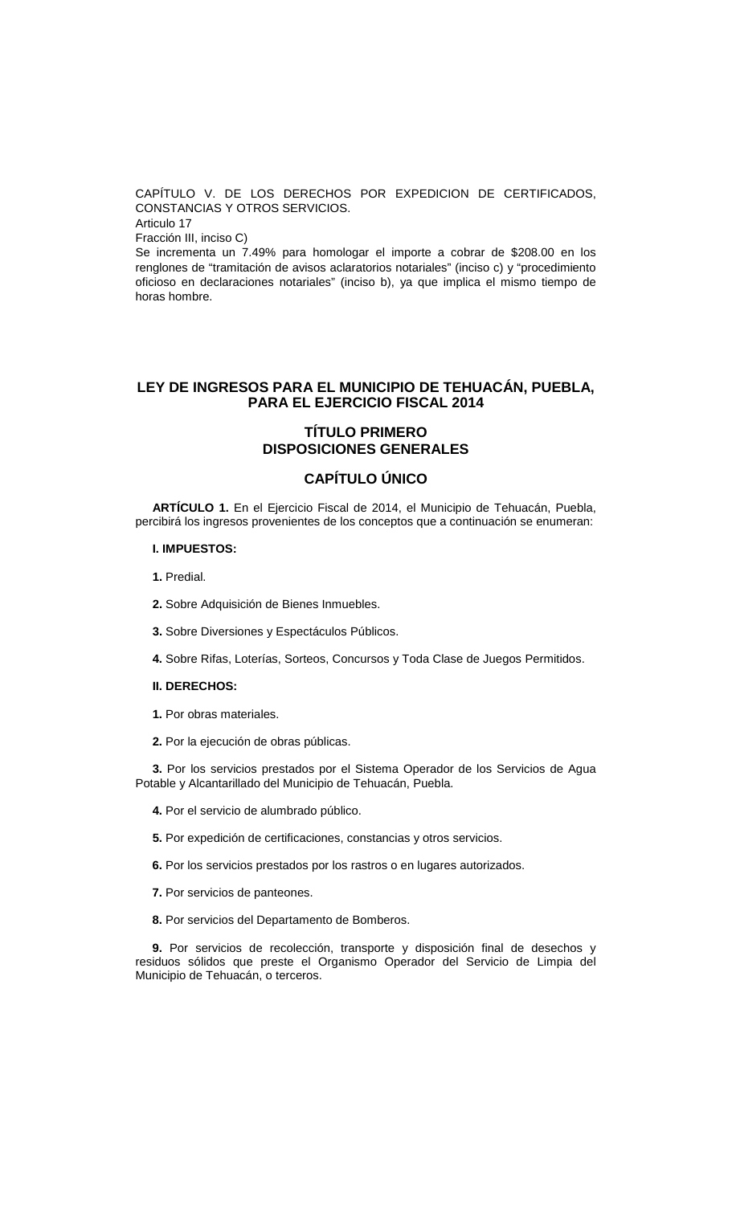CAPÍTULO V. DE LOS DERECHOS POR EXPEDICION DE CERTIFICADOS, CONSTANCIAS Y OTROS SERVICIOS.

Articulo 17

Fracción III, inciso C)

Se incrementa un 7.49% para homologar el importe a cobrar de $208.00 en los renglones de “tramitación de avisos aclaratorios notariales” (inciso c) y “procedimiento oficioso en declaraciones notariales” (inciso b), ya que implica el mismo tiempo de horas hombre.

# LEY DE INGRESOS PARA EL MUNICIPIO DE TEHUACÁN, PUEBLA, PARA EL EJERCICIO FISCAL 2014

## TÍTULO PRIMERO
## DISPOSICIONES GENERALES

## CAPÍTULO ÚNICO

**ARTÍCULO 1.** En el Ejercicio Fiscal de 2014, el Municipio de Tehuacán, Puebla, percibirá los ingresos provenientes de los conceptos que a continuación se enumeran:

**I. IMPUESTOS:**

**1.** Predial.

**2.** Sobre Adquisición de Bienes Inmuebles.

**3.** Sobre Diversiones y Espectáculos Públicos.

**4.** Sobre Rifas, Loterías, Sorteos, Concursos y Toda Clase de Juegos Permitidos.

**II. DERECHOS:**

**1.** Por obras materiales.

**2.** Por la ejecución de obras públicas.

**3.** Por los servicios prestados por el Sistema Operador de los Servicios de Agua Potable y Alcantarillado del Municipio de Tehuacán, Puebla.

**4.** Por el servicio de alumbrado público.

**5.** Por expedición de certificaciones, constancias y otros servicios.

**6.** Por los servicios prestados por los rastros o en lugares autorizados.

**7.** Por servicios de panteones.

**8.** Por servicios del Departamento de Bomberos.

**9.** Por servicios de recolección, transporte y disposición final de desechos y residuos sólidos que preste el Organismo Operador del Servicio de Limpia del Municipio de Tehuacán, o terceros.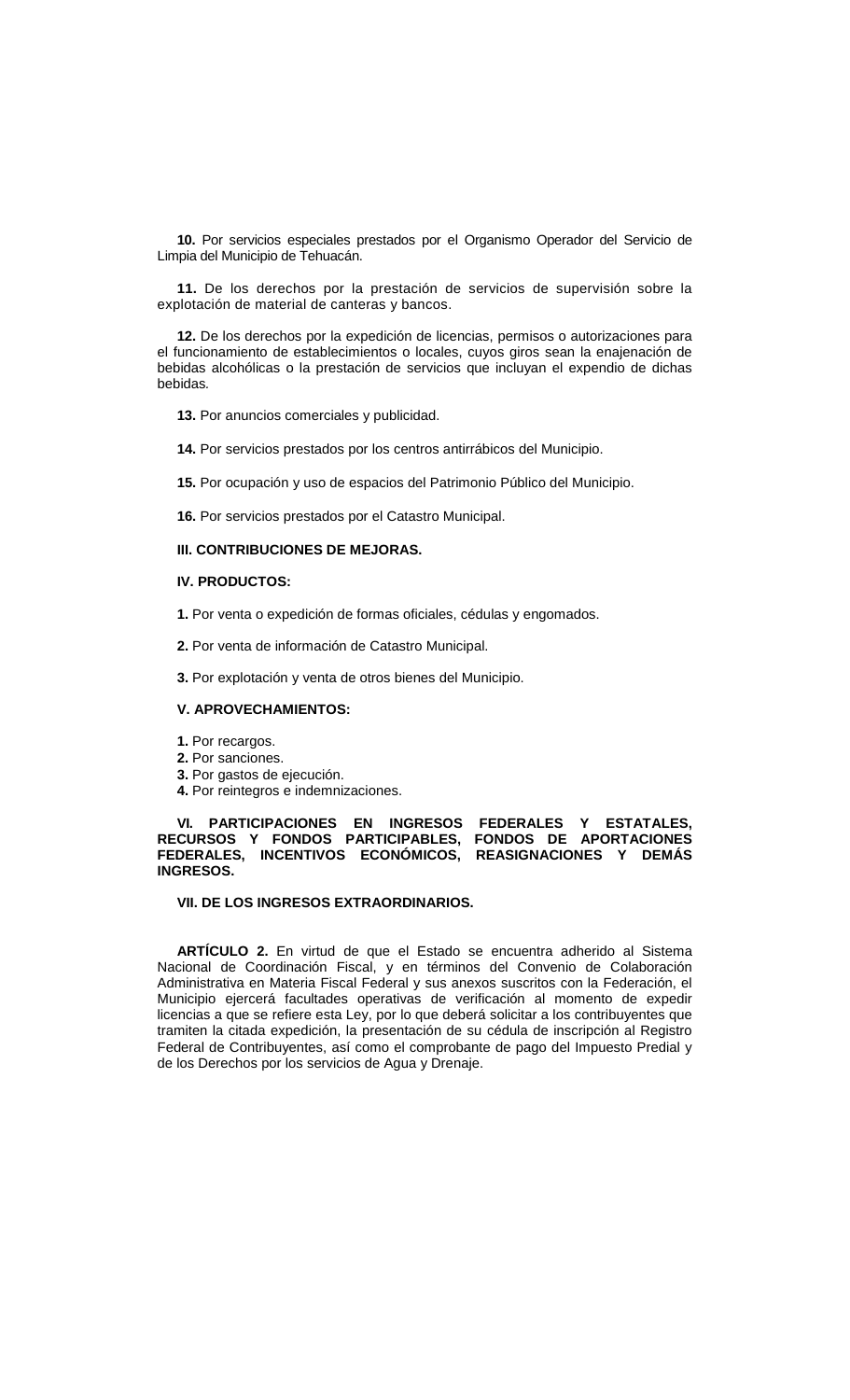**10.** Por servicios especiales prestados por el Organismo Operador del Servicio de Limpia del Municipio de Tehuacán.

**11.** De los derechos por la prestación de servicios de supervisión sobre la explotación de material de canteras y bancos.

**12.** De los derechos por la expedición de licencias, permisos o autorizaciones para el funcionamiento de establecimientos o locales, cuyos giros sean la enajenación de bebidas alcohólicas o la prestación de servicios que incluyan el expendio de dichas bebidas.

**13.** Por anuncios comerciales y publicidad.

**14.** Por servicios prestados por los centros antirrábicos del Municipio.

**15.** Por ocupación y uso de espacios del Patrimonio Público del Municipio.

**16.** Por servicios prestados por el Catastro Municipal.

**III. CONTRIBUCIONES DE MEJORAS.**

**IV. PRODUCTOS:**

**1.** Por venta o expedición de formas oficiales, cédulas y engomados.

**2.** Por venta de información de Catastro Municipal.

**3.** Por explotación y venta de otros bienes del Municipio.

**V. APROVECHAMIENTOS:**

**1.** Por recargos.
**2.** Por sanciones.
**3.** Por gastos de ejecución.
**4.** Por reintegros e indemnizaciones.

**VI. PARTICIPACIONES EN INGRESOS FEDERALES Y ESTATALES, RECURSOS Y FONDOS PARTICIPABLES, FONDOS DE APORTACIONES FEDERALES, INCENTIVOS ECONÓMICOS, REASIGNACIONES Y DEMÁS INGRESOS.**

**VII. DE LOS INGRESOS EXTRAORDINARIOS.**

**ARTÍCULO 2.** En virtud de que el Estado se encuentra adherido al Sistema Nacional de Coordinación Fiscal, y en términos del Convenio de Colaboración Administrativa en Materia Fiscal Federal y sus anexos suscritos con la Federación, el Municipio ejercerá facultades operativas de verificación al momento de expedir licencias a que se refiere esta Ley, por lo que deberá solicitar a los contribuyentes que tramiten la citada expedición, la presentación de su cédula de inscripción al Registro Federal de Contribuyentes, así como el comprobante de pago del Impuesto Predial y de los Derechos por los servicios de Agua y Drenaje.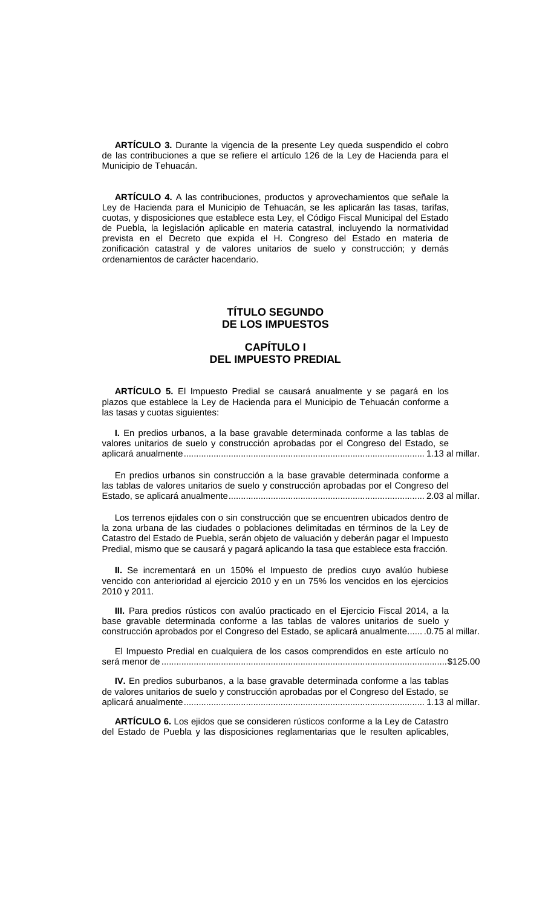**ARTÍCULO 3.** Durante la vigencia de la presente Ley queda suspendido el cobro de las contribuciones a que se refiere el artículo 126 de la Ley de Hacienda para el Municipio de Tehuacán.

**ARTÍCULO 4.** A las contribuciones, productos y aprovechamientos que señale la Ley de Hacienda para el Municipio de Tehuacán, se les aplicarán las tasas, tarifas, cuotas, y disposiciones que establece esta Ley, el Código Fiscal Municipal del Estado de Puebla, la legislación aplicable en materia catastral, incluyendo la normatividad prevista en el Decreto que expida el H. Congreso del Estado en materia de zonificación catastral y de valores unitarios de suelo y construcción; y demás ordenamientos de carácter hacendario.

## TÍTULO SEGUNDO
## DE LOS IMPUESTOS

### CAPÍTULO I
### DEL IMPUESTO PREDIAL

**ARTÍCULO 5.** El Impuesto Predial se causará anualmente y se pagará en los plazos que establece la Ley de Hacienda para el Municipio de Tehuacán conforme a las tasas y cuotas siguientes:

**I.** En predios urbanos, a la base gravable determinada conforme a las tablas de valores unitarios de suelo y construcción aprobadas por el Congreso del Estado, se aplicará anualmente................................................................................................ 1.13 al millar.

En predios urbanos sin construcción a la base gravable determinada conforme a las tablas de valores unitarios de suelo y construcción aprobadas por el Congreso del Estado, se aplicará anualmente.............................................................................. 2.03 al millar.

Los terrenos ejidales con o sin construcción que se encuentren ubicados dentro de la zona urbana de las ciudades o poblaciones delimitadas en términos de la Ley de Catastro del Estado de Puebla, serán objeto de valuación y deberán pagar el Impuesto Predial, mismo que se causará y pagará aplicando la tasa que establece esta fracción.

**II.** Se incrementará en un 150% el Impuesto de predios cuyo avalúo hubiese vencido con anterioridad al ejercicio 2010 y en un 75% los vencidos en los ejercicios 2010 y 2011.

**III.** Para predios rústicos con avalúo practicado en el Ejercicio Fiscal 2014, a la base gravable determinada conforme a las tablas de valores unitarios de suelo y construcción aprobados por el Congreso del Estado, se aplicará anualmente...... .0.75 al millar.

El Impuesto Predial en cualquiera de los casos comprendidos en este artículo no será menor de..................................................................................................................$125.00

**IV.** En predios suburbanos, a la base gravable determinada conforme a las tablas de valores unitarios de suelo y construcción aprobadas por el Congreso del Estado, se aplicará anualmente................................................................................................ 1.13 al millar.

**ARTÍCULO 6.** Los ejidos que se consideren rústicos conforme a la Ley de Catastro del Estado de Puebla y las disposiciones reglamentarias que le resulten aplicables,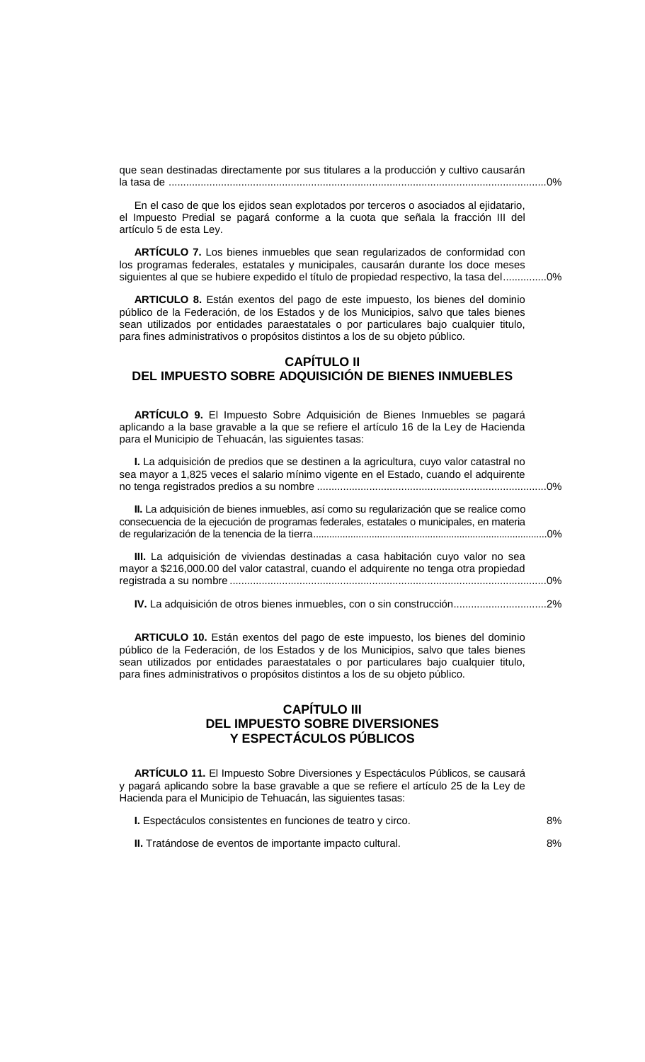que sean destinadas directamente por sus titulares a la producción y cultivo causarán la tasa de ....................................................................................................................................0%

En el caso de que los ejidos sean explotados por terceros o asociados al ejidatario, el Impuesto Predial se pagará conforme a la cuota que señala la fracción III del artículo 5 de esta Ley.

**ARTÍCULO 7.** Los bienes inmuebles que sean regularizados de conformidad con los programas federales, estatales y municipales, causarán durante los doce meses siguientes al que se hubiere expedido el título de propiedad respectivo, la tasa del...............0%

**ARTICULO 8.** Están exentos del pago de este impuesto, los bienes del dominio público de la Federación, de los Estados y de los Municipios, salvo que tales bienes sean utilizados por entidades paraestatales o por particulares bajo cualquier titulo, para fines administrativos o propósitos distintos a los de su objeto público.

## CAPÍTULO II
## DEL IMPUESTO SOBRE ADQUISICIÓN DE BIENES INMUEBLES

**ARTÍCULO 9.** El Impuesto Sobre Adquisición de Bienes Inmuebles se pagará aplicando a la base gravable a la que se refiere el artículo 16 de la Ley de Hacienda para el Municipio de Tehuacán, las siguientes tasas:

**I.** La adquisición de predios que se destinen a la agricultura, cuyo valor catastral no sea mayor a 1,825 veces el salario mínimo vigente en el Estado, cuando el adquirente no tenga registrados predios a su nombre ...............................................................................0%

**II.** La adquisición de bienes inmuebles, así como su regularización que se realice como consecuencia de la ejecución de programas federales, estatales o municipales, en materia de regularización de la tenencia de la tierra.......................................................................................0%

**III.** La adquisición de viviendas destinadas a casa habitación cuyo valor no sea mayor a $216,000.00 del valor catastral, cuando el adquirente no tenga otra propiedad registrada a su nombre .............................................................................................................0%

**IV.** La adquisición de otros bienes inmuebles, con o sin construcción................................2%

**ARTICULO 10.** Están exentos del pago de este impuesto, los bienes del dominio público de la Federación, de los Estados y de los Municipios, salvo que tales bienes sean utilizados por entidades paraestatales o por particulares bajo cualquier titulo, para fines administrativos o propósitos distintos a los de su objeto público.

## CAPÍTULO III
## DEL IMPUESTO SOBRE DIVERSIONES Y ESPECTÁCULOS PÚBLICOS

**ARTÍCULO 11.** El Impuesto Sobre Diversiones y Espectáculos Públicos, se causará y pagará aplicando sobre la base gravable a que se refiere el artículo 25 de la Ley de Hacienda para el Municipio de Tehuacán, las siguientes tasas:

**I.** Espectáculos consistentes en funciones de teatro y circo. 8%

**II.** Tratándose de eventos de importante impacto cultural. 8%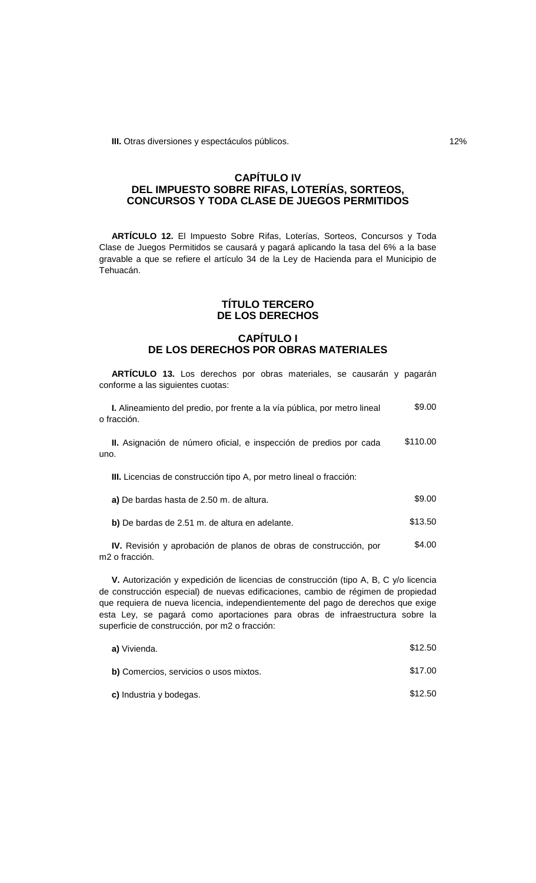**III.** Otras diversiones y espectáculos públicos. 12%

## CAPÍTULO IV
## DEL IMPUESTO SOBRE RIFAS, LOTERÍAS, SORTEOS, CONCURSOS Y TODA CLASE DE JUEGOS PERMITIDOS

**ARTÍCULO 12.** El Impuesto Sobre Rifas, Loterías, Sorteos, Concursos y Toda Clase de Juegos Permitidos se causará y pagará aplicando la tasa del 6% a la base gravable a que se refiere el artículo 34 de la Ley de Hacienda para el Municipio de Tehuacán.

# TÍTULO TERCERO
# DE LOS DERECHOS

## CAPÍTULO I
## DE LOS DERECHOS POR OBRAS MATERIALES

**ARTÍCULO 13.** Los derechos por obras materiales, se causarán y pagarán conforme a las siguientes cuotas:

**I.** Alineamiento del predio, por frente a la vía pública, por metro lineal o fracción. $9.00

**II.** Asignación de número oficial, e inspección de predios por cada uno. $110.00

**III.** Licencias de construcción tipo A, por metro lineal o fracción:

**a)** De bardas hasta de 2.50 m. de altura. $9.00

**b)** De bardas de 2.51 m. de altura en adelante. $13.50

**IV.** Revisión y aprobación de planos de obras de construcción, por m2 o fracción. $4.00

**V.** Autorización y expedición de licencias de construcción (tipo A, B, C y/o licencia de construcción especial) de nuevas edificaciones, cambio de régimen de propiedad que requiera de nueva licencia, independientemente del pago de derechos que exige esta Ley, se pagará como aportaciones para obras de infraestructura sobre la superficie de construcción, por m2 o fracción:

**a)** Vivienda. $12.50

**b)** Comercios, servicios o usos mixtos. $17.00

**c)** Industria y bodegas. $12.50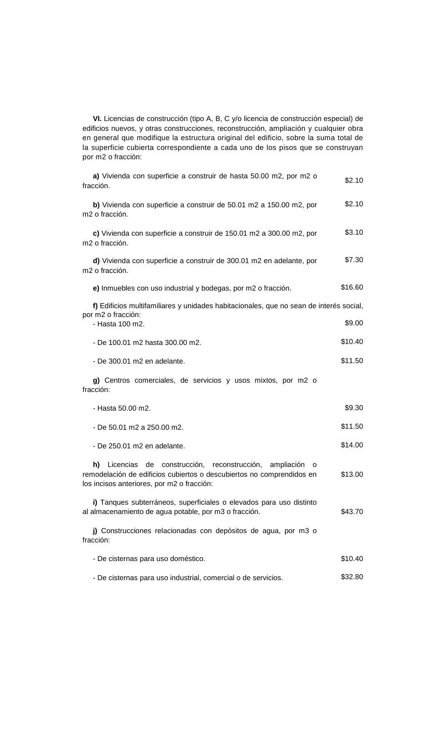**VI.** Licencias de construcción (tipo A, B, C y/o licencia de construcción especial) de edificios nuevos, y otras construcciones, reconstrucción, ampliación y cualquier obra en general que modifique la estructura original del edificio, sobre la suma total de la superficie cubierta correspondiente a cada uno de los pisos que se construyan por m2 o fracción:

| | |
|---|---|
| **a)** Vivienda con superficie a construir de hasta 50.00 m2, por m2 o fracción. | $2.10 |
| **b)** Vivienda con superficie a construir de 50.01 m2 a 150.00 m2, por m2 o fracción. | $2.10 |
| **c)** Vivienda con superficie a construir de 150.01 m2 a 300.00 m2, por m2 o fracción. | $3.10 |
| **d)** Vivienda con superficie a construir de 300.01 m2 en adelante, por m2 o fracción. | $7.30 |
| **e)** Inmuebles con uso industrial y bodegas, por m2 o fracción. | $16.60 |
| **f)** Edificios multifamiliares y unidades habitacionales, que no sean de interés social, por m2 o fracción: | |
| - Hasta 100 m2. | $9.00 |
| - De 100.01 m2 hasta 300.00 m2. | $10.40 |
| - De 300.01 m2 en adelante. | $11.50 |
| **g)** Centros comerciales, de servicios y usos mixtos, por m2 o fracción: | |
| - Hasta 50.00 m2. | $9.30 |
| - De 50.01 m2 a 250.00 m2. | $11.50 |
| - De 250.01 m2 en adelante. | $14.00 |
| **h)** Licencias de construcción, reconstrucción, ampliación o remodelación de edificios cubiertos o descubiertos no comprendidos en los incisos anteriores, por m2 o fracción: | $13.00 |
| **i)** Tanques subterráneos, superficiales o elevados para uso distinto al almacenamiento de agua potable, por m3 o fracción. | $43.70 |
| **j)** Construcciones relacionadas con depósitos de agua, por m3 o fracción: | |
| - De cisternas para uso doméstico. | $10.40 |
| - De cisternas para uso industrial, comercial o de servicios. | $32.80 |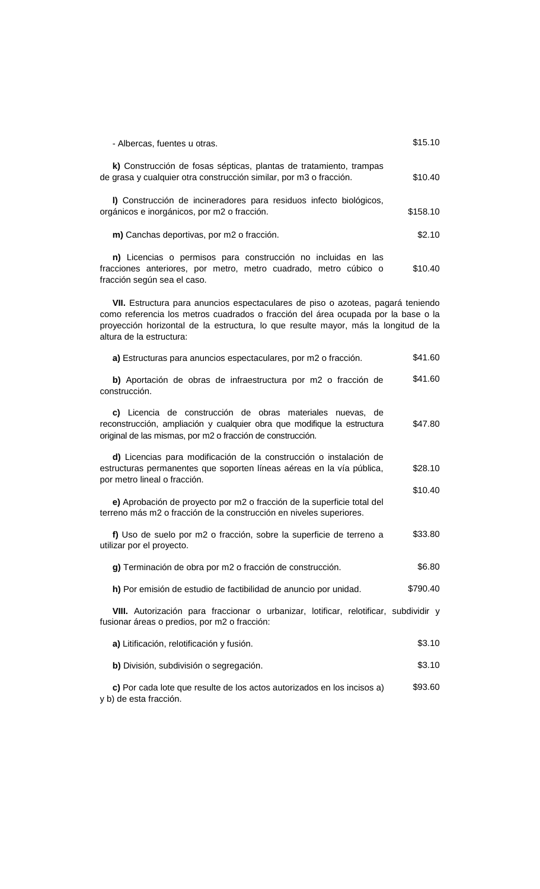| | |
|---|---|
| - Albercas, fuentes u otras. | $15.10 |
| **k)** Construcción de fosas sépticas, plantas de tratamiento, trampas de grasa y cualquier otra construcción similar, por m3 o fracción. | $10.40 |
| **l)** Construcción de incineradores para residuos infecto biológicos, orgánicos e inorgánicos, por m2 o fracción. | $158.10 |
| **m)** Canchas deportivas, por m2 o fracción. | $2.10 |
| **n)** Licencias o permisos para construcción no incluidas en las fracciones anteriores, por metro, metro cuadrado, metro cúbico o fracción según sea el caso. | $10.40 |

**VII.** Estructura para anuncios espectaculares de piso o azoteas, pagará teniendo como referencia los metros cuadrados o fracción del área ocupada por la base o la proyección horizontal de la estructura, lo que resulte mayor, más la longitud de la altura de la estructura:

| | |
|---|---|
| **a)** Estructuras para anuncios espectaculares, por m2 o fracción. | $41.60 |
| **b)** Aportación de obras de infraestructura por m2 o fracción de construcción. | $41.60 |
| **c)** Licencia de construcción de obras materiales nuevas, de reconstrucción, ampliación y cualquier obra que modifique la estructura original de las mismas, por m2 o fracción de construcción. | $47.80 |
| **d)** Licencias para modificación de la construcción o instalación de estructuras permanentes que soporten líneas aéreas en la vía pública, por metro lineal o fracción. | $28.10 |
| **e)** Aprobación de proyecto por m2 o fracción de la superficie total del terreno más m2 o fracción de la construcción en niveles superiores. | $10.40 |
| **f)** Uso de suelo por m2 o fracción, sobre la superficie de terreno a utilizar por el proyecto. | $33.80 |
| **g)** Terminación de obra por m2 o fracción de construcción. | $6.80 |
| **h)** Por emisión de estudio de factibilidad de anuncio por unidad. | $790.40 |

**VIII.** Autorización para fraccionar o urbanizar, lotificar, relotificar, subdividir y fusionar áreas o predios, por m2 o fracción:

| | |
|---|---|
| **a)** Litificación, relotificación y fusión. | $3.10 |
| **b)** División, subdivisión o segregación. | $3.10 |
| **c)** Por cada lote que resulte de los actos autorizados en los incisos a) y b) de esta fracción. | $93.60 |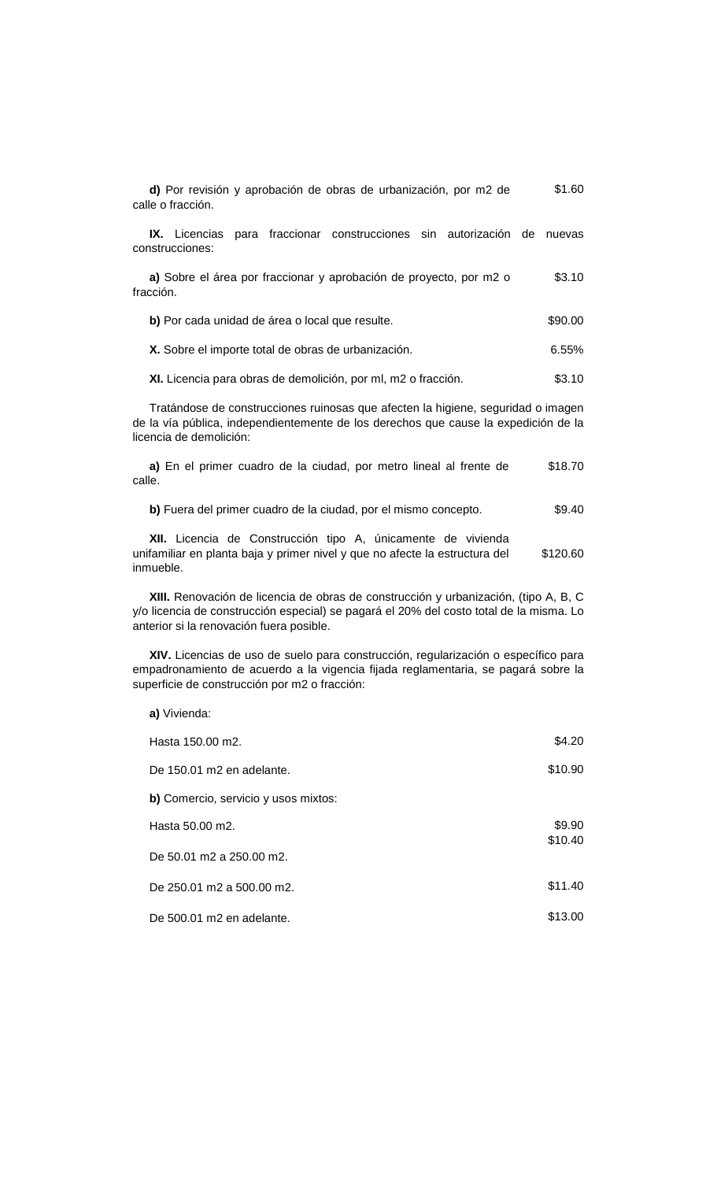**d)** Por revisión y aprobación de obras de urbanización, por m2 de calle o fracción. $1.60

**IX.** Licencias para fraccionar construcciones sin autorización de nuevas construcciones:

**a)** Sobre el área por fraccionar y aprobación de proyecto, por m2 o fracción. $3.10

**b)** Por cada unidad de área o local que resulte. $90.00

**X.** Sobre el importe total de obras de urbanización. 6.55%

**XI.** Licencia para obras de demolición, por ml, m2 o fracción. $3.10

Tratándose de construcciones ruinosas que afecten la higiene, seguridad o imagen de la vía pública, independientemente de los derechos que cause la expedición de la licencia de demolición:

**a)** En el primer cuadro de la ciudad, por metro lineal al frente de calle. $18.70

**b)** Fuera del primer cuadro de la ciudad, por el mismo concepto. $9.40

**XII.** Licencia de Construcción tipo A, únicamente de vivienda unifamiliar en planta baja y primer nivel y que no afecte la estructura del inmueble. $120.60

**XIII.** Renovación de licencia de obras de construcción y urbanización, (tipo A, B, C y/o licencia de construcción especial) se pagará el 20% del costo total de la misma. Lo anterior si la renovación fuera posible.

**XIV.** Licencias de uso de suelo para construcción, regularización o específico para empadronamiento de acuerdo a la vigencia fijada reglamentaria, se pagará sobre la superficie de construcción por m2 o fracción:

**a)** Vivienda:

Hasta 150.00 m2. $4.20

De 150.01 m2 en adelante. $10.90

**b)** Comercio, servicio y usos mixtos:

Hasta 50.00 m2. $9.90

De 50.01 m2 a 250.00 m2. $10.40

De 250.01 m2 a 500.00 m2. $11.40

De 500.01 m2 en adelante. $13.00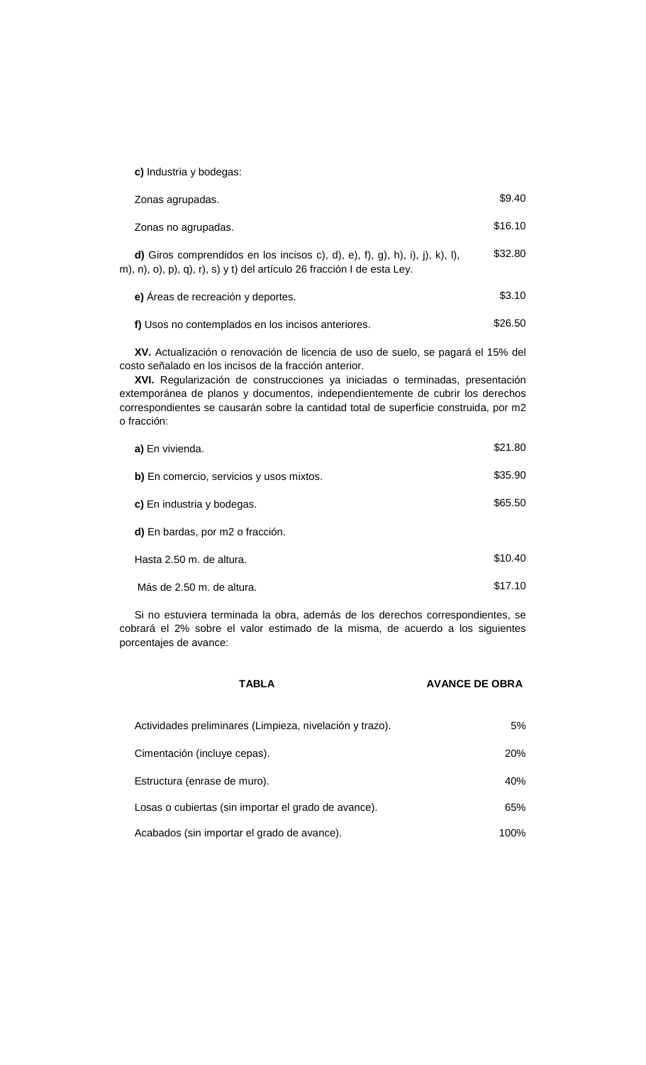**c)** Industria y bodegas:

| | |
|---|---|
| Zonas agrupadas. | $9.40 |
| Zonas no agrupadas. | $16.10 |

| | |
|---|---|
| **d)** Giros comprendidos en los incisos c), d), e), f), g), h), i), j), k), l), m), n), o), p), q), r), s) y t) del artículo 26 fracción I de esta Ley. | $32.80 |
| **e)** Áreas de recreación y deportes. | $3.10 |
| **f)** Usos no contemplados en los incisos anteriores. | $26.50 |

**XV.** Actualización o renovación de licencia de uso de suelo, se pagará el 15% del costo señalado en los incisos de la fracción anterior.

**XVI.** Regularización de construcciones ya iniciadas o terminadas, presentación extemporánea de planos y documentos, independientemente de cubrir los derechos correspondientes se causarán sobre la cantidad total de superficie construida, por m2 o fracción:

| | |
|---|---|
| **a)** En vivienda. | $21.80 |
| **b)** En comercio, servicios y usos mixtos. | $35.90 |
| **c)** En industria y bodegas. | $65.50 |
| **d)** En bardas, por m2 o fracción. | |
| Hasta 2.50 m. de altura. | $10.40 |
| Más de 2.50 m. de altura. | $17.10 |

Si no estuviera terminada la obra, además de los derechos correspondientes, se cobrará el 2% sobre el valor estimado de la misma, de acuerdo a los siguientes porcentajes de avance:

| TABLA | AVANCE DE OBRA |
|---|---|
| Actividades preliminares (Limpieza, nivelación y trazo). | 5% |
| Cimentación (incluye cepas). | 20% |
| Estructura (enrase de muro). | 40% |
| Losas o cubiertas (sin importar el grado de avance). | 65% |
| Acabados (sin importar el grado de avance). | 100% |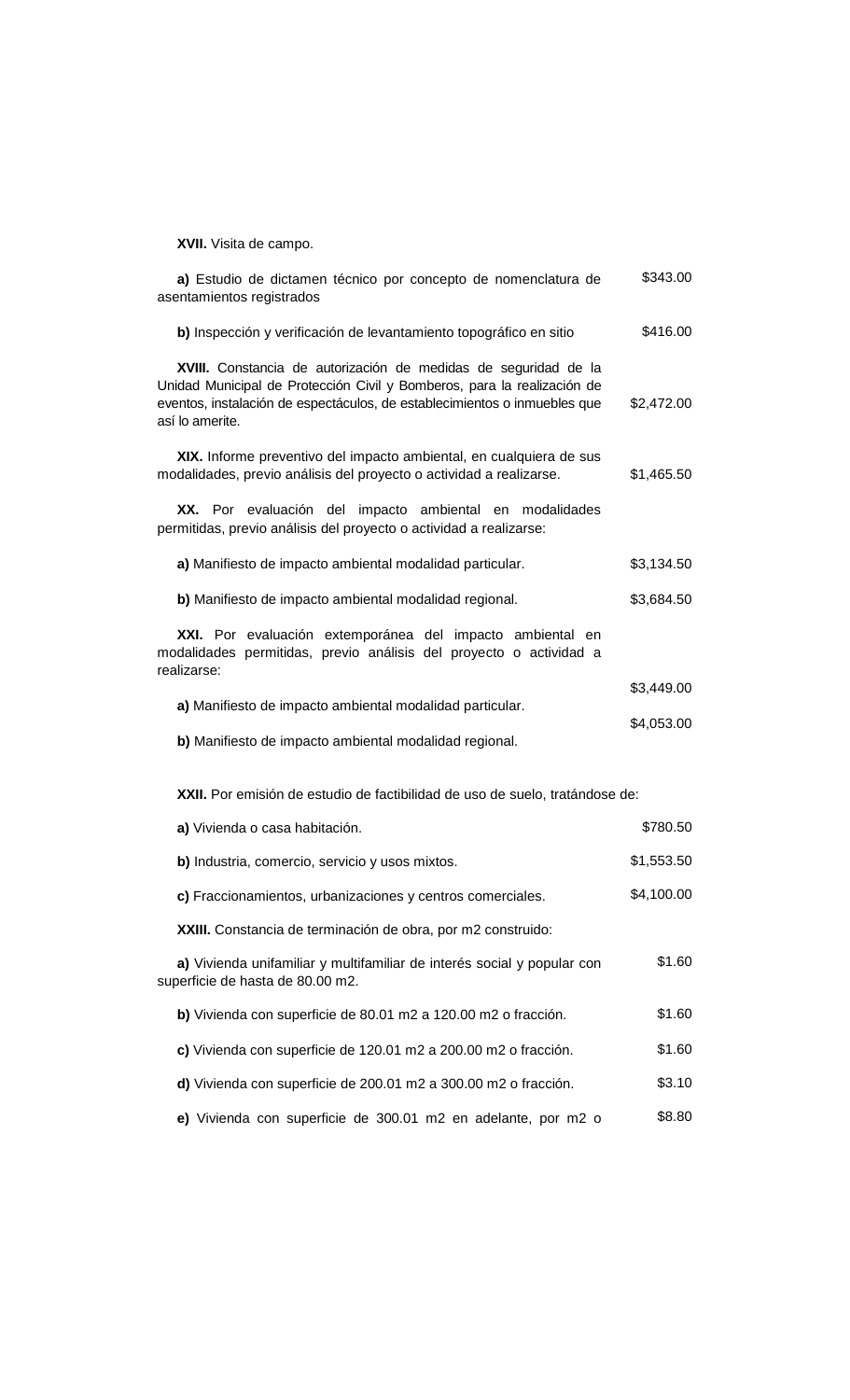**XVII.** Visita de campo.

| | |
|---|---|
| **a)** Estudio de dictamen técnico por concepto de nomenclatura de asentamientos registrados | $343.00 |
| **b)** Inspección y verificación de levantamiento topográfico en sitio | $416.00 |
| **XVIII.** Constancia de autorización de medidas de seguridad de la Unidad Municipal de Protección Civil y Bomberos, para la realización de eventos, instalación de espectáculos, de establecimientos o inmuebles que así lo amerite. | $2,472.00 |
| **XIX.** Informe preventivo del impacto ambiental, en cualquiera de sus modalidades, previo análisis del proyecto o actividad a realizarse. | $1,465.50 |
| **XX.** Por evaluación del impacto ambiental en modalidades permitidas, previo análisis del proyecto o actividad a realizarse: | |
| **a)** Manifiesto de impacto ambiental modalidad particular. | $3,134.50 |
| **b)** Manifiesto de impacto ambiental modalidad regional. | $3,684.50 |
| **XXI.** Por evaluación extemporánea del impacto ambiental en modalidades permitidas, previo análisis del proyecto o actividad a realizarse: | |
| **a)** Manifiesto de impacto ambiental modalidad particular. | $3,449.00 |
| **b)** Manifiesto de impacto ambiental modalidad regional. | $4,053.00 |

**XXII.** Por emisión de estudio de factibilidad de uso de suelo, tratándose de:

| | |
|---|---|
| **a)** Vivienda o casa habitación. | $780.50 |
| **b)** Industria, comercio, servicio y usos mixtos. | $1,553.50 |
| **c)** Fraccionamientos, urbanizaciones y centros comerciales. | $4,100.00 |

**XXIII.** Constancia de terminación de obra, por m2 construido:

| | |
|---|---|
| **a)** Vivienda unifamiliar y multifamiliar de interés social y popular con superficie de hasta de 80.00 m2. | $1.60 |
| **b)** Vivienda con superficie de 80.01 m2 a 120.00 m2 o fracción. | $1.60 |
| **c)** Vivienda con superficie de 120.01 m2 a 200.00 m2 o fracción. | $1.60 |
| **d)** Vivienda con superficie de 200.01 m2 a 300.00 m2 o fracción. | $3.10 |
| **e)** Vivienda con superficie de 300.01 m2 en adelante, por m2 o | $8.80 |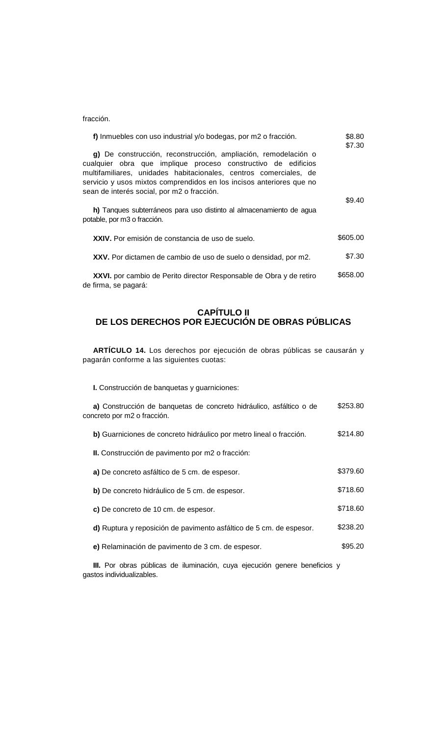fracción.

**f)** Inmuebles con uso industrial y/o bodegas, por m2 o fracción. $8.80

**g)** De construcción, reconstrucción, ampliación, remodelación o cualquier obra que implique proceso constructivo de edificios multifamiliares, unidades habitacionales, centros comerciales, de servicio y usos mixtos comprendidos en los incisos anteriores que no sean de interés social, por m2 o fracción. $7.30

**h)** Tanques subterráneos para uso distinto al almacenamiento de agua potable, por m3 o fracción. $9.40

**XXIV.** Por emisión de constancia de uso de suelo. $605.00

**XXV.** Por dictamen de cambio de uso de suelo o densidad, por m2. $7.30

**XXVI.** por cambio de Perito director Responsable de Obra y de retiro de firma, se pagará: $658.00

## CAPÍTULO II
## DE LOS DERECHOS POR EJECUCIÓN DE OBRAS PÚBLICAS

**ARTÍCULO 14.** Los derechos por ejecución de obras públicas se causarán y pagarán conforme a las siguientes cuotas:

**I.** Construcción de banquetas y guarniciones:

**a)** Construcción de banquetas de concreto hidráulico, asfáltico o de concreto por m2 o fracción. $253.80

**b)** Guarniciones de concreto hidráulico por metro lineal o fracción. $214.80

**II.** Construcción de pavimento por m2 o fracción:

**a)** De concreto asfáltico de 5 cm. de espesor. $379.60

**b)** De concreto hidráulico de 5 cm. de espesor. $718.60

**c)** De concreto de 10 cm. de espesor. $718.60

**d)** Ruptura y reposición de pavimento asfáltico de 5 cm. de espesor. $238.20

**e)** Relaminación de pavimento de 3 cm. de espesor. $95.20

**III.** Por obras públicas de iluminación, cuya ejecución genere beneficios y gastos individualizables.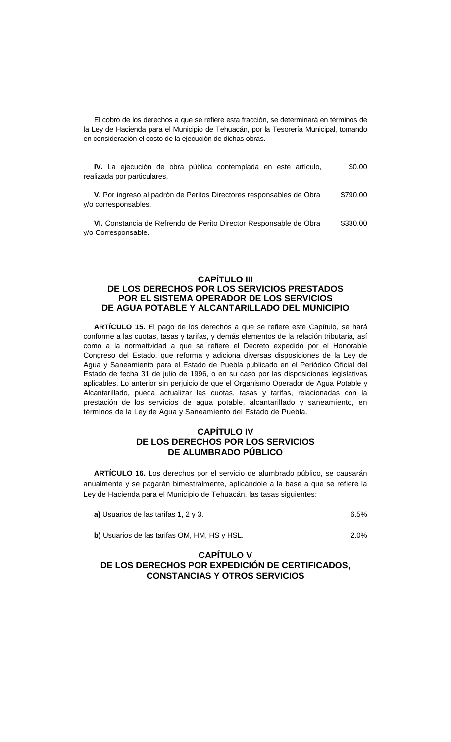El cobro de los derechos a que se refiere esta fracción, se determinará en términos de la Ley de Hacienda para el Municipio de Tehuacán, por la Tesorería Municipal, tomando en consideración el costo de la ejecución de dichas obras.

| | |
|---|---|
| **IV.** La ejecución de obra pública contemplada en este artículo, realizada por particulares. | $0.00 |
| **V.** Por ingreso al padrón de Peritos Directores responsables de Obra y/o corresponsables. | $790.00 |
| **VI.** Constancia de Refrendo de Perito Director Responsable de Obra y/o Corresponsable. | $330.00 |

## CAPÍTULO III
## DE LOS DERECHOS POR LOS SERVICIOS PRESTADOS POR EL SISTEMA OPERADOR DE LOS SERVICIOS DE AGUA POTABLE Y ALCANTARILLADO DEL MUNICIPIO

**ARTÍCULO 15.** El pago de los derechos a que se refiere este Capítulo, se hará conforme a las cuotas, tasas y tarifas, y demás elementos de la relación tributaria, así como a la normatividad a que se refiere el Decreto expedido por el Honorable Congreso del Estado, que reforma y adiciona diversas disposiciones de la Ley de Agua y Saneamiento para el Estado de Puebla publicado en el Periódico Oficial del Estado de fecha 31 de julio de 1996, o en su caso por las disposiciones legislativas aplicables. Lo anterior sin perjuicio de que el Organismo Operador de Agua Potable y Alcantarillado, pueda actualizar las cuotas, tasas y tarifas, relacionadas con la prestación de los servicios de agua potable, alcantarillado y saneamiento, en términos de la Ley de Agua y Saneamiento del Estado de Puebla.

## CAPÍTULO IV
## DE LOS DERECHOS POR LOS SERVICIOS DE ALUMBRADO PÚBLICO

**ARTÍCULO 16.** Los derechos por el servicio de alumbrado público, se causarán anualmente y se pagarán bimestralmente, aplicándole a la base a que se refiere la Ley de Hacienda para el Municipio de Tehuacán, las tasas siguientes:

| | |
|---|---|
| **a)** Usuarios de las tarifas 1, 2 y 3. | 6.5% |
| **b)** Usuarios de las tarifas OM, HM, HS y HSL. | 2.0% |

## CAPÍTULO V
## DE LOS DERECHOS POR EXPEDICIÓN DE CERTIFICADOS, CONSTANCIAS Y OTROS SERVICIOS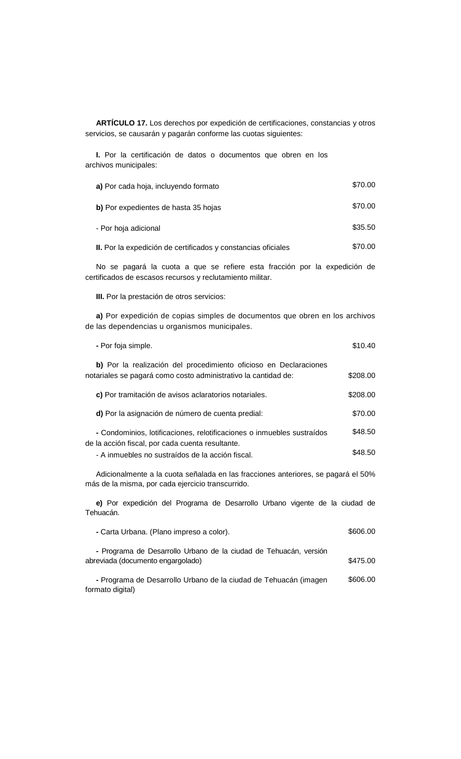**ARTÍCULO 17.** Los derechos por expedición de certificaciones, constancias y otros servicios, se causarán y pagarán conforme las cuotas siguientes:

**I.** Por la certificación de datos o documentos que obren en los archivos municipales:

| | |
|---|---|
| **a)** Por cada hoja, incluyendo formato | $70.00 |
| **b)** Por expedientes de hasta 35 hojas | $70.00 |
| - Por hoja adicional | $35.50 |
| **II.** Por la expedición de certificados y constancias oficiales | $70.00 |

No se pagará la cuota a que se refiere esta fracción por la expedición de certificados de escasos recursos y reclutamiento militar.

**III.** Por la prestación de otros servicios:

**a)** Por expedición de copias simples de documentos que obren en los archivos de las dependencias u organismos municipales.

| | |
|---|---|
| **-** Por foja simple. | $10.40 |
| **b)** Por la realización del procedimiento oficioso en Declaraciones notariales se pagará como costo administrativo la cantidad de: | $208.00 |
| **c)** Por tramitación de avisos aclaratorios notariales. | $208.00 |
| **d)** Por la asignación de número de cuenta predial: | $70.00 |
| **-** Condominios, lotificaciones, relotificaciones o inmuebles sustraídos de la acción fiscal, por cada cuenta resultante. | $48.50 |
| - A inmuebles no sustraídos de la acción fiscal. | $48.50 |

Adicionalmente a la cuota señalada en las fracciones anteriores, se pagará el 50% más de la misma, por cada ejercicio transcurrido.

**e)** Por expedición del Programa de Desarrollo Urbano vigente de la ciudad de Tehuacán.

| | |
|---|---|
| **-** Carta Urbana. (Plano impreso a color). | $606.00 |
| **-** Programa de Desarrollo Urbano de la ciudad de Tehuacán, versión abreviada (documento engargolado) | $475.00 |
| **-** Programa de Desarrollo Urbano de la ciudad de Tehuacán (imagen formato digital) | $606.00 |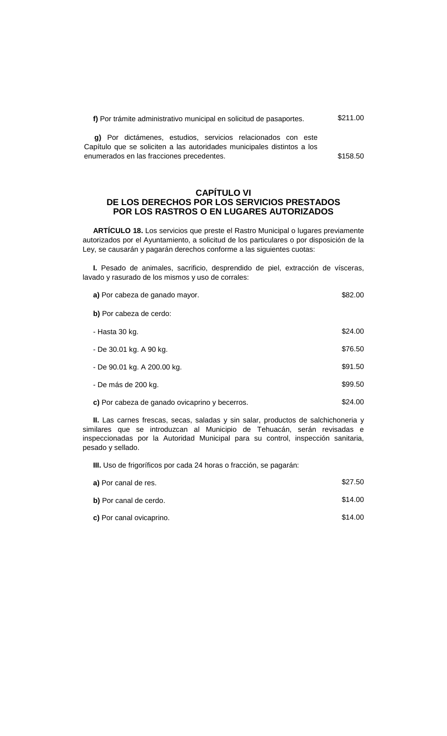**f)** Por trámite administrativo municipal en solicitud de pasaportes. $211.00

**g)** Por dictámenes, estudios, servicios relacionados con este Capítulo que se soliciten a las autoridades municipales distintos a los enumerados en las fracciones precedentes. $158.50

## CAPÍTULO VI
## DE LOS DERECHOS POR LOS SERVICIOS PRESTADOS POR LOS RASTROS O EN LUGARES AUTORIZADOS

**ARTÍCULO 18.** Los servicios que preste el Rastro Municipal o lugares previamente autorizados por el Ayuntamiento, a solicitud de los particulares o por disposición de la Ley, se causarán y pagarán derechos conforme a las siguientes cuotas:

**I.** Pesado de animales, sacrificio, desprendido de piel, extracción de vísceras, lavado y rasurado de los mismos y uso de corrales:

**a)** Por cabeza de ganado mayor. $82.00

**b)** Por cabeza de cerdo:

- Hasta 30 kg. $24.00

- De 30.01 kg. A 90 kg. $76.50

- De 90.01 kg. A 200.00 kg. $91.50

- De más de 200 kg. $99.50

**c)** Por cabeza de ganado ovicaprino y becerros. $24.00

**II.** Las carnes frescas, secas, saladas y sin salar, productos de salchichoneria y similares que se introduzcan al Municipio de Tehuacán, serán revisadas e inspeccionadas por la Autoridad Municipal para su control, inspección sanitaria, pesado y sellado.

**III.** Uso de frigoríficos por cada 24 horas o fracción, se pagarán:

**a)** Por canal de res. $27.50

**b)** Por canal de cerdo. $14.00

**c)** Por canal ovicaprino. $14.00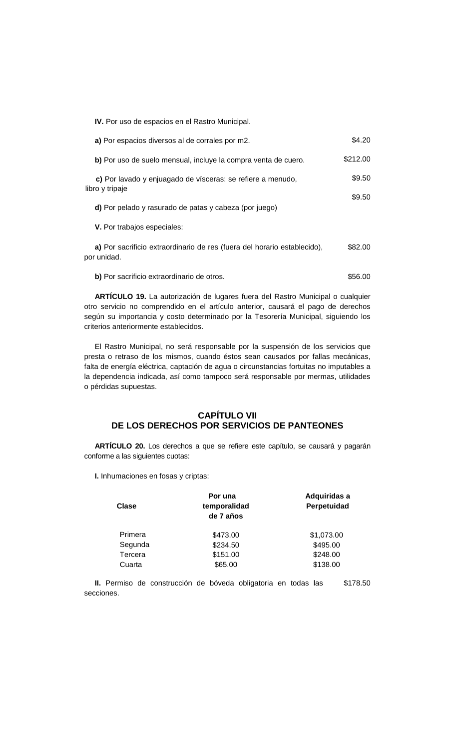**IV.** Por uso de espacios en el Rastro Municipal.

| | |
|---|---|
| **a)** Por espacios diversos al de corrales por m2. | $4.20 |
| **b)** Por uso de suelo mensual, incluye la compra venta de cuero. | $212.00 |
| **c)** Por lavado y enjuagado de vísceras: se refiere a menudo, libro y tripaje | $9.50 |
| **d)** Por pelado y rasurado de patas y cabeza (por juego) | $9.50 |

**V.** Por trabajos especiales:

| | |
|---|---|
| **a)** Por sacrificio extraordinario de res (fuera del horario establecido), por unidad. | $82.00 |
| **b)** Por sacrificio extraordinario de otros. | $56.00 |

**ARTÍCULO 19.** La autorización de lugares fuera del Rastro Municipal o cualquier otro servicio no comprendido en el artículo anterior, causará el pago de derechos según su importancia y costo determinado por la Tesorería Municipal, siguiendo los criterios anteriormente establecidos.

El Rastro Municipal, no será responsable por la suspensión de los servicios que presta o retraso de los mismos, cuando éstos sean causados por fallas mecánicas, falta de energía eléctrica, captación de agua o circunstancias fortuitas no imputables a la dependencia indicada, así como tampoco será responsable por mermas, utilidades o pérdidas supuestas.

## CAPÍTULO VII
## DE LOS DERECHOS POR SERVICIOS DE PANTEONES

**ARTÍCULO 20.** Los derechos a que se refiere este capítulo, se causará y pagarán conforme a las siguientes cuotas:

**I.** Inhumaciones en fosas y criptas:

| Clase | Por una temporalidad de 7 años | Adquiridas a Perpetuidad |
|---|---|---|
| Primera | $473.00 | $1,073.00 |
| Segunda | $234.50 | $495.00 |
| Tercera | $151.00 | $248.00 |
| Cuarta | $65.00 | $138.00 |

| | |
|---|---|
| **II.** Permiso de construcción de bóveda obligatoria en todas las secciones. | $178.50 |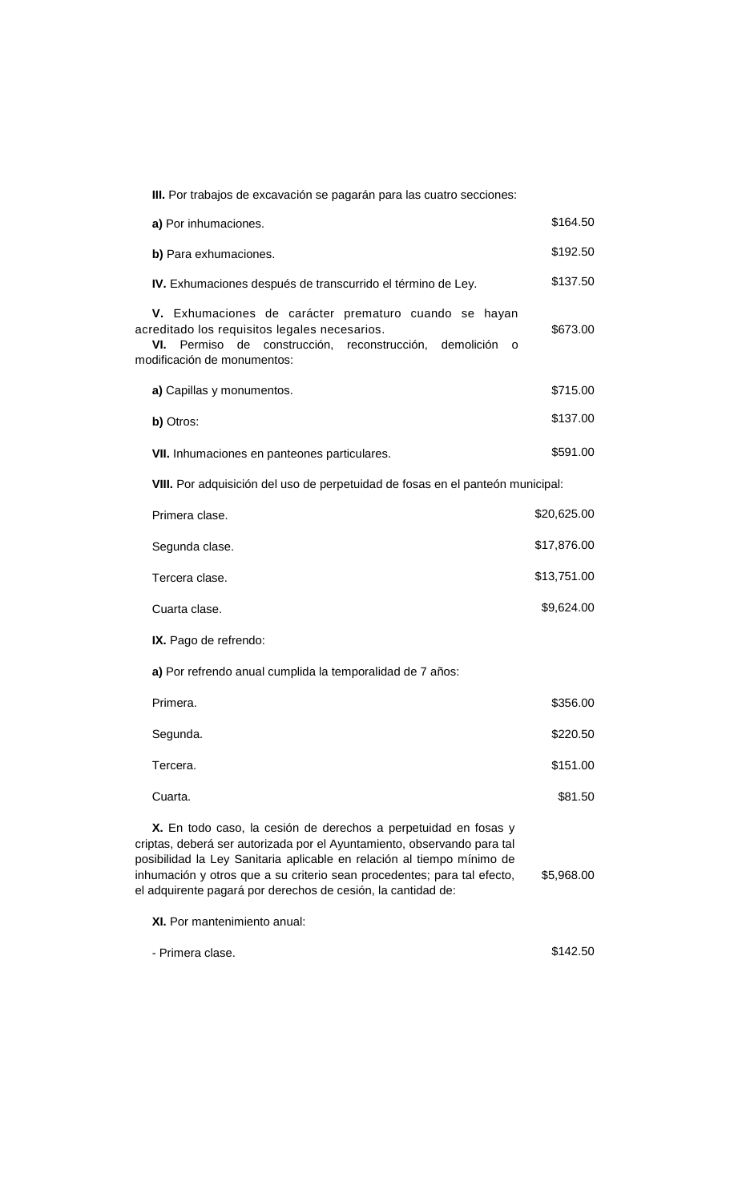**III.** Por trabajos de excavación se pagarán para las cuatro secciones:

| | |
|---|---|
| **a)** Por inhumaciones. | $164.50 |
| **b)** Para exhumaciones. | $192.50 |
| **IV.** Exhumaciones después de transcurrido el término de Ley. | $137.50 |
| **V.** Exhumaciones de carácter prematuro cuando se hayan acreditado los requisitos legales necesarios. | $673.00 |

**VI.** Permiso de construcción, reconstrucción, demolición o modificación de monumentos:

| | |
|---|---|
| **a)** Capillas y monumentos. | $715.00 |
| **b)** Otros: | $137.00 |
| **VII.** Inhumaciones en panteones particulares. | $591.00 |

**VIII.** Por adquisición del uso de perpetuidad de fosas en el panteón municipal:

| | |
|---|---|
| Primera clase. | $20,625.00 |
| Segunda clase. | $17,876.00 |
| Tercera clase. | $13,751.00 |
| Cuarta clase. | $9,624.00 |

**IX.** Pago de refrendo:

**a)** Por refrendo anual cumplida la temporalidad de 7 años:

| | |
|---|---|
| Primera. | $356.00 |
| Segunda. | $220.50 |
| Tercera. | $151.00 |
| Cuarta. | $81.50 |

| | |
|---|---|
| **X.** En todo caso, la cesión de derechos a perpetuidad en fosas y criptas, deberá ser autorizada por el Ayuntamiento, observando para tal posibilidad la Ley Sanitaria aplicable en relación al tiempo mínimo de inhumación y otros que a su criterio sean procedentes; para tal efecto, el adquirente pagará por derechos de cesión, la cantidad de: | $5,968.00 |

**XI.** Por mantenimiento anual:

| | |
|---|---|
| - Primera clase. | $142.50 |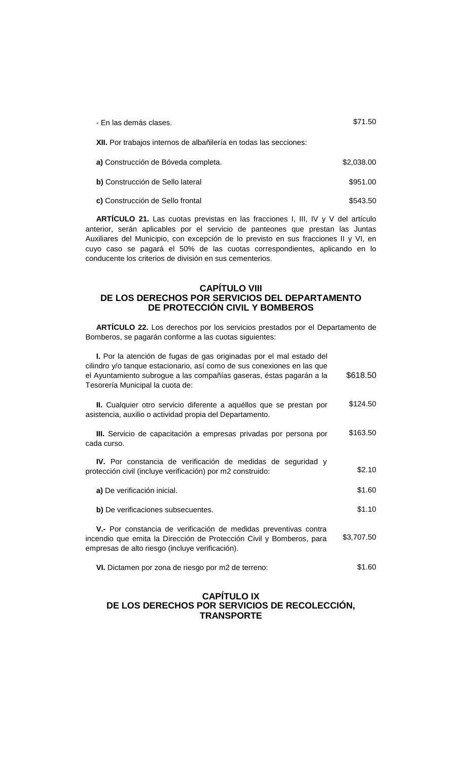| | |
|---|---|
| - En las demás clases. | $71.50 |

**XII.** Por trabajos internos de albañilería en todas las secciones:

| | |
|---|---|
| **a)** Construcción de Bóveda completa. | $2,038.00 |
| **b)** Construcción de Sello lateral | $951.00 |
| **c)** Construcción de Sello frontal | $543.50 |

**ARTÍCULO 21.** Las cuotas previstas en las fracciones I, III, IV y V del artículo anterior, serán aplicables por el servicio de panteones que prestan las Juntas Auxiliares del Municipio, con excepción de lo previsto en sus fracciones II y VI, en cuyo caso se pagará el 50% de las cuotas correspondientes, aplicando en lo conducente los criterios de división en sus cementerios.

## CAPÍTULO VIII
## DE LOS DERECHOS POR SERVICIOS DEL DEPARTAMENTO DE PROTECCIÓN CIVIL Y BOMBEROS

**ARTÍCULO 22.** Los derechos por los servicios prestados por el Departamento de Bomberos, se pagarán conforme a las cuotas siguientes:

| | |
|---|---|
| **I.** Por la atención de fugas de gas originadas por el mal estado del cilindro y/o tanque estacionario, así como de sus conexiones en las que el Ayuntamiento subrogue a las compañías gaseras, éstas pagarán a la Tesorería Municipal la cuota de: | $618.50 |
| **II.** Cualquier otro servicio diferente a aquéllos que se prestan por asistencia, auxilio o actividad propia del Departamento. | $124.50 |
| **III.** Servicio de capacitación a empresas privadas por persona por cada curso. | $163.50 |
| **IV.** Por constancia de verificación de medidas de seguridad y protección civil (incluye verificación) por m2 construido: | $2.10 |
| **a)** De verificación inicial. | $1.60 |
| **b)** De verificaciones subsecuentes. | $1.10 |
| **V.-** Por constancia de verificación de medidas preventivas contra incendio que emita la Dirección de Protección Civil y Bomberos, para empresas de alto riesgo (incluye verificación). | $3,707.50 |
| **VI.** Dictamen por zona de riesgo por m2 de terreno: | $1.60 |

## CAPÍTULO IX
## DE LOS DERECHOS POR SERVICIOS DE RECOLECCIÓN, TRANSPORTE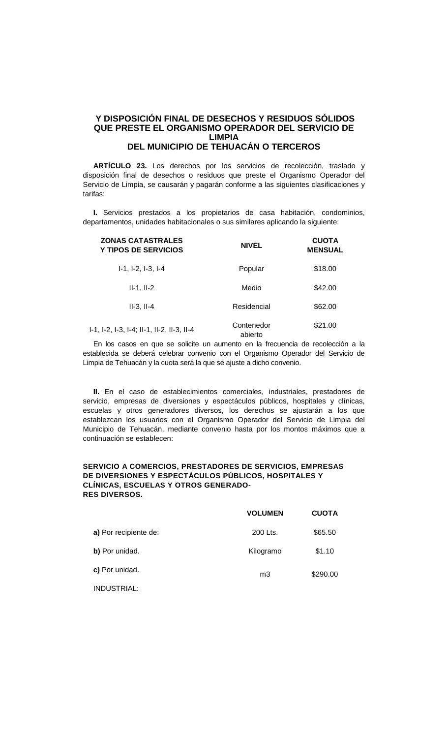## Y DISPOSICIÓN FINAL DE DESECHOS Y RESIDUOS SÓLIDOS QUE PRESTE EL ORGANISMO OPERADOR DEL SERVICIO DE LIMPIA DEL MUNICIPIO DE TEHUACÁN O TERCEROS

**ARTÍCULO 23.** Los derechos por los servicios de recolección, traslado y disposición final de desechos o residuos que preste el Organismo Operador del Servicio de Limpia, se causarán y pagarán conforme a las siguientes clasificaciones y tarifas:

**I.** Servicios prestados a los propietarios de casa habitación, condominios, departamentos, unidades habitacionales o sus similares aplicando la siguiente:

| ZONAS CATASTRALES Y TIPOS DE SERVICIOS | NIVEL | CUOTA MENSUAL |
|---|---|---|
| I-1, I-2, I-3, I-4 | Popular | $18.00 |
| II-1, II-2 | Medio | $42.00 |
| II-3, II-4 | Residencial | $62.00 |
| I-1, I-2, I-3, I-4; II-1, II-2, II-3, II-4 | Contenedor abierto | $21.00 |

En los casos en que se solicite un aumento en la frecuencia de recolección a la establecida se deberá celebrar convenio con el Organismo Operador del Servicio de Limpia de Tehuacán y la cuota será la que se ajuste a dicho convenio.

**II.** En el caso de establecimientos comerciales, industriales, prestadores de servicio, empresas de diversiones y espectáculos públicos, hospitales y clínicas, escuelas y otros generadores diversos, los derechos se ajustarán a los que establezcan los usuarios con el Organismo Operador del Servicio de Limpia del Municipio de Tehuacán, mediante convenio hasta por los montos máximos que a continuación se establecen:

**SERVICIO A COMERCIOS, PRESTADORES DE SERVICIOS, EMPRESAS DE DIVERSIONES Y ESPECTÁCULOS PÚBLICOS, HOSPITALES Y CLÍNICAS, ESCUELAS Y OTROS GENERADO-RES DIVERSOS.**

| | VOLUMEN | CUOTA |
|---|---|---|
| **a)** Por recipiente de: | 200 Lts. | $65.50 |
| **b)** Por unidad. | Kilogramo | $1.10 |
| **c)** Por unidad. | m3 | $290.00 |

INDUSTRIAL: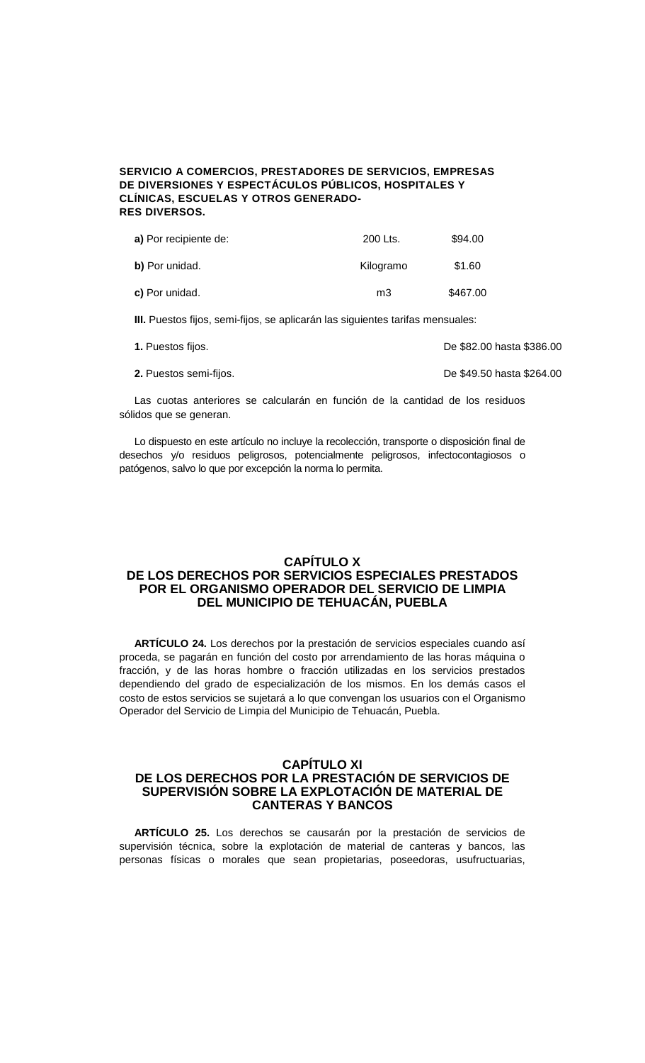**SERVICIO A COMERCIOS, PRESTADORES DE SERVICIOS, EMPRESAS DE DIVERSIONES Y ESPECTÁCULOS PÚBLICOS, HOSPITALES Y CLÍNICAS, ESCUELAS Y OTROS GENERADORES DIVERSOS.**

| | | |
|---|---|---|
| **a)** Por recipiente de: | 200 Lts. | $94.00 |
| **b)** Por unidad. | Kilogramo | $1.60 |
| **c)** Por unidad. | m3 | $467.00 |

**III.** Puestos fijos, semi-fijos, se aplicarán las siguientes tarifas mensuales:

| | |
|---|---|
| **1.** Puestos fijos. | De $82.00 hasta $386.00 |
| **2.** Puestos semi-fijos. | De $49.50 hasta $264.00 |

Las cuotas anteriores se calcularán en función de la cantidad de los residuos sólidos que se generan.

Lo dispuesto en este artículo no incluye la recolección, transporte o disposición final de desechos y/o residuos peligrosos, potencialmente peligrosos, infectocontagiosos o patógenos, salvo lo que por excepción la norma lo permita.

## CAPÍTULO X
## DE LOS DERECHOS POR SERVICIOS ESPECIALES PRESTADOS POR EL ORGANISMO OPERADOR DEL SERVICIO DE LIMPIA DEL MUNICIPIO DE TEHUACÁN, PUEBLA

**ARTÍCULO 24.** Los derechos por la prestación de servicios especiales cuando así proceda, se pagarán en función del costo por arrendamiento de las horas máquina o fracción, y de las horas hombre o fracción utilizadas en los servicios prestados dependiendo del grado de especialización de los mismos. En los demás casos el costo de estos servicios se sujetará a lo que convengan los usuarios con el Organismo Operador del Servicio de Limpia del Municipio de Tehuacán, Puebla.

## CAPÍTULO XI
## DE LOS DERECHOS POR LA PRESTACIÓN DE SERVICIOS DE SUPERVISIÓN SOBRE LA EXPLOTACIÓN DE MATERIAL DE CANTERAS Y BANCOS

**ARTÍCULO 25.** Los derechos se causarán por la prestación de servicios de supervisión técnica, sobre la explotación de material de canteras y bancos, las personas físicas o morales que sean propietarias, poseedoras, usufructuarias,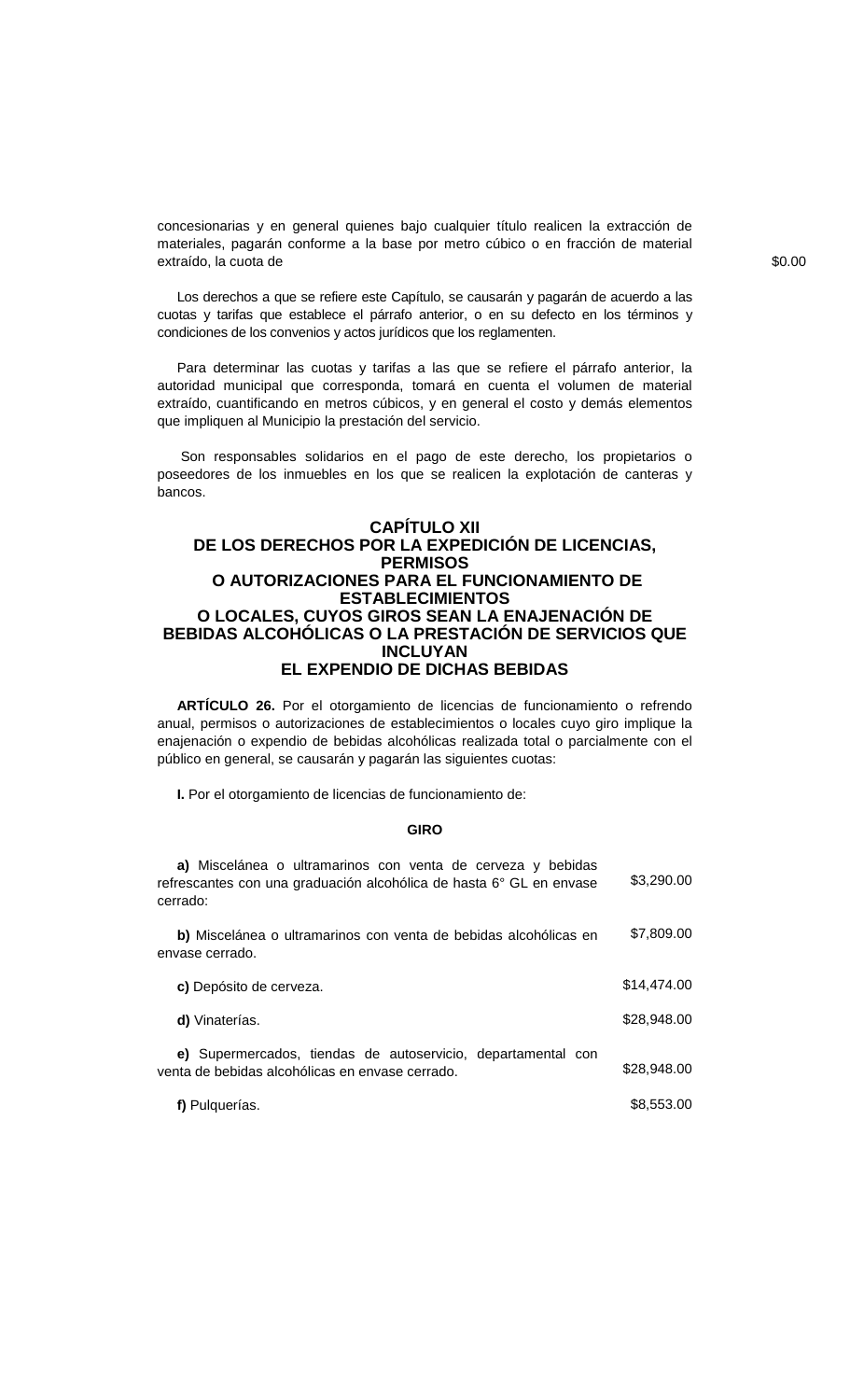concesionarias y en general quienes bajo cualquier título realicen la extracción de materiales, pagarán conforme a la base por metro cúbico o en fracción de material extraído, la cuota de $0.00

Los derechos a que se refiere este Capítulo, se causarán y pagarán de acuerdo a las cuotas y tarifas que establece el párrafo anterior, o en su defecto en los términos y condiciones de los convenios y actos jurídicos que los reglamenten.

Para determinar las cuotas y tarifas a las que se refiere el párrafo anterior, la autoridad municipal que corresponda, tomará en cuenta el volumen de material extraído, cuantificando en metros cúbicos, y en general el costo y demás elementos que impliquen al Municipio la prestación del servicio.

Son responsables solidarios en el pago de este derecho, los propietarios o poseedores de los inmuebles en los que se realicen la explotación de canteras y bancos.

## CAPÍTULO XII
## DE LOS DERECHOS POR LA EXPEDICIÓN DE LICENCIAS, PERMISOS O AUTORIZACIONES PARA EL FUNCIONAMIENTO DE ESTABLECIMIENTOS O LOCALES, CUYOS GIROS SEAN LA ENAJENACIÓN DE BEBIDAS ALCOHÓLICAS O LA PRESTACIÓN DE SERVICIOS QUE INCLUYAN EL EXPENDIO DE DICHAS BEBIDAS

**ARTÍCULO 26.** Por el otorgamiento de licencias de funcionamiento o refrendo anual, permisos o autorizaciones de establecimientos o locales cuyo giro implique la enajenación o expendio de bebidas alcohólicas realizada total o parcialmente con el público en general, se causarán y pagarán las siguientes cuotas:

**I.** Por el otorgamiento de licencias de funcionamiento de:

| GIRO | |
|---|---|
| **a)** Miscelánea o ultramarinos con venta de cerveza y bebidas refrescantes con una graduación alcohólica de hasta 6° GL en envase cerrado: | $3,290.00 |
| **b)** Miscelánea o ultramarinos con venta de bebidas alcohólicas en envase cerrado. | $7,809.00 |
| **c)** Depósito de cerveza. | $14,474.00 |
| **d)** Vinaterías. | $28,948.00 |
| **e)** Supermercados, tiendas de autoservicio, departamental con venta de bebidas alcohólicas en envase cerrado. | $28,948.00 |
| **f)** Pulquerías. | $8,553.00 |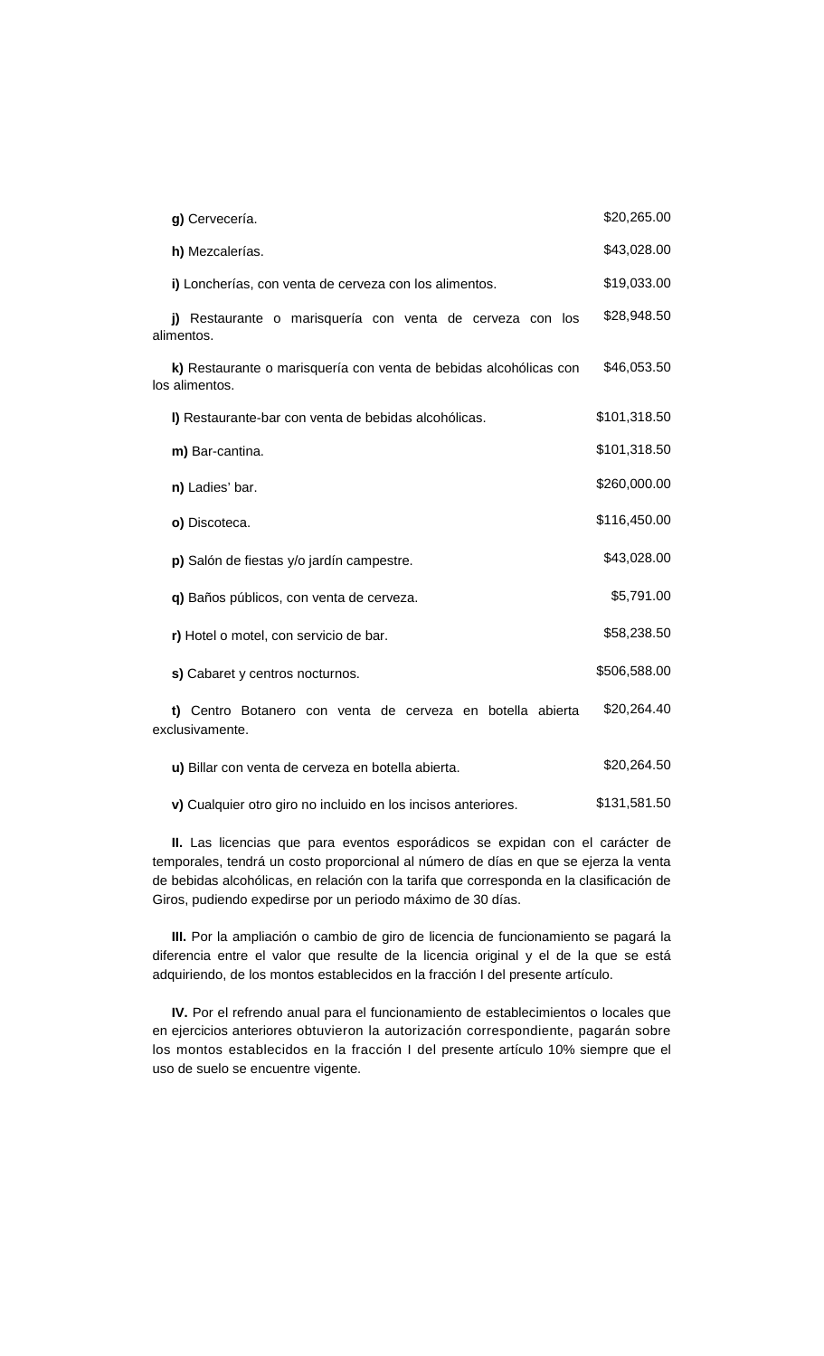| | |
|---|---|
| **g)** Cervecería. | $20,265.00 |
| **h)** Mezcalerías. | $43,028.00 |
| **i)** Loncherías, con venta de cerveza con los alimentos. | $19,033.00 |
| **j)** Restaurante o marisquería con venta de cerveza con los alimentos. | $28,948.50 |
| **k)** Restaurante o marisquería con venta de bebidas alcohólicas con los alimentos. | $46,053.50 |
| **l)** Restaurante-bar con venta de bebidas alcohólicas. | $101,318.50 |
| **m)** Bar-cantina. | $101,318.50 |
| **n)** Ladies' bar. | $260,000.00 |
| **o)** Discoteca. | $116,450.00 |
| **p)** Salón de fiestas y/o jardín campestre. | $43,028.00 |
| **q)** Baños públicos, con venta de cerveza. | $5,791.00 |
| **r)** Hotel o motel, con servicio de bar. | $58,238.50 |
| **s)** Cabaret y centros nocturnos. | $506,588.00 |
| **t)** Centro Botanero con venta de cerveza en botella abierta exclusivamente. | $20,264.40 |
| **u)** Billar con venta de cerveza en botella abierta. | $20,264.50 |
| **v)** Cualquier otro giro no incluido en los incisos anteriores. | $131,581.50 |

**II.** Las licencias que para eventos esporádicos se expidan con el carácter de temporales, tendrá un costo proporcional al número de días en que se ejerza la venta de bebidas alcohólicas, en relación con la tarifa que corresponda en la clasificación de Giros, pudiendo expedirse por un periodo máximo de 30 días.

**III.** Por la ampliación o cambio de giro de licencia de funcionamiento se pagará la diferencia entre el valor que resulte de la licencia original y el de la que se está adquiriendo, de los montos establecidos en la fracción I del presente artículo.

**IV.** Por el refrendo anual para el funcionamiento de establecimientos o locales que en ejercicios anteriores obtuvieron la autorización correspondiente, pagarán sobre los montos establecidos en la fracción I del presente artículo 10% siempre que el uso de suelo se encuentre vigente.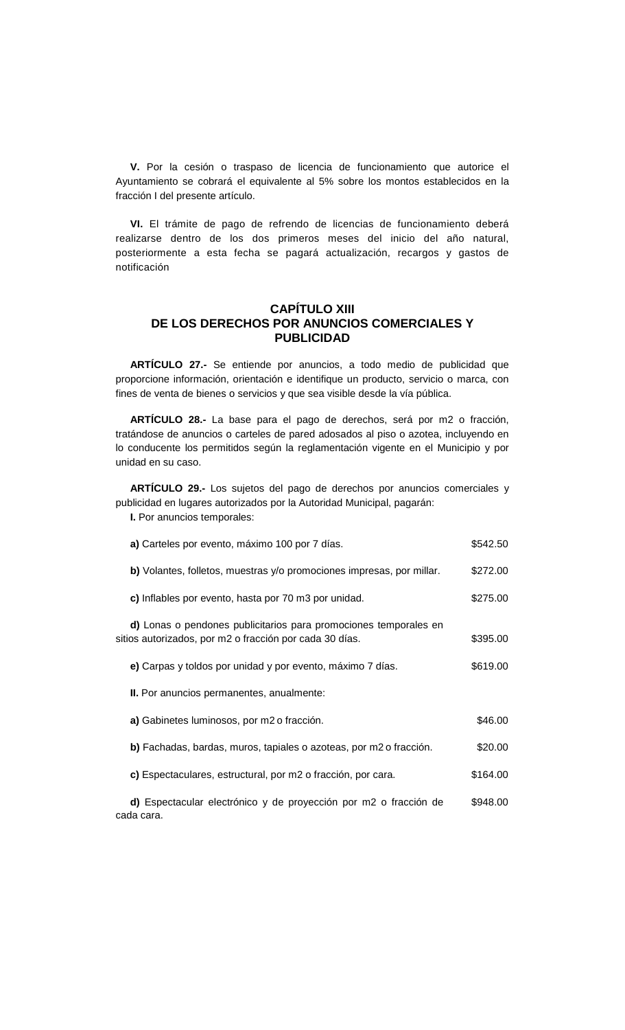**V.** Por la cesión o traspaso de licencia de funcionamiento que autorice el Ayuntamiento se cobrará el equivalente al 5% sobre los montos establecidos en la fracción I del presente artículo.

**VI.** El trámite de pago de refrendo de licencias de funcionamiento deberá realizarse dentro de los dos primeros meses del inicio del año natural, posteriormente a esta fecha se pagará actualización, recargos y gastos de notificación

## CAPÍTULO XIII
## DE LOS DERECHOS POR ANUNCIOS COMERCIALES Y PUBLICIDAD

**ARTÍCULO 27.-** Se entiende por anuncios, a todo medio de publicidad que proporcione información, orientación e identifique un producto, servicio o marca, con fines de venta de bienes o servicios y que sea visible desde la vía pública.

**ARTÍCULO 28.-** La base para el pago de derechos, será por m2 o fracción, tratándose de anuncios o carteles de pared adosados al piso o azotea, incluyendo en lo conducente los permitidos según la reglamentación vigente en el Municipio y por unidad en su caso.

**ARTÍCULO 29.-** Los sujetos del pago de derechos por anuncios comerciales y publicidad en lugares autorizados por la Autoridad Municipal, pagarán:

**I.** Por anuncios temporales:

| | |
|---|---|
| **a)** Carteles por evento, máximo 100 por 7 días. | $542.50 |
| **b)** Volantes, folletos, muestras y/o promociones impresas, por millar. | $272.00 |
| **c)** Inflables por evento, hasta por 70 m3 por unidad. | $275.00 |
| **d)** Lonas o pendones publicitarios para promociones temporales en sitios autorizados, por m2 o fracción por cada 30 días. | $395.00 |
| **e)** Carpas y toldos por unidad y por evento, máximo 7 días. | $619.00 |

**II.** Por anuncios permanentes, anualmente:

| | |
|---|---|
| **a)** Gabinetes luminosos, por m2 o fracción. | $46.00 |
| **b)** Fachadas, bardas, muros, tapiales o azoteas, por m2 o fracción. | $20.00 |
| **c)** Espectaculares, estructural, por m2 o fracción, por cara. | $164.00 |
| **d)** Espectacular electrónico y de proyección por m2 o fracción de cada cara. | $948.00 |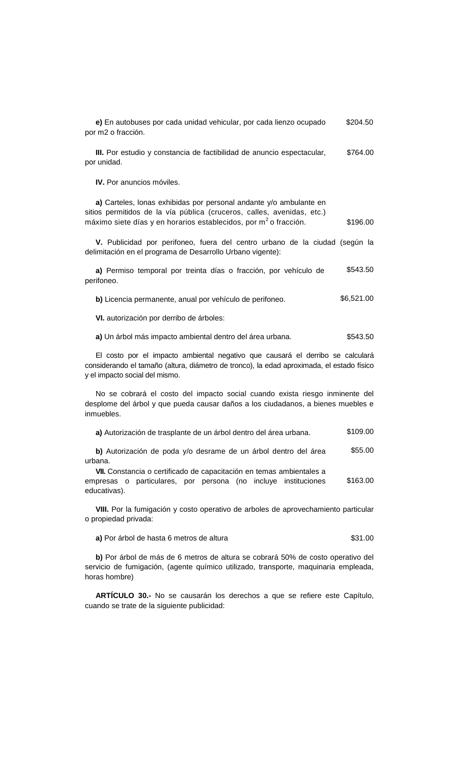**e)** En autobuses por cada unidad vehicular, por cada lienzo ocupado por m2 o fracción. $204.50

**III.** Por estudio y constancia de factibilidad de anuncio espectacular, por unidad. $764.00

**IV.** Por anuncios móviles.

**a)** Carteles, lonas exhibidas por personal andante y/o ambulante en sitios permitidos de la vía pública (cruceros, calles, avenidas, etc.) máximo siete días y en horarios establecidos, por $m^2$ o fracción. $196.00

**V.** Publicidad por perifoneo, fuera del centro urbano de la ciudad (según la delimitación en el programa de Desarrollo Urbano vigente):

**a)** Permiso temporal por treinta días o fracción, por vehículo de perifoneo. $543.50

**b)** Licencia permanente, anual por vehículo de perifoneo. $6,521.00

**VI.** autorización por derribo de árboles:

**a)** Un árbol más impacto ambiental dentro del área urbana. $543.50

El costo por el impacto ambiental negativo que causará el derribo se calculará considerando el tamaño (altura, diámetro de tronco), la edad aproximada, el estado físico y el impacto social del mismo.

No se cobrará el costo del impacto social cuando exista riesgo inminente del desplome del árbol y que pueda causar daños a los ciudadanos, a bienes muebles e inmuebles.

**a)** Autorización de trasplante de un árbol dentro del área urbana. $109.00

**b)** Autorización de poda y/o desrame de un árbol dentro del área urbana. $55.00

**VII.** Constancia o certificado de capacitación en temas ambientales a empresas o particulares, por persona (no incluye instituciones educativas). $163.00

**VIII.** Por la fumigación y costo operativo de arboles de aprovechamiento particular o propiedad privada:

**a)** Por árbol de hasta 6 metros de altura $31.00

**b)** Por árbol de más de 6 metros de altura se cobrará 50% de costo operativo del servicio de fumigación, (agente químico utilizado, transporte, maquinaria empleada, horas hombre)

**ARTÍCULO 30.-** No se causarán los derechos a que se refiere este Capítulo, cuando se trate de la siguiente publicidad: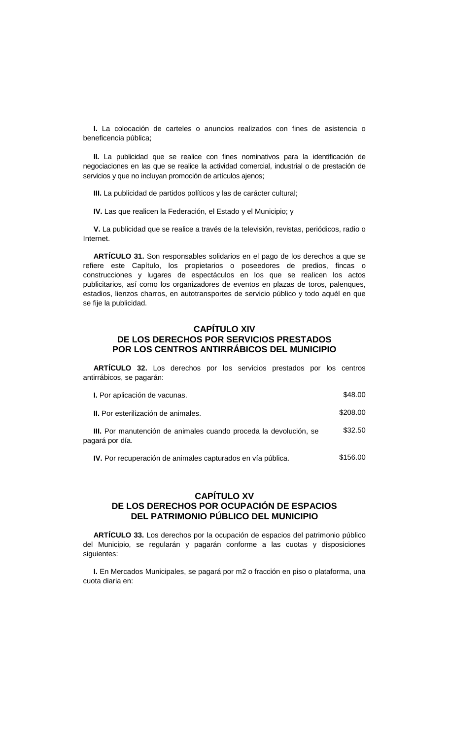**I.** La colocación de carteles o anuncios realizados con fines de asistencia o beneficencia pública;

**II.** La publicidad que se realice con fines nominativos para la identificación de negociaciones en las que se realice la actividad comercial, industrial o de prestación de servicios y que no incluyan promoción de artículos ajenos;

**III.** La publicidad de partidos políticos y las de carácter cultural;

**IV.** Las que realicen la Federación, el Estado y el Municipio; y

**V.** La publicidad que se realice a través de la televisión, revistas, periódicos, radio o Internet.

**ARTÍCULO 31.** Son responsables solidarios en el pago de los derechos a que se refiere este Capítulo, los propietarios o poseedores de predios, fincas o construcciones y lugares de espectáculos en los que se realicen los actos publicitarios, así como los organizadores de eventos en plazas de toros, palenques, estadios, lienzos charros, en autotransportes de servicio público y todo aquél en que se fije la publicidad.

## CAPÍTULO XIV
## DE LOS DERECHOS POR SERVICIOS PRESTADOS POR LOS CENTROS ANTIRRÁBICOS DEL MUNICIPIO

**ARTÍCULO 32.** Los derechos por los servicios prestados por los centros antirrábicos, se pagarán:

| | |
|---|---|
| **I.** Por aplicación de vacunas. | $48.00 |
| **II.** Por esterilización de animales. | $208.00 |
| **III.** Por manutención de animales cuando proceda la devolución, se pagará por día. | $32.50 |
| **IV.** Por recuperación de animales capturados en vía pública. | $156.00 |

## CAPÍTULO XV
## DE LOS DERECHOS POR OCUPACIÓN DE ESPACIOS DEL PATRIMONIO PÚBLICO DEL MUNICIPIO

**ARTÍCULO 33.** Los derechos por la ocupación de espacios del patrimonio público del Municipio, se regularán y pagarán conforme a las cuotas y disposiciones siguientes:

**I.** En Mercados Municipales, se pagará por m2 o fracción en piso o plataforma, una cuota diaria en: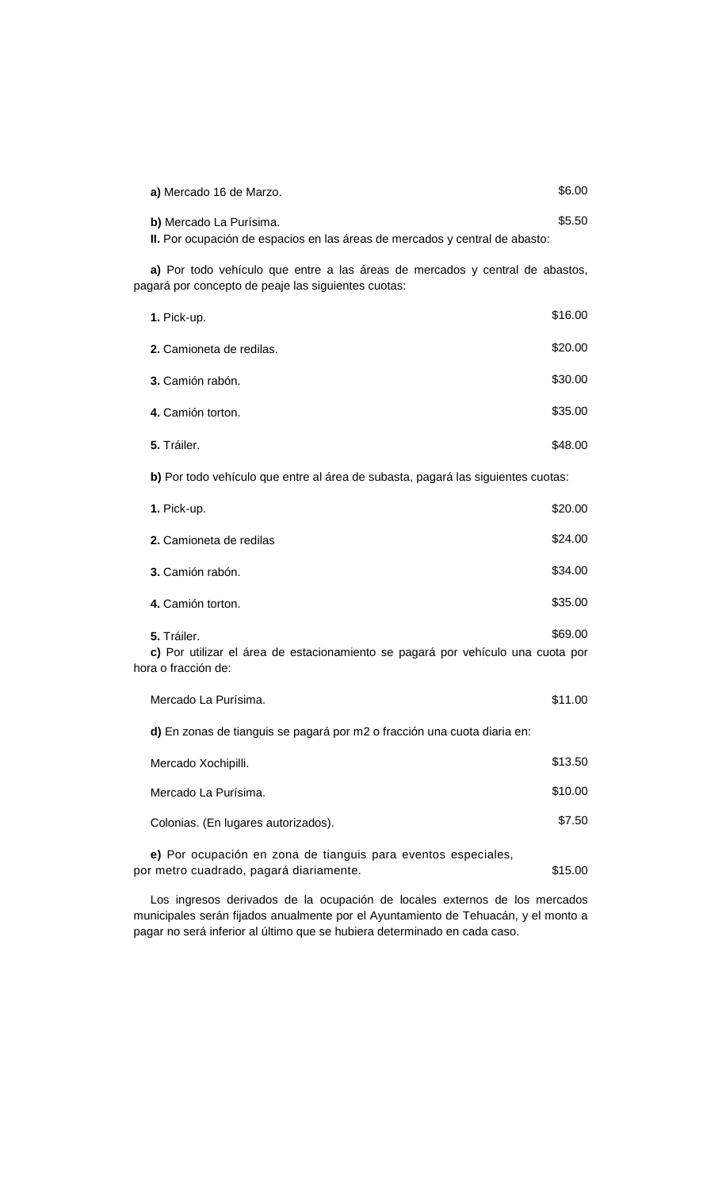**a)** Mercado 16 de Marzo. $6.00

**b)** Mercado La Purísima. $5.50

**II.** Por ocupación de espacios en las áreas de mercados y central de abasto:

**a)** Por todo vehículo que entre a las áreas de mercados y central de abastos, pagará por concepto de peaje las siguientes cuotas:

**1.** Pick-up. $16.00

**2.** Camioneta de redilas. $20.00

**3.** Camión rabón. $30.00

**4.** Camión torton. $35.00

**5.** Tráiler. $48.00

**b)** Por todo vehículo que entre al área de subasta, pagará las siguientes cuotas:

**1.** Pick-up. $20.00

**2.** Camioneta de redilas $24.00

**3.** Camión rabón. $34.00

**4.** Camión torton. $35.00

**5.** Tráiler. $69.00

**c)** Por utilizar el área de estacionamiento se pagará por vehículo una cuota por hora o fracción de:

Mercado La Purísima. $11.00

**d)** En zonas de tianguis se pagará por m2 o fracción una cuota diaria en:

Mercado Xochipilli. $13.50

Mercado La Purísima. $10.00

Colonias. (En lugares autorizados). $7.50

**e)** Por ocupación en zona de tianguis para eventos especiales, por metro cuadrado, pagará diariamente. $15.00

Los ingresos derivados de la ocupación de locales externos de los mercados municipales serán fijados anualmente por el Ayuntamiento de Tehuacán, y el monto a pagar no será inferior al último que se hubiera determinado en cada caso.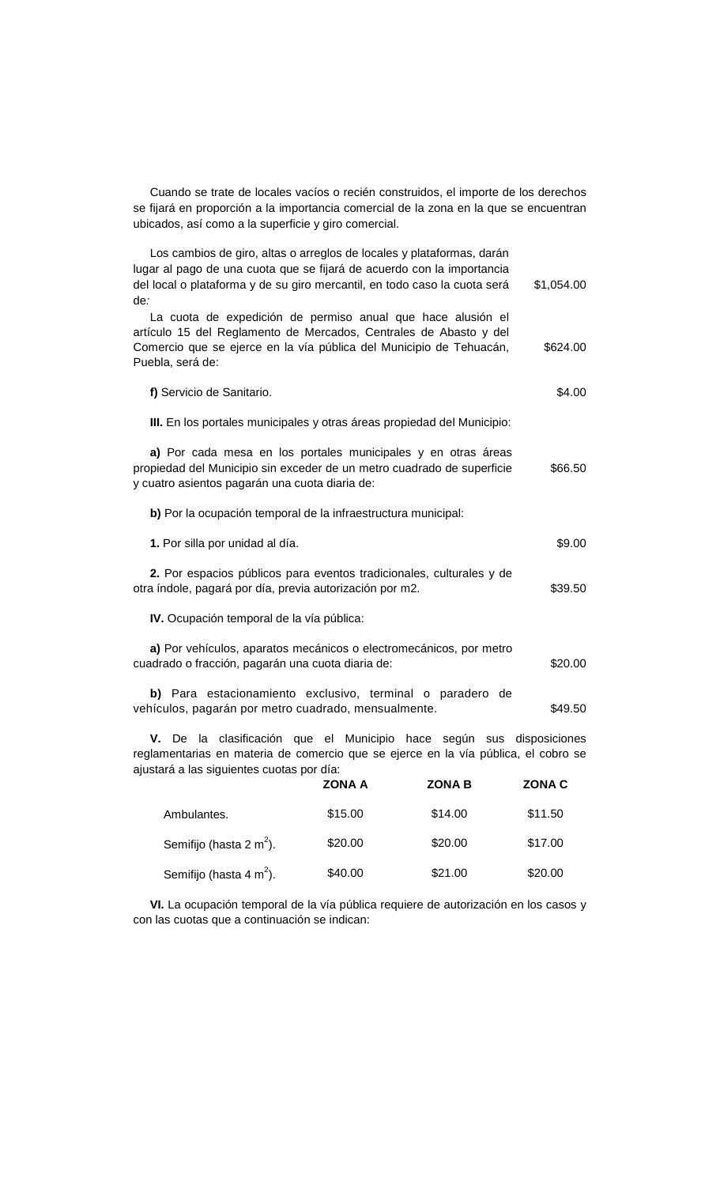Cuando se trate de locales vacíos o recién construidos, el importe de los derechos se fijará en proporción a la importancia comercial de la zona en la que se encuentran ubicados, así como a la superficie y giro comercial.

| | |
|---|---|
| Los cambios de giro, altas o arreglos de locales y plataformas, darán lugar al pago de una cuota que se fijará de acuerdo con la importancia del local o plataforma y de su giro mercantil, en todo caso la cuota será de: | $1,054.00 |
| La cuota de expedición de permiso anual que hace alusión el artículo 15 del Reglamento de Mercados, Centrales de Abasto y del Comercio que se ejerce en la vía pública del Municipio de Tehuacán, Puebla, será de: | $624.00 |
| **f)** Servicio de Sanitario. | $4.00 |
| **III.** En los portales municipales y otras áreas propiedad del Municipio: | |
| **a)** Por cada mesa en los portales municipales y en otras áreas propiedad del Municipio sin exceder de un metro cuadrado de superficie y cuatro asientos pagarán una cuota diaria de: | $66.50 |
| **b)** Por la ocupación temporal de la infraestructura municipal: | |
| **1.** Por silla por unidad al día. | $9.00 |
| **2.** Por espacios públicos para eventos tradicionales, culturales y de otra índole, pagará por día, previa autorización por m2. | $39.50 |
| **IV.** Ocupación temporal de la vía pública: | |
| **a)** Por vehículos, aparatos mecánicos o electromecánicos, por metro cuadrado o fracción, pagarán una cuota diaria de: | $20.00 |
| **b)** Para estacionamiento exclusivo, terminal o paradero de vehículos, pagarán por metro cuadrado, mensualmente. | $49.50 |

**V.** De la clasificación que el Municipio hace según sus disposiciones reglamentarias en materia de comercio que se ejerce en la vía pública, el cobro se ajustará a las siguientes cuotas por día:

| | ZONA A | ZONA B | ZONA C |
|---|---|---|---|
| Ambulantes. | $15.00 | $14.00 | $11.50 |
| Semifijo (hasta 2 $m^2$). | $20.00 | $20.00 | $17.00 |
| Semifijo (hasta 4 $m^2$). | $40.00 | $21.00 | $20.00 |

**VI.** La ocupación temporal de la vía pública requiere de autorización en los casos y con las cuotas que a continuación se indican: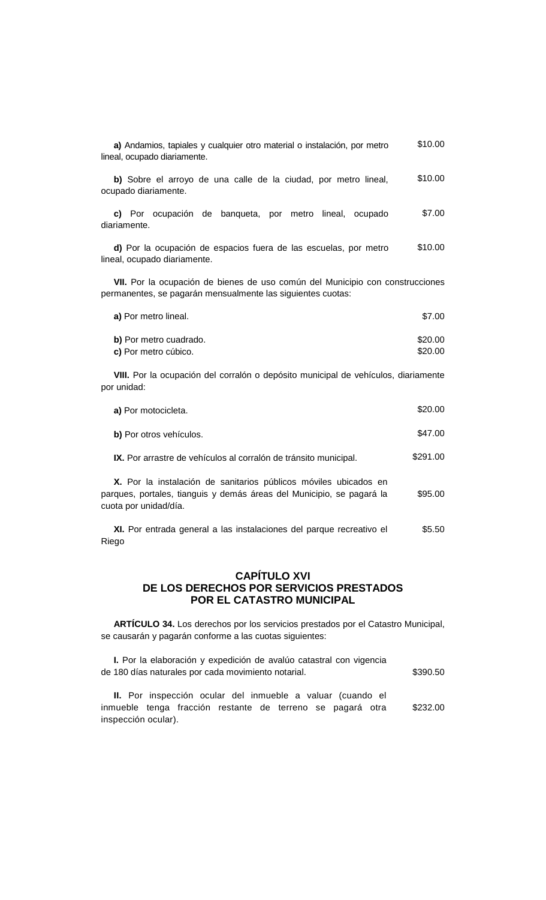**a)** Andamios, tapiales y cualquier otro material o instalación, por metro lineal, ocupado diariamente. $10.00

**b)** Sobre el arroyo de una calle de la ciudad, por metro lineal, ocupado diariamente. $10.00

**c)** Por ocupación de banqueta, por metro lineal, ocupado diariamente. $7.00

**d)** Por la ocupación de espacios fuera de las escuelas, por metro lineal, ocupado diariamente. $10.00

**VII.** Por la ocupación de bienes de uso común del Municipio con construcciones permanentes, se pagarán mensualmente las siguientes cuotas:

**a)** Por metro lineal. $7.00

**b)** Por metro cuadrado. $20.00

**c)** Por metro cúbico. $20.00

**VIII.** Por la ocupación del corralón o depósito municipal de vehículos, diariamente por unidad:

**a)** Por motocicleta. $20.00

**b)** Por otros vehículos. $47.00

**IX.** Por arrastre de vehículos al corralón de tránsito municipal. $291.00

**X.** Por la instalación de sanitarios públicos móviles ubicados en parques, portales, tianguis y demás áreas del Municipio, se pagará la cuota por unidad/día. $95.00

**XI.** Por entrada general a las instalaciones del parque recreativo el Riego $5.50

## CAPÍTULO XVI
## DE LOS DERECHOS POR SERVICIOS PRESTADOS POR EL CATASTRO MUNICIPAL

**ARTÍCULO 34.** Los derechos por los servicios prestados por el Catastro Municipal, se causarán y pagarán conforme a las cuotas siguientes:

**I.** Por la elaboración y expedición de avalúo catastral con vigencia de 180 días naturales por cada movimiento notarial. $390.50

**II.** Por inspección ocular del inmueble a valuar (cuando el inmueble tenga fracción restante de terreno se pagará otra inspección ocular). $232.00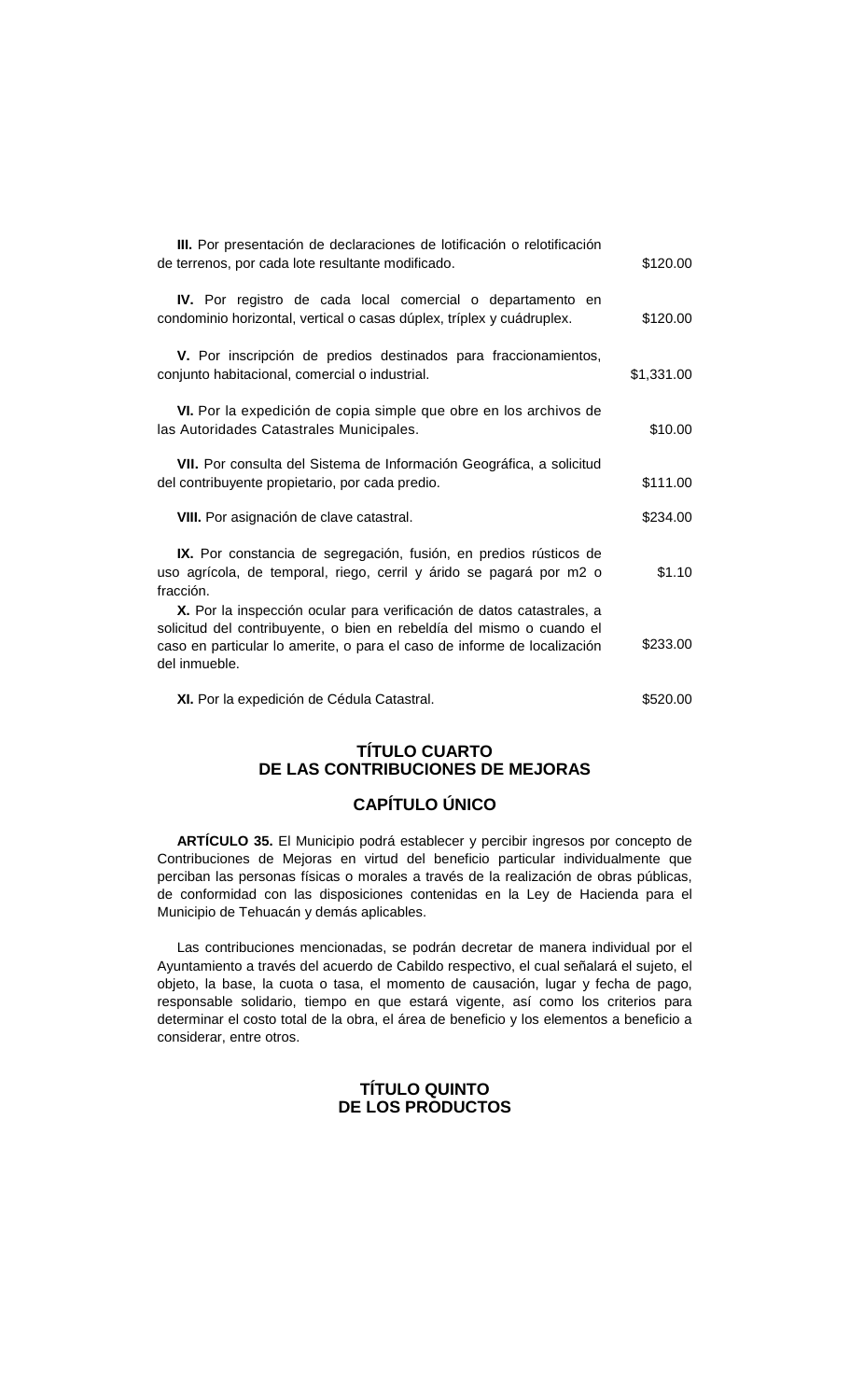| | |
|---|---|
| **III.** Por presentación de declaraciones de lotificación o relotificación de terrenos, por cada lote resultante modificado. | $120.00 |
| **IV.** Por registro de cada local comercial o departamento en condominio horizontal, vertical o casas dúplex, tríplex y cuádruplex. | $120.00 |
| **V.** Por inscripción de predios destinados para fraccionamientos, conjunto habitacional, comercial o industrial. | $1,331.00 |
| **VI.** Por la expedición de copia simple que obre en los archivos de las Autoridades Catastrales Municipales. | $10.00 |
| **VII.** Por consulta del Sistema de Información Geográfica, a solicitud del contribuyente propietario, por cada predio. | $111.00 |
| **VIII.** Por asignación de clave catastral. | $234.00 |
| **IX.** Por constancia de segregación, fusión, en predios rústicos de uso agrícola, de temporal, riego, cerril y árido se pagará por m2 o fracción. | $1.10 |
| **X.** Por la inspección ocular para verificación de datos catastrales, a solicitud del contribuyente, o bien en rebeldía del mismo o cuando el caso en particular lo amerite, o para el caso de informe de localización del inmueble. | $233.00 |
| **XI.** Por la expedición de Cédula Catastral. | $520.00 |

## TÍTULO CUARTO
## DE LAS CONTRIBUCIONES DE MEJORAS

## CAPÍTULO ÚNICO

**ARTÍCULO 35.** El Municipio podrá establecer y percibir ingresos por concepto de Contribuciones de Mejoras en virtud del beneficio particular individualmente que perciban las personas físicas o morales a través de la realización de obras públicas, de conformidad con las disposiciones contenidas en la Ley de Hacienda para el Municipio de Tehuacán y demás aplicables.

Las contribuciones mencionadas, se podrán decretar de manera individual por el Ayuntamiento a través del acuerdo de Cabildo respectivo, el cual señalará el sujeto, el objeto, la base, la cuota o tasa, el momento de causación, lugar y fecha de pago, responsable solidario, tiempo en que estará vigente, así como los criterios para determinar el costo total de la obra, el área de beneficio y los elementos a beneficio a considerar, entre otros.

## TÍTULO QUINTO
## DE LOS PRODUCTOS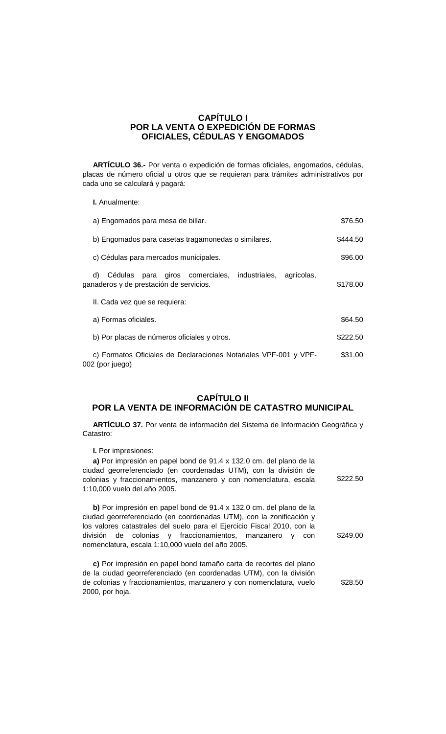## CAPÍTULO I
## POR LA VENTA O EXPEDICIÓN DE FORMAS OFICIALES, CÉDULAS Y ENGOMADOS

**ARTÍCULO 36.-** Por venta o expedición de formas oficiales, engomados, cédulas, placas de número oficial u otros que se requieran para trámites administrativos por cada uno se calculará y pagará:

**I.** Anualmente:

| | |
|---|---|
| a) Engomados para mesa de billar. | $76.50 |
| b) Engomados para casetas tragamonedas o similares. | $444.50 |
| c) Cédulas para mercados municipales. | $96.00 |
| d) Cédulas para giros comerciales, industriales, agrícolas, ganaderos y de prestación de servicios. | $178.00 |

II. Cada vez que se requiera:

| | |
|---|---|
| a) Formas oficiales. | $64.50 |
| b) Por placas de números oficiales y otros. | $222.50 |
| c) Formatos Oficiales de Declaraciones Notariales VPF-001 y VPF-002 (por juego) | $31.00 |

## CAPÍTULO II
## POR LA VENTA DE INFORMACIÓN DE CATASTRO MUNICIPAL

**ARTÍCULO 37.** Por venta de información del Sistema de Información Geográfica y Catastro:

**I.** Por impresiones:

| | |
|---|---|
| **a)** Por impresión en papel bond de 91.4 x 132.0 cm. del plano de la ciudad georreferenciado (en coordenadas UTM), con la división de colonias y fraccionamientos, manzanero y con nomenclatura, escala 1:10,000 vuelo del año 2005. | $222.50 |
| **b)** Por impresión en papel bond de 91.4 x 132.0 cm. del plano de la ciudad georreferenciado (en coordenadas UTM), con la zonificación y los valores catastrales del suelo para el Ejercicio Fiscal 2010, con la división de colonias y fraccionamientos, manzanero y con nomenclatura, escala 1:10,000 vuelo del año 2005. | $249.00 |
| **c)** Por impresión en papel bond tamaño carta de recortes del plano de la ciudad georreferenciado (en coordenadas UTM), con la división de colonias y fraccionamientos, manzanero y con nomenclatura, vuelo 2000, por hoja. | $28.50 |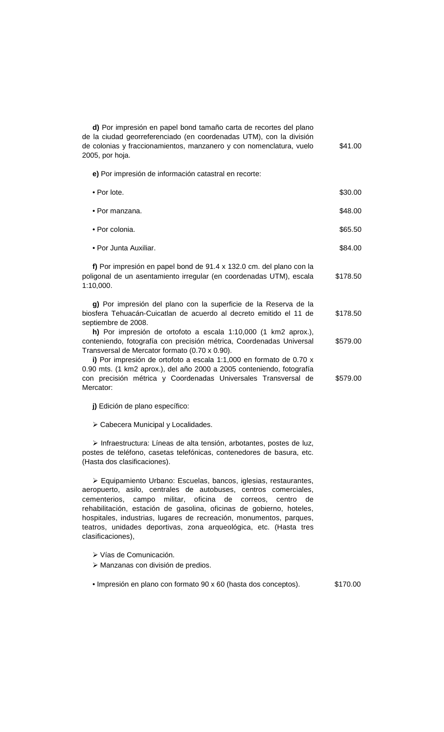**d)** Por impresión en papel bond tamaño carta de recortes del plano de la ciudad georreferenciado (en coordenadas UTM), con la división de colonias y fraccionamientos, manzanero y con nomenclatura, vuelo 2005, por hoja. $41.00

**e)** Por impresión de información catastral en recorte:

- Por lote. $30.00
- Por manzana. $48.00
- Por colonia. $65.50
- Por Junta Auxiliar. $84.00

**f)** Por impresión en papel bond de 91.4 x 132.0 cm. del plano con la poligonal de un asentamiento irregular (en coordenadas UTM), escala 1:10,000. $178.50

**g)** Por impresión del plano con la superficie de la Reserva de la biosfera Tehuacán-Cuicatlan de acuerdo al decreto emitido el 11 de septiembre de 2008. $178.50

**h)** Por impresión de ortofoto a escala 1:10,000 (1 km2 aprox.), conteniendo, fotografía con precisión métrica, Coordenadas Universal Transversal de Mercator formato (0.70 x 0.90). $579.00

**i)** Por impresión de ortofoto a escala 1:1,000 en formato de 0.70 x 0.90 mts. (1 km2 aprox.), del año 2000 a 2005 conteniendo, fotografía con precisión métrica y Coordenadas Universales Transversal de Mercator: $579.00

**j)** Edición de plano específico:

- Cabecera Municipal y Localidades.
- Infraestructura: Líneas de alta tensión, arbotantes, postes de luz, postes de teléfono, casetas telefónicas, contenedores de basura, etc. (Hasta dos clasificaciones).
- Equipamiento Urbano: Escuelas, bancos, iglesias, restaurantes, aeropuerto, asilo, centrales de autobuses, centros comerciales, cementerios, campo militar, oficina de correos, centro de rehabilitación, estación de gasolina, oficinas de gobierno, hoteles, hospitales, industrias, lugares de recreación, monumentos, parques, teatros, unidades deportivas, zona arqueológica, etc. (Hasta tres clasificaciones),
- Vías de Comunicación.
- Manzanas con división de predios.

- Impresión en plano con formato 90 x 60 (hasta dos conceptos). $170.00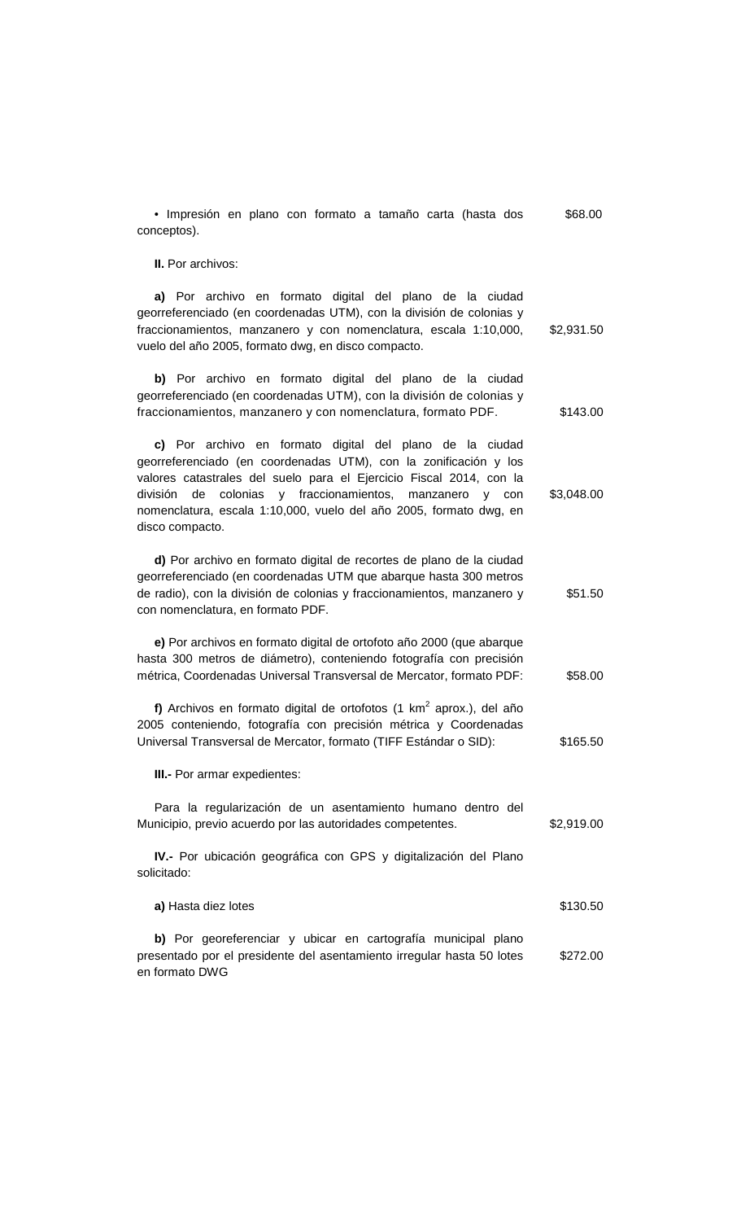| | |
|---|---|
| • Impresión en plano con formato a tamaño carta (hasta dos conceptos). | $68.00 |

**II.** Por archivos:

| | |
|---|---|
| **a)** Por archivo en formato digital del plano de la ciudad georreferenciado (en coordenadas UTM), con la división de colonias y fraccionamientos, manzanero y con nomenclatura, escala 1:10,000, vuelo del año 2005, formato dwg, en disco compacto. | $2,931.50 |
| **b)** Por archivo en formato digital del plano de la ciudad georreferenciado (en coordenadas UTM), con la división de colonias y fraccionamientos, manzanero y con nomenclatura, formato PDF. | $143.00 |
| **c)** Por archivo en formato digital del plano de la ciudad georreferenciado (en coordenadas UTM), con la zonificación y los valores catastrales del suelo para el Ejercicio Fiscal 2014, con la división de colonias y fraccionamientos, manzanero y con nomenclatura, escala 1:10,000, vuelo del año 2005, formato dwg, en disco compacto. | $3,048.00 |
| **d)** Por archivo en formato digital de recortes de plano de la ciudad georreferenciado (en coordenadas UTM que abarque hasta 300 metros de radio), con la división de colonias y fraccionamientos, manzanero y con nomenclatura, en formato PDF. | $51.50 |
| **e)** Por archivos en formato digital de ortofoto año 2000 (que abarque hasta 300 metros de diámetro), conteniendo fotografía con precisión métrica, Coordenadas Universal Transversal de Mercator, formato PDF: | $58.00 |
| **f)** Archivos en formato digital de ortofotos (1 $km^2$ aprox.), del año 2005 conteniendo, fotografía con precisión métrica y Coordenadas Universal Transversal de Mercator, formato (TIFF Estándar o SID): | $165.50 |

**III.-** Por armar expedientes:

| | |
|---|---|
| Para la regularización de un asentamiento humano dentro del Municipio, previo acuerdo por las autoridades competentes. | $2,919.00 |

**IV.-** Por ubicación geográfica con GPS y digitalización del Plano solicitado:

| | |
|---|---|
| **a)** Hasta diez lotes | $130.50 |
| **b)** Por georeferenciar y ubicar en cartografía municipal plano presentado por el presidente del asentamiento irregular hasta 50 lotes en formato DWG | $272.00 |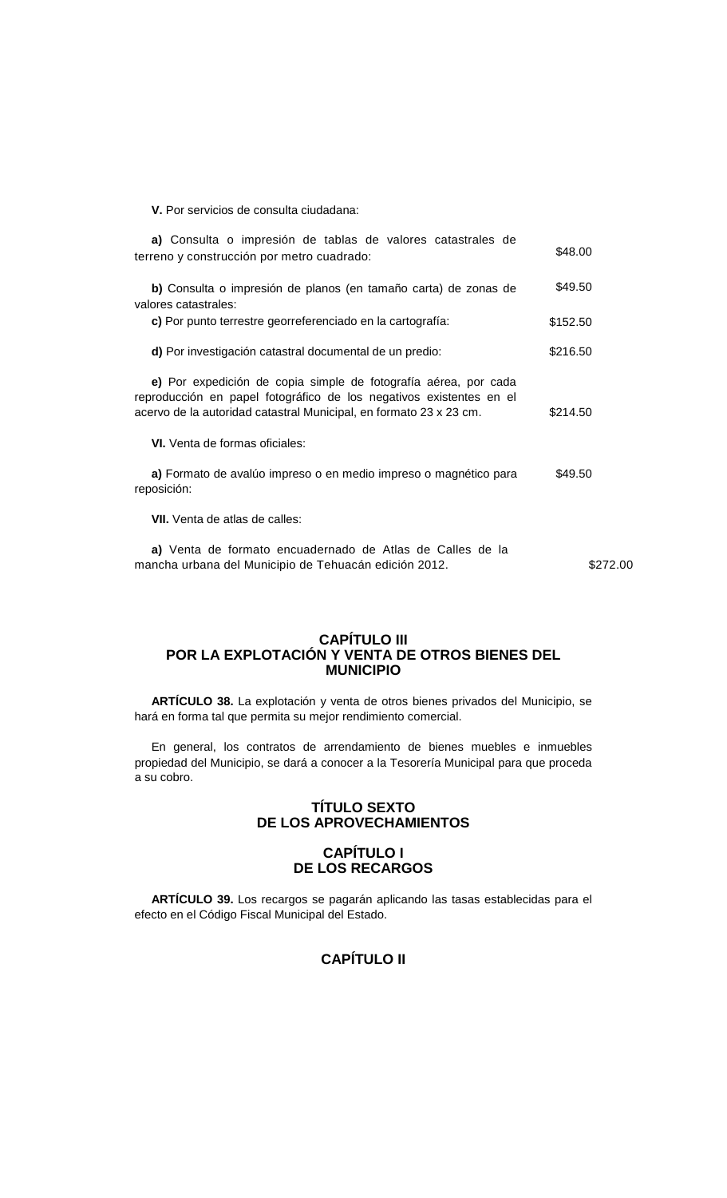**V.** Por servicios de consulta ciudadana:

| | |
|---|---|
| **a)** Consulta o impresión de tablas de valores catastrales de terreno y construcción por metro cuadrado: | $48.00 |
| **b)** Consulta o impresión de planos (en tamaño carta) de zonas de valores catastrales: | $49.50 |
| **c)** Por punto terrestre georreferenciado en la cartografía: | $152.50 |
| **d)** Por investigación catastral documental de un predio: | $216.50 |
| **e)** Por expedición de copia simple de fotografía aérea, por cada reproducción en papel fotográfico de los negativos existentes en el acervo de la autoridad catastral Municipal, en formato 23 x 23 cm. | $214.50 |

**VI.** Venta de formas oficiales:

| | |
|---|---|
| **a)** Formato de avalúo impreso o en medio impreso o magnético para reposición: | $49.50 |

**VII.** Venta de atlas de calles:

| | |
|---|---|
| **a)** Venta de formato encuadernado de Atlas de Calles de la mancha urbana del Municipio de Tehuacán edición 2012. | $272.00 |

## CAPÍTULO III
## POR LA EXPLOTACIÓN Y VENTA DE OTROS BIENES DEL MUNICIPIO

**ARTÍCULO 38.** La explotación y venta de otros bienes privados del Municipio, se hará en forma tal que permita su mejor rendimiento comercial.

En general, los contratos de arrendamiento de bienes muebles e inmuebles propiedad del Municipio, se dará a conocer a la Tesorería Municipal para que proceda a su cobro.

# TÍTULO SEXTO
# DE LOS APROVECHAMIENTOS

## CAPÍTULO I
## DE LOS RECARGOS

**ARTÍCULO 39.** Los recargos se pagarán aplicando las tasas establecidas para el efecto en el Código Fiscal Municipal del Estado.

## CAPÍTULO II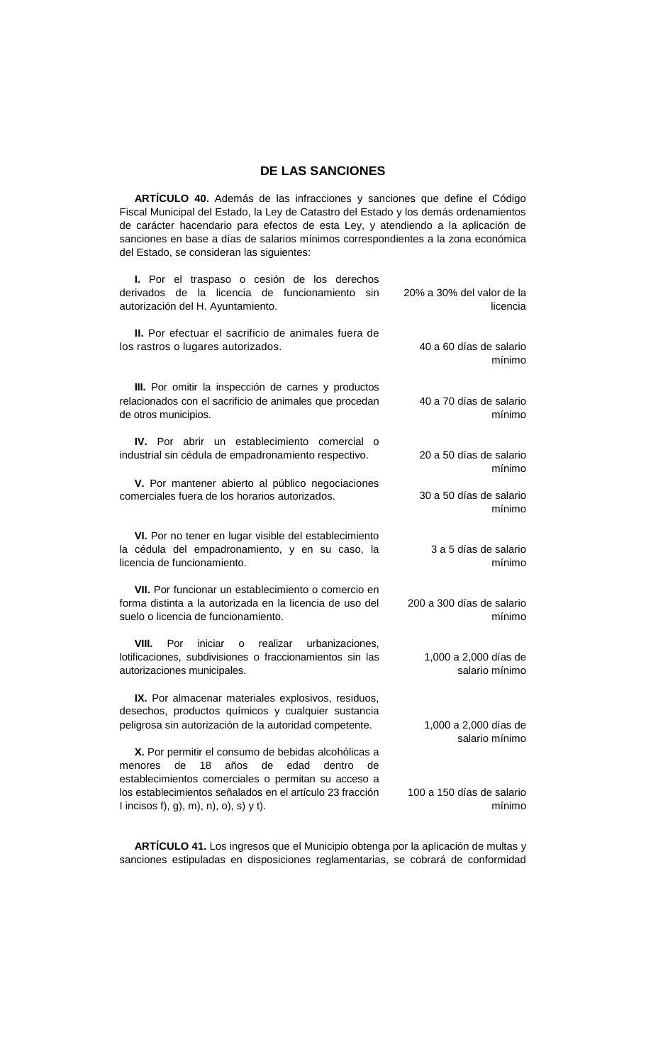## DE LAS SANCIONES

**ARTÍCULO 40.** Además de las infracciones y sanciones que define el Código Fiscal Municipal del Estado, la Ley de Catastro del Estado y los demás ordenamientos de carácter hacendario para efectos de esta Ley, y atendiendo a la aplicación de sanciones en base a días de salarios mínimos correspondientes a la zona económica del Estado, se consideran las siguientes:

| | |
|---|---|
| **I.** Por el traspaso o cesión de los derechos derivados de la licencia de funcionamiento sin autorización del H. Ayuntamiento. | 20% a 30% del valor de la licencia |
| **II.** Por efectuar el sacrificio de animales fuera de los rastros o lugares autorizados. | 40 a 60 días de salario mínimo |
| **III.** Por omitir la inspección de carnes y productos relacionados con el sacrificio de animales que procedan de otros municipios. | 40 a 70 días de salario mínimo |
| **IV.** Por abrir un establecimiento comercial o industrial sin cédula de empadronamiento respectivo. | 20 a 50 días de salario mínimo |
| **V.** Por mantener abierto al público negociaciones comerciales fuera de los horarios autorizados. | 30 a 50 días de salario mínimo |
| **VI.** Por no tener en lugar visible del establecimiento la cédula del empadronamiento, y en su caso, la licencia de funcionamiento. | 3 a 5 días de salario mínimo |
| **VII.** Por funcionar un establecimiento o comercio en forma distinta a la autorizada en la licencia de uso del suelo o licencia de funcionamiento. | 200 a 300 días de salario mínimo |
| **VIII.** Por iniciar o realizar urbanizaciones, lotificaciones, subdivisiones o fraccionamientos sin las autorizaciones municipales. | 1,000 a 2,000 días de salario mínimo |
| **IX.** Por almacenar materiales explosivos, residuos, desechos, productos químicos y cualquier sustancia peligrosa sin autorización de la autoridad competente. | 1,000 a 2,000 días de salario mínimo |
| **X.** Por permitir el consumo de bebidas alcohólicas a menores de 18 años de edad dentro de establecimientos comerciales o permitan su acceso a los establecimientos señalados en el artículo 23 fracción I incisos f), g), m), n), o), s) y t). | 100 a 150 días de salario mínimo |

**ARTÍCULO 41.** Los ingresos que el Municipio obtenga por la aplicación de multas y sanciones estipuladas en disposiciones reglamentarias, se cobrará de conformidad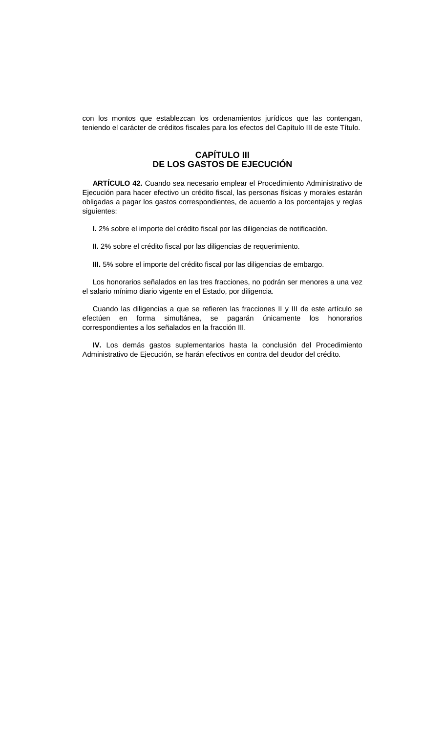con los montos que establezcan los ordenamientos jurídicos que las contengan, teniendo el carácter de créditos fiscales para los efectos del Capítulo III de este Título.

## CAPÍTULO III
## DE LOS GASTOS DE EJECUCIÓN

**ARTÍCULO 42.** Cuando sea necesario emplear el Procedimiento Administrativo de Ejecución para hacer efectivo un crédito fiscal, las personas físicas y morales estarán obligadas a pagar los gastos correspondientes, de acuerdo a los porcentajes y reglas siguientes:

**I.** 2% sobre el importe del crédito fiscal por las diligencias de notificación.

**II.** 2% sobre el crédito fiscal por las diligencias de requerimiento.

**III.** 5% sobre el importe del crédito fiscal por las diligencias de embargo.

Los honorarios señalados en las tres fracciones, no podrán ser menores a una vez el salario mínimo diario vigente en el Estado, por diligencia.

Cuando las diligencias a que se refieren las fracciones II y III de este artículo se efectúen en forma simultánea, se pagarán únicamente los honorarios correspondientes a los señalados en la fracción III.

**IV.** Los demás gastos suplementarios hasta la conclusión del Procedimiento Administrativo de Ejecución, se harán efectivos en contra del deudor del crédito.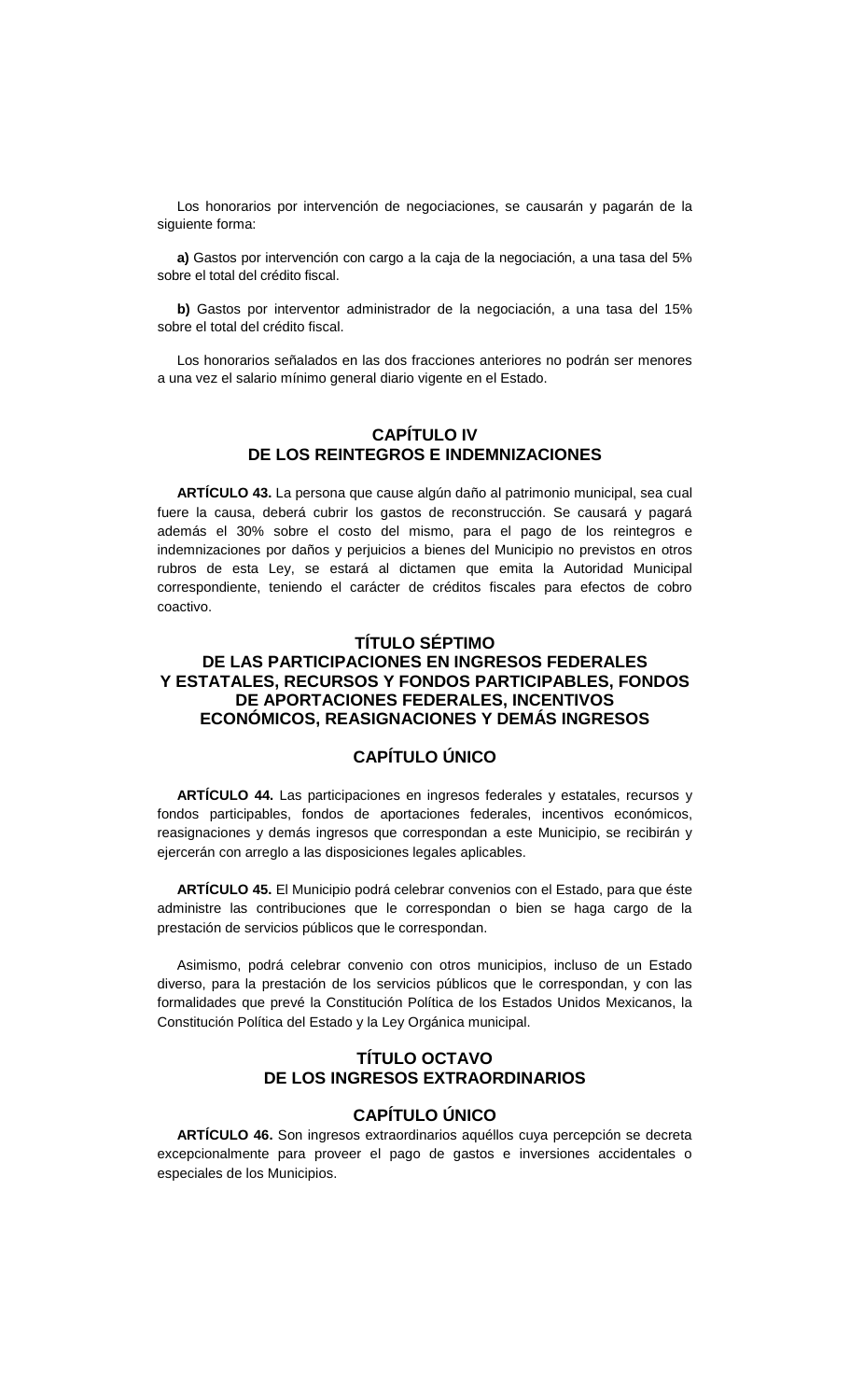Los honorarios por intervención de negociaciones, se causarán y pagarán de la siguiente forma:

**a)** Gastos por intervención con cargo a la caja de la negociación, a una tasa del 5% sobre el total del crédito fiscal.

**b)** Gastos por interventor administrador de la negociación, a una tasa del 15% sobre el total del crédito fiscal.

Los honorarios señalados en las dos fracciones anteriores no podrán ser menores a una vez el salario mínimo general diario vigente en el Estado.

## CAPÍTULO IV
## DE LOS REINTEGROS E INDEMNIZACIONES

**ARTÍCULO 43.** La persona que cause algún daño al patrimonio municipal, sea cual fuere la causa, deberá cubrir los gastos de reconstrucción. Se causará y pagará además el 30% sobre el costo del mismo, para el pago de los reintegros e indemnizaciones por daños y perjuicios a bienes del Municipio no previstos en otros rubros de esta Ley, se estará al dictamen que emita la Autoridad Municipal correspondiente, teniendo el carácter de créditos fiscales para efectos de cobro coactivo.

# TÍTULO SÉPTIMO
# DE LAS PARTICIPACIONES EN INGRESOS FEDERALES Y ESTATALES, RECURSOS Y FONDOS PARTICIPABLES, FONDOS DE APORTACIONES FEDERALES, INCENTIVOS ECONÓMICOS, REASIGNACIONES Y DEMÁS INGRESOS

## CAPÍTULO ÚNICO

**ARTÍCULO 44.** Las participaciones en ingresos federales y estatales, recursos y fondos participables, fondos de aportaciones federales, incentivos económicos, reasignaciones y demás ingresos que correspondan a este Municipio, se recibirán y ejercerán con arreglo a las disposiciones legales aplicables.

**ARTÍCULO 45.** El Municipio podrá celebrar convenios con el Estado, para que éste administre las contribuciones que le correspondan o bien se haga cargo de la prestación de servicios públicos que le correspondan.

Asimismo, podrá celebrar convenio con otros municipios, incluso de un Estado diverso, para la prestación de los servicios públicos que le correspondan, y con las formalidades que prevé la Constitución Política de los Estados Unidos Mexicanos, la Constitución Política del Estado y la Ley Orgánica municipal.

# TÍTULO OCTAVO
# DE LOS INGRESOS EXTRAORDINARIOS

## CAPÍTULO ÚNICO

**ARTÍCULO 46.** Son ingresos extraordinarios aquéllos cuya percepción se decreta excepcionalmente para proveer el pago de gastos e inversiones accidentales o especiales de los Municipios.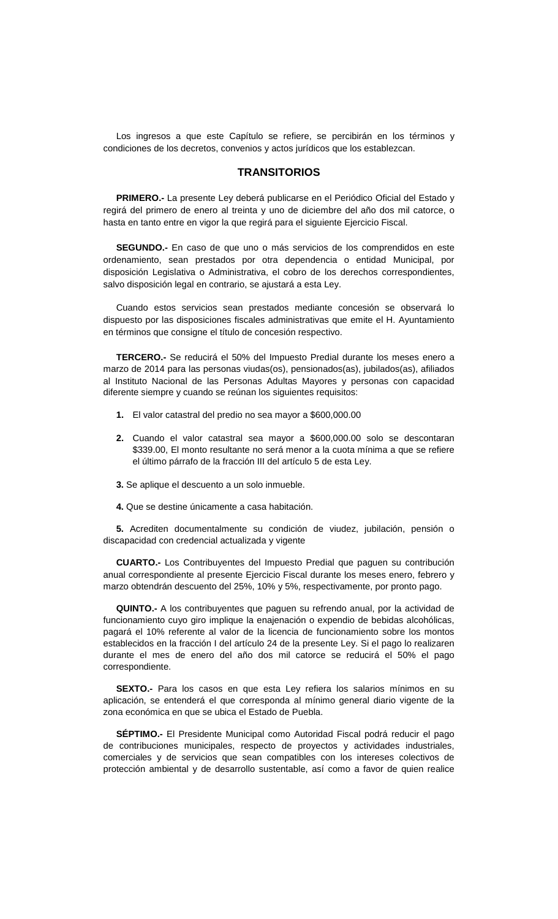Los ingresos a que este Capítulo se refiere, se percibirán en los términos y condiciones de los decretos, convenios y actos jurídicos que los establezcan.

## TRANSITORIOS

**PRIMERO.-** La presente Ley deberá publicarse en el Periódico Oficial del Estado y regirá del primero de enero al treinta y uno de diciembre del año dos mil catorce, o hasta en tanto entre en vigor la que regirá para el siguiente Ejercicio Fiscal.

**SEGUNDO.-** En caso de que uno o más servicios de los comprendidos en este ordenamiento, sean prestados por otra dependencia o entidad Municipal, por disposición Legislativa o Administrativa, el cobro de los derechos correspondientes, salvo disposición legal en contrario, se ajustará a esta Ley.

Cuando estos servicios sean prestados mediante concesión se observará lo dispuesto por las disposiciones fiscales administrativas que emite el H. Ayuntamiento en términos que consigne el título de concesión respectivo.

**TERCERO.-** Se reducirá el 50% del Impuesto Predial durante los meses enero a marzo de 2014 para las personas viudas(os), pensionados(as), jubilados(as), afiliados al Instituto Nacional de las Personas Adultas Mayores y personas con capacidad diferente siempre y cuando se reúnan los siguientes requisitos:

1. El valor catastral del predio no sea mayor a $600,000.00

2. Cuando el valor catastral sea mayor a $600,000.00 solo se descontaran $339.00, El monto resultante no será menor a la cuota mínima a que se refiere el último párrafo de la fracción III del artículo 5 de esta Ley.

**3.** Se aplique el descuento a un solo inmueble.

**4.** Que se destine únicamente a casa habitación.

**5.** Acrediten documentalmente su condición de viudez, jubilación, pensión o discapacidad con credencial actualizada y vigente

**CUARTO.-** Los Contribuyentes del Impuesto Predial que paguen su contribución anual correspondiente al presente Ejercicio Fiscal durante los meses enero, febrero y marzo obtendrán descuento del 25%, 10% y 5%, respectivamente, por pronto pago.

**QUINTO.-** A los contribuyentes que paguen su refrendo anual, por la actividad de funcionamiento cuyo giro implique la enajenación o expendio de bebidas alcohólicas, pagará el 10% referente al valor de la licencia de funcionamiento sobre los montos establecidos en la fracción I del artículo 24 de la presente Ley. Si el pago lo realizaren durante el mes de enero del año dos mil catorce se reducirá el 50% el pago correspondiente.

**SEXTO.-** Para los casos en que esta Ley refiera los salarios mínimos en su aplicación, se entenderá el que corresponda al mínimo general diario vigente de la zona económica en que se ubica el Estado de Puebla.

**SÉPTIMO.-** El Presidente Municipal como Autoridad Fiscal podrá reducir el pago de contribuciones municipales, respecto de proyectos y actividades industriales, comerciales y de servicios que sean compatibles con los intereses colectivos de protección ambiental y de desarrollo sustentable, así como a favor de quien realice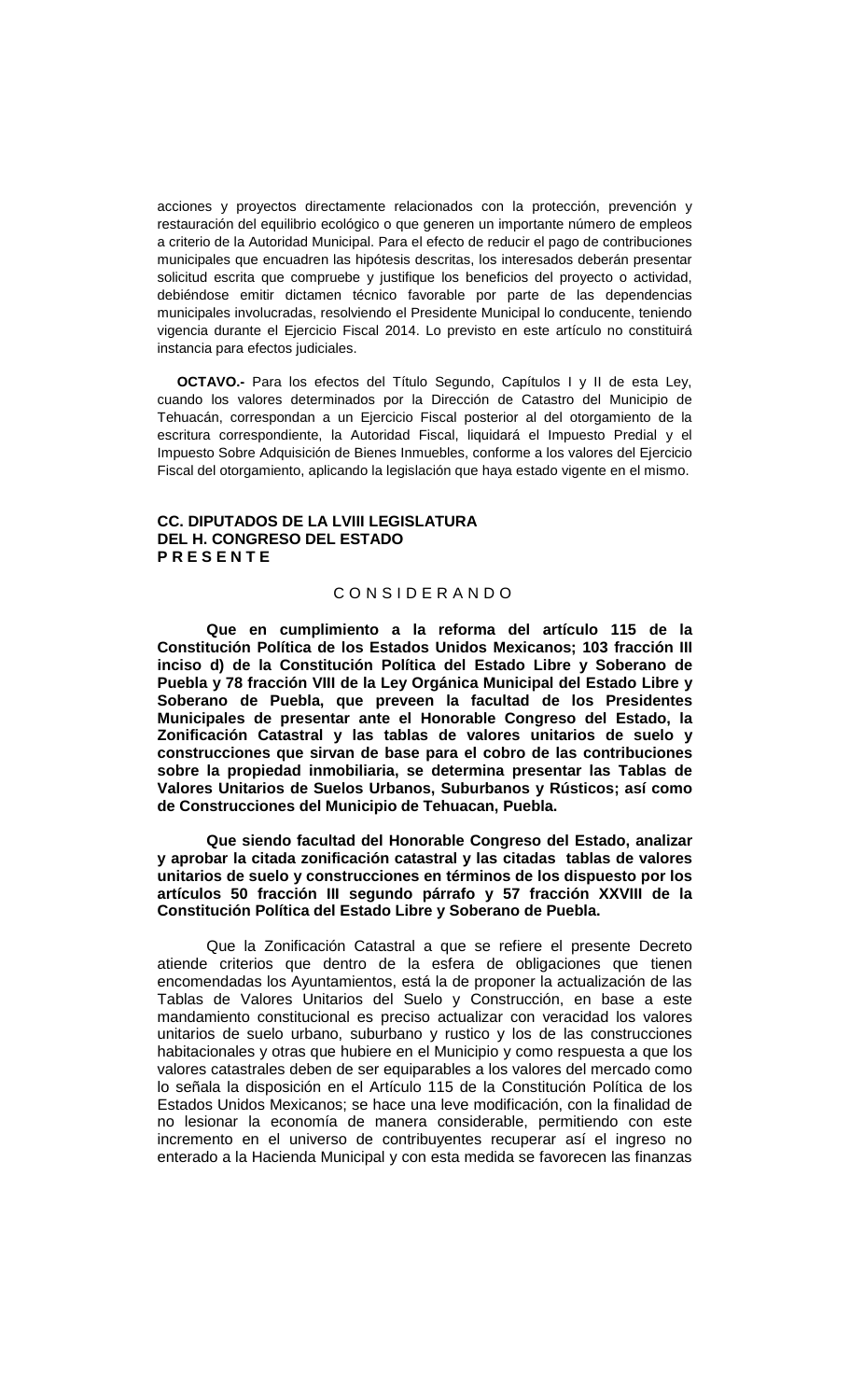acciones y proyectos directamente relacionados con la protección, prevención y restauración del equilibrio ecológico o que generen un importante número de empleos a criterio de la Autoridad Municipal. Para el efecto de reducir el pago de contribuciones municipales que encuadren las hipótesis descritas, los interesados deberán presentar solicitud escrita que compruebe y justifique los beneficios del proyecto o actividad, debiéndose emitir dictamen técnico favorable por parte de las dependencias municipales involucradas, resolviendo el Presidente Municipal lo conducente, teniendo vigencia durante el Ejercicio Fiscal 2014. Lo previsto en este artículo no constituirá instancia para efectos judiciales.

**OCTAVO.-** Para los efectos del Título Segundo, Capítulos I y II de esta Ley, cuando los valores determinados por la Dirección de Catastro del Municipio de Tehuacán, correspondan a un Ejercicio Fiscal posterior al del otorgamiento de la escritura correspondiente, la Autoridad Fiscal, liquidará el Impuesto Predial y el Impuesto Sobre Adquisición de Bienes Inmuebles, conforme a los valores del Ejercicio Fiscal del otorgamiento, aplicando la legislación que haya estado vigente en el mismo.

**CC. DIPUTADOS DE LA LVIII LEGISLATURA**
**DEL H. CONGRESO DEL ESTADO**
**P R E S E N T E**

C O N S I D E R A N D O

**Que en cumplimiento a la reforma del artículo 115 de la Constitución Política de los Estados Unidos Mexicanos; 103 fracción III inciso d) de la Constitución Política del Estado Libre y Soberano de Puebla y 78 fracción VIII de la Ley Orgánica Municipal del Estado Libre y Soberano de Puebla, que preveen la facultad de los Presidentes Municipales de presentar ante el Honorable Congreso del Estado, la Zonificación Catastral y las tablas de valores unitarios de suelo y construcciones que sirvan de base para el cobro de las contribuciones sobre la propiedad inmobiliaria, se determina presentar las Tablas de Valores Unitarios de Suelos Urbanos, Suburbanos y Rústicos; así como de Construcciones del Municipio de Tehuacan, Puebla.**

**Que siendo facultad del Honorable Congreso del Estado, analizar y aprobar la citada zonificación catastral y las citadas tablas de valores unitarios de suelo y construcciones en términos de los dispuesto por los artículos 50 fracción III segundo párrafo y 57 fracción XXVIII de la Constitución Política del Estado Libre y Soberano de Puebla.**

Que la Zonificación Catastral a que se refiere el presente Decreto atiende criterios que dentro de la esfera de obligaciones que tienen encomendadas los Ayuntamientos, está la de proponer la actualización de las Tablas de Valores Unitarios del Suelo y Construcción, en base a este mandamiento constitucional es preciso actualizar con veracidad los valores unitarios de suelo urbano, suburbano y rustico y los de las construcciones habitacionales y otras que hubiere en el Municipio y como respuesta a que los valores catastrales deben de ser equiparables a los valores del mercado como lo señala la disposición en el Artículo 115 de la Constitución Política de los Estados Unidos Mexicanos; se hace una leve modificación, con la finalidad de no lesionar la economía de manera considerable, permitiendo con este incremento en el universo de contribuyentes recuperar así el ingreso no enterado a la Hacienda Municipal y con esta medida se favorecen las finanzas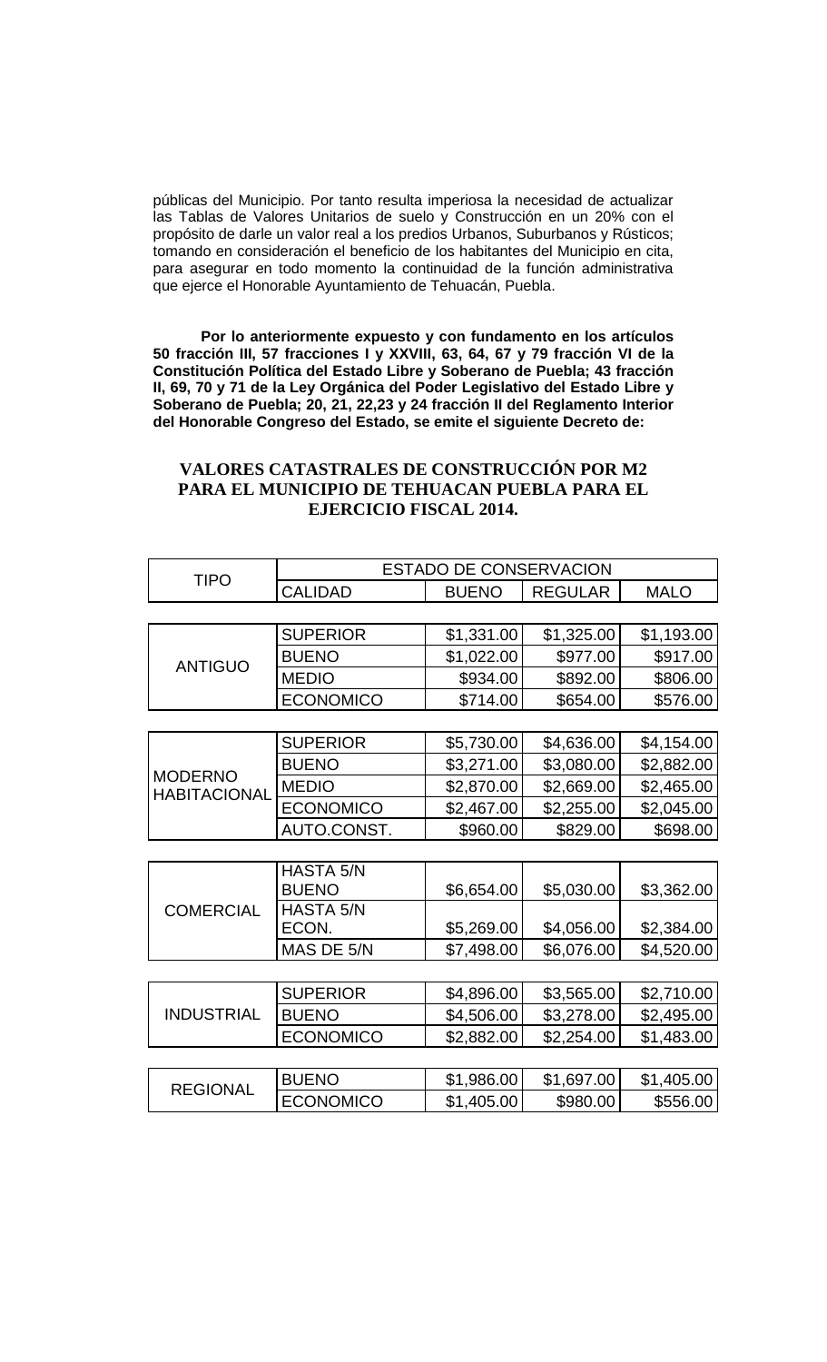públicas del Municipio. Por tanto resulta imperiosa la necesidad de actualizar las Tablas de Valores Unitarios de suelo y Construcción en un 20% con el propósito de darle un valor real a los predios Urbanos, Suburbanos y Rústicos; tomando en consideración el beneficio de los habitantes del Municipio en cita, para asegurar en todo momento la continuidad de la función administrativa que ejerce el Honorable Ayuntamiento de Tehuacán, Puebla.

**Por lo anteriormente expuesto y con fundamento en los artículos 50 fracción III, 57 fracciones I y XXVIII, 63, 64, 67 y 79 fracción VI de la Constitución Política del Estado Libre y Soberano de Puebla; 43 fracción II, 69, 70 y 71 de la Ley Orgánica del Poder Legislativo del Estado Libre y Soberano de Puebla; 20, 21, 22,23 y 24 fracción II del Reglamento Interior del Honorable Congreso del Estado, se emite el siguiente Decreto de:**

## VALORES CATASTRALES DE CONSTRUCCIÓN POR M2 PARA EL MUNICIPIO DE TEHUACAN PUEBLA PARA EL EJERCICIO FISCAL 2014.

| TIPO | ESTADO DE CONSERVACION | | | |
|---|---|---|---|---|
| | CALIDAD | BUENO | REGULAR | MALO |
| ANTIGUO | SUPERIOR | $1,331.00 | $1,325.00 | $1,193.00 |
| | BUENO | $1,022.00 | $977.00 | $917.00 |
| | MEDIO | $934.00 | $892.00 | $806.00 |
| | ECONOMICO | $714.00 | $654.00 | $576.00 |
| MODERNO HABITACIONAL | SUPERIOR | $5,730.00 | $4,636.00 | $4,154.00 |
| | BUENO | $3,271.00 | $3,080.00 | $2,882.00 |
| | MEDIO | $2,870.00 | $2,669.00 | $2,465.00 |
| | ECONOMICO | $2,467.00 | $2,255.00 | $2,045.00 |
| | AUTO.CONST. | $960.00 | $829.00 | $698.00 |
| COMERCIAL | HASTA 5/N BUENO | $6,654.00 | $5,030.00 | $3,362.00 |
| | HASTA 5/N ECON. | $5,269.00 | $4,056.00 | $2,384.00 |
| | MAS DE 5/N | $7,498.00 | $6,076.00 | $4,520.00 |
| INDUSTRIAL | SUPERIOR | $4,896.00 | $3,565.00 | $2,710.00 |
| | BUENO | $4,506.00 | $3,278.00 | $2,495.00 |
| | ECONOMICO | $2,882.00 | $2,254.00 | $1,483.00 |
| REGIONAL | BUENO | $1,986.00 | $1,697.00 | $1,405.00 |
| | ECONOMICO | $1,405.00 | $980.00 | $556.00 |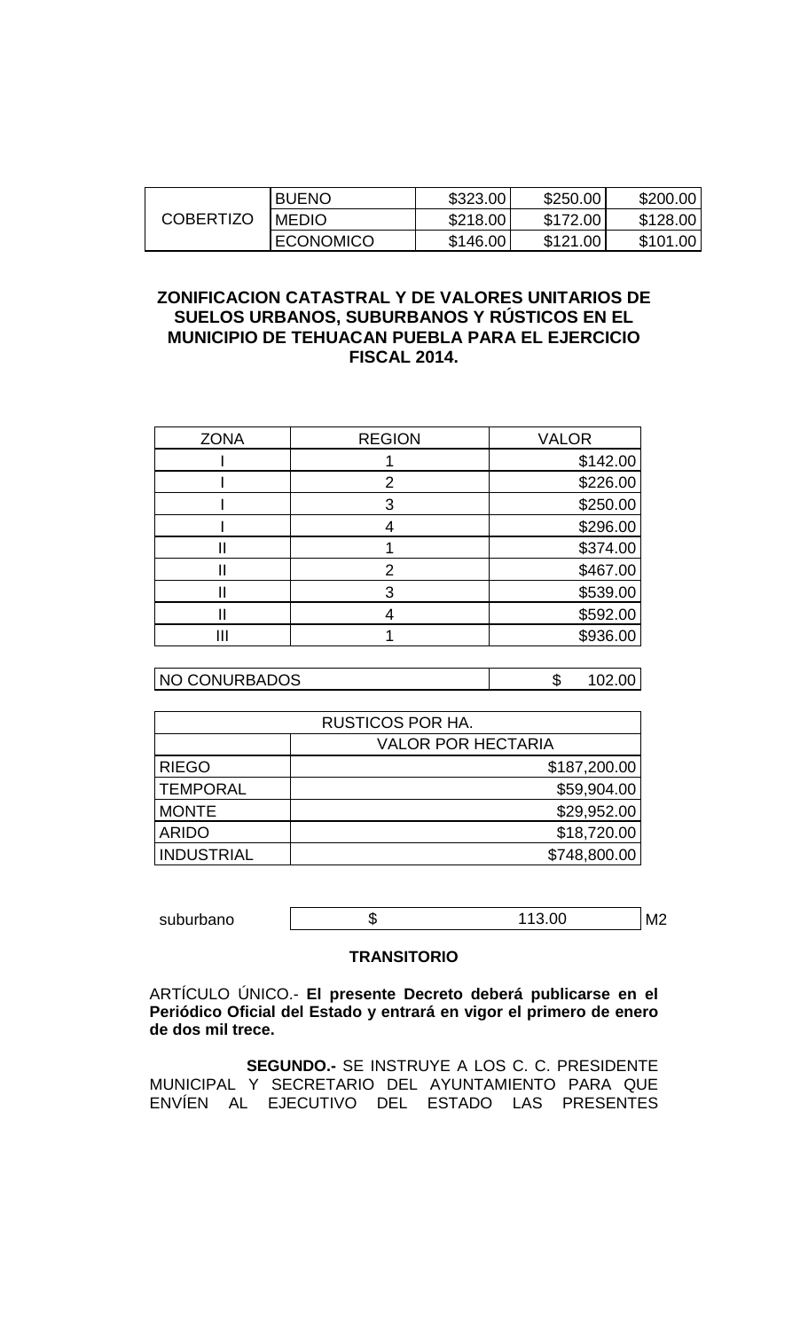| | | | | |
|---|---|---|---|---|
| COBERTIZO | BUENO | $323.00 | $250.00 | $200.00 |
| | MEDIO | $218.00 | $172.00 | $128.00 |
| | ECONOMICO | $146.00 | $121.00 | $101.00 |

**ZONIFICACION CATASTRAL Y DE VALORES UNITARIOS DE SUELOS URBANOS, SUBURBANOS Y RÚSTICOS EN EL MUNICIPIO DE TEHUACAN PUEBLA PARA EL EJERCICIO FISCAL 2014.**

| ZONA | REGION | VALOR |
|---|---|---|
| I | 1 | $142.00 |
| I | 2 | $226.00 |
| I | 3 | $250.00 |
| I | 4 | $296.00 |
| II | 1 | $374.00 |
| II | 2 | $467.00 |
| II | 3 | $539.00 |
| II | 4 | $592.00 |
| III | 1 | $936.00 |

| | |
|---|---|
| NO CONURBADOS | $ 102.00 |

| RUSTICOS POR HA. | |
|---|---|
| | VALOR POR HECTARIA |
| RIEGO | $187,200.00 |
| TEMPORAL | $59,904.00 |
| MONTE | $29,952.00 |
| ARIDO | $18,720.00 |
| INDUSTRIAL | $748,800.00 |

| | | |
|---|---|---|
| suburbano | $ 113.00 | M2 |

**TRANSITORIO**

ARTÍCULO ÚNICO.- **El presente Decreto deberá publicarse en el Periódico Oficial del Estado y entrará en vigor el primero de enero de dos mil trece.**

**SEGUNDO.-** SE INSTRUYE A LOS C. C. PRESIDENTE MUNICIPAL Y SECRETARIO DEL AYUNTAMIENTO PARA QUE ENVÍEN AL EJECUTIVO DEL ESTADO LAS PRESENTES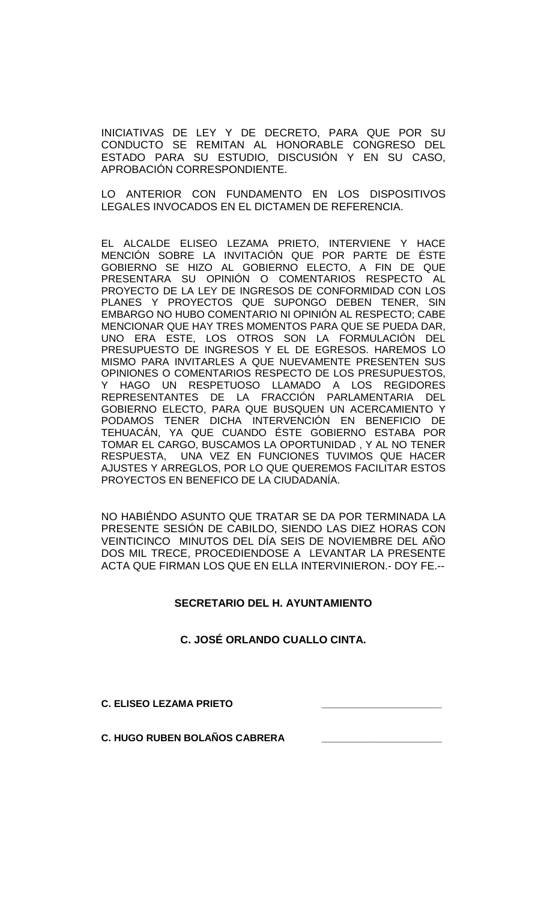INICIATIVAS DE LEY Y DE DECRETO, PARA QUE POR SU CONDUCTO SE REMITAN AL HONORABLE CONGRESO DEL ESTADO PARA SU ESTUDIO, DISCUSIÓN Y EN SU CASO, APROBACIÓN CORRESPONDIENTE.

LO ANTERIOR CON FUNDAMENTO EN LOS DISPOSITIVOS LEGALES INVOCADOS EN EL DICTAMEN DE REFERENCIA.

EL ALCALDE ELISEO LEZAMA PRIETO, INTERVIENE Y HACE MENCIÓN SOBRE LA INVITACIÓN QUE POR PARTE DE ÉSTE GOBIERNO SE HIZO AL GOBIERNO ELECTO, A FIN DE QUE PRESENTARA SU OPINIÓN O COMENTARIOS RESPECTO AL PROYECTO DE LA LEY DE INGRESOS DE CONFORMIDAD CON LOS PLANES Y PROYECTOS QUE SUPONGO DEBEN TENER, SIN EMBARGO NO HUBO COMENTARIO NI OPINIÓN AL RESPECTO; CABE MENCIONAR QUE HAY TRES MOMENTOS PARA QUE SE PUEDA DAR, UNO ERA ESTE, LOS OTROS SON LA FORMULACIÓN DEL PRESUPUESTO DE INGRESOS Y EL DE EGRESOS. HAREMOS LO MISMO PARA INVITARLES A QUE NUEVAMENTE PRESENTEN SUS OPINIONES O COMENTARIOS RESPECTO DE LOS PRESUPUESTOS, Y HAGO UN RESPETUOSO LLAMADO A LOS REGIDORES REPRESENTANTES DE LA FRACCIÓN PARLAMENTARIA DEL GOBIERNO ELECTO, PARA QUE BUSQUEN UN ACERCAMIENTO Y PODAMOS TENER DICHA INTERVENCIÓN EN BENEFICIO DE TEHUACÁN, YA QUE CUANDO ÉSTE GOBIERNO ESTABA POR TOMAR EL CARGO, BUSCAMOS LA OPORTUNIDAD , Y AL NO TENER RESPUESTA, UNA VEZ EN FUNCIONES TUVIMOS QUE HACER AJUSTES Y ARREGLOS, POR LO QUE QUEREMOS FACILITAR ESTOS PROYECTOS EN BENEFICO DE LA CIUDADANÍA.

NO HABIÉNDO ASUNTO QUE TRATAR SE DA POR TERMINADA LA PRESENTE SESIÓN DE CABILDO, SIENDO LAS DIEZ HORAS CON VEINTICINCO MINUTOS DEL DÍA SEIS DE NOVIEMBRE DEL AÑO DOS MIL TRECE, PROCEDIENDOSE A LEVANTAR LA PRESENTE ACTA QUE FIRMAN LOS QUE EN ELLA INTERVINIERON.- DOY FE.--

**SECRETARIO DEL H. AYUNTAMIENTO**

**C. JOSÉ ORLANDO CUALLO CINTA.**

**C. ELISEO LEZAMA PRIETO** \_\_\_\_\_\_\_\_\_\_\_\_\_\_\_\_\_\_\_\_\_\_

**C. HUGO RUBEN BOLAÑOS CABRERA** \_\_\_\_\_\_\_\_\_\_\_\_\_\_\_\_\_\_\_\_\_\_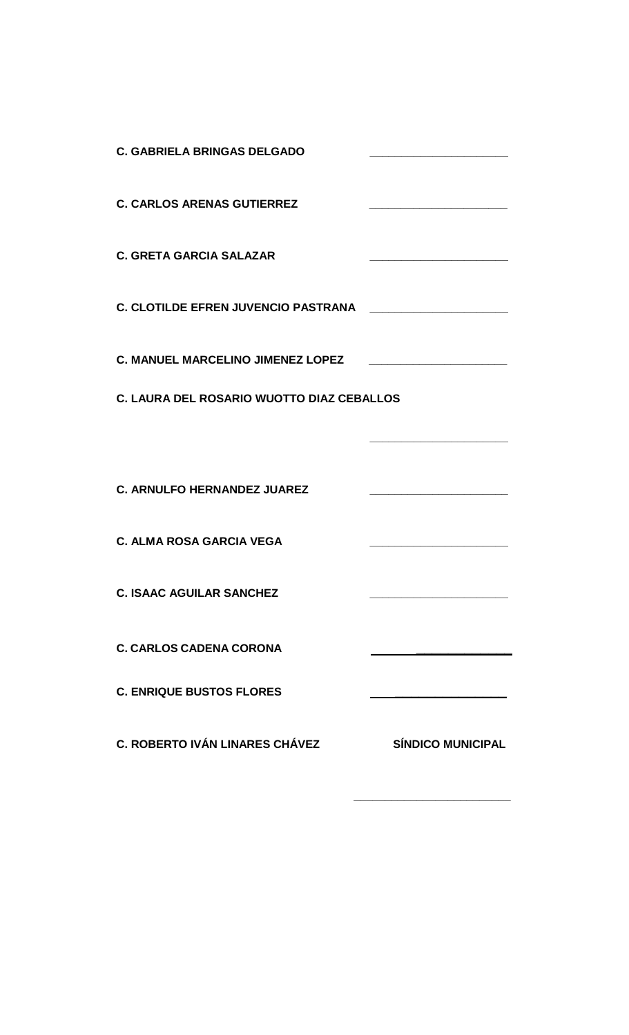**C. GABRIELA BRINGAS DELGADO** \_\_\_\_\_\_\_\_\_\_\_\_\_\_\_\_\_\_\_\_\_\_

**C. CARLOS ARENAS GUTIERREZ** \_\_\_\_\_\_\_\_\_\_\_\_\_\_\_\_\_\_\_\_\_\_

**C. GRETA GARCIA SALAZAR** \_\_\_\_\_\_\_\_\_\_\_\_\_\_\_\_\_\_\_\_\_\_

**C. CLOTILDE EFREN JUVENCIO PASTRANA** \_\_\_\_\_\_\_\_\_\_\_\_\_\_\_\_\_\_\_\_\_\_

**C. MANUEL MARCELINO JIMENEZ LOPEZ** \_\_\_\_\_\_\_\_\_\_\_\_\_\_\_\_\_\_\_\_\_\_

**C. LAURA DEL ROSARIO WUOTTO DIAZ CEBALLOS**

\_\_\_\_\_\_\_\_\_\_\_\_\_\_\_\_\_\_\_\_\_\_

**C. ARNULFO HERNANDEZ JUAREZ** \_\_\_\_\_\_\_\_\_\_\_\_\_\_\_\_\_\_\_\_\_\_

**C. ALMA ROSA GARCIA VEGA** \_\_\_\_\_\_\_\_\_\_\_\_\_\_\_\_\_\_\_\_\_\_

**C. ISAAC AGUILAR SANCHEZ** \_\_\_\_\_\_\_\_\_\_\_\_\_\_\_\_\_\_\_\_\_\_

**C. CARLOS CADENA CORONA** \_\_\_\_\_\_\_\_\_\_\_\_\_\_\_\_\_\_\_\_\_\_

**C. ENRIQUE BUSTOS FLORES** \_\_\_\_\_\_\_\_\_\_\_\_\_\_\_\_\_\_\_\_\_\_

**C. ROBERTO IVÁN LINARES CHÁVEZ** **SÍNDICO MUNICIPAL**

\_\_\_\_\_\_\_\_\_\_\_\_\_\_\_\_\_\_\_\_\_\_\_\_\_